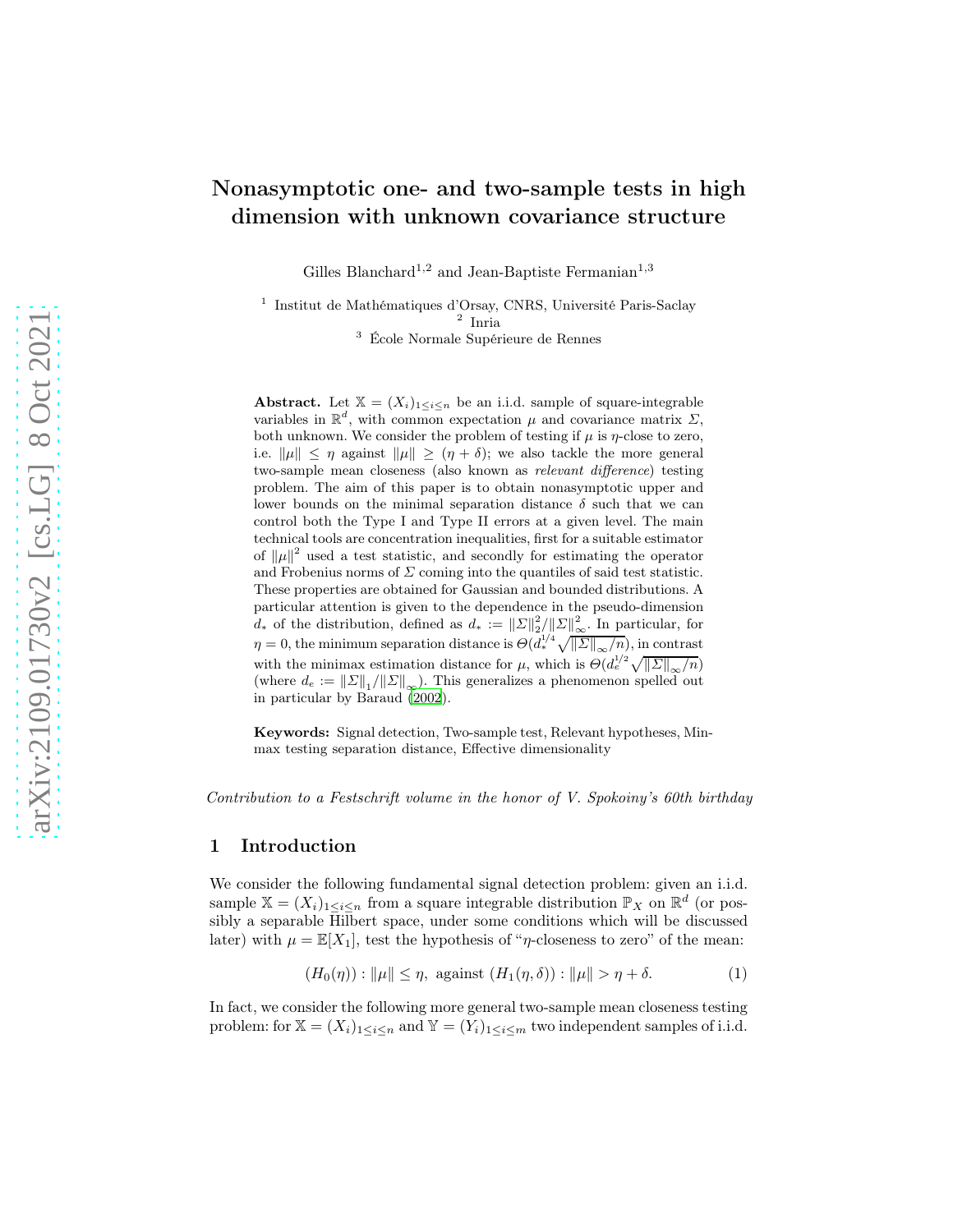# Nonasymptotic one- and two-sample tests in high dimension with unknown covariance structure

Gilles Blanchard[1,2] and Jean-Baptiste Fermanian[1,3]

[1] Institut de Mathématiques d'Orsay, CNRS, Université Paris-Saclay
[2] Inria
[3] École Normale Supérieure de Rennes

**Abstract.** Let $\mathbb{X} = (X_i)_{1 \leq i \leq n}$ be an i.i.d. sample of square-integrable variables in $\mathbb{R}^d$, with common expectation $\mu$ and covariance matrix $\Sigma$, both unknown. We consider the problem of testing if $\mu$ is $\eta$-close to zero, i.e. $\|\mu\| \leq \eta$ against $\|\mu\| \geq (\eta + \delta)$; we also tackle the more general two-sample mean closeness (also known as *relevant difference*) testing problem. The aim of this paper is to obtain nonasymptotic upper and lower bounds on the minimal separation distance $\delta$ such that we can control both the Type I and Type II errors at a given level. The main technical tools are concentration inequalities, first for a suitable estimator of $\|\mu\|^2$ used a test statistic, and secondly for estimating the operator and Frobenius norms of $\Sigma$ coming into the quantiles of said test statistic. These properties are obtained for Gaussian and bounded distributions. A particular attention is given to the dependence in the pseudo-dimension $d_*$ of the distribution, defined as $d_* := \|\Sigma\|_2^2 / \|\Sigma\|_\infty^2$. In particular, for $\eta = 0$, the minimum separation distance is $\Theta(d_*^{1/4}\sqrt{\|\Sigma\|_\infty/n})$, in contrast with the minimax estimation distance for $\mu$, which is $\Theta(d_e^{1/2}\sqrt{\|\Sigma\|_\infty/n})$ (where $d_e := \|\Sigma\|_1 / \|\Sigma\|_\infty$). This generalizes a phenomenon spelled out in particular by Baraud (2002).

**Keywords:** Signal detection, Two-sample test, Relevant hypotheses, Minmax testing separation distance, Effective dimensionality

*Contribution to a Festschrift volume in the honor of V. Spokoiny's 60th birthday*

## 1 Introduction

We consider the following fundamental signal detection problem: given an i.i.d. sample $\mathbb{X} = (X_i)_{1 \leq i \leq n}$ from a square integrable distribution $\mathbb{P}_X$ on $\mathbb{R}^d$ (or possibly a separable Hilbert space, under some conditions which will be discussed later) with $\mu = \mathbb{E}[X_1]$, test the hypothesis of "$\eta$-closeness to zero" of the mean:

$$(H_0(\eta)) : \|\mu\| \leq \eta, \text{ against } (H_1(\eta, \delta)) : \|\mu\| > \eta + \delta. \tag{1}$$

In fact, we consider the following more general two-sample mean closeness testing problem: for $\mathbb{X} = (X_i)_{1 \leq i \leq n}$ and $\mathbb{Y} = (Y_i)_{1 \leq i \leq m}$ two independent samples of i.i.d.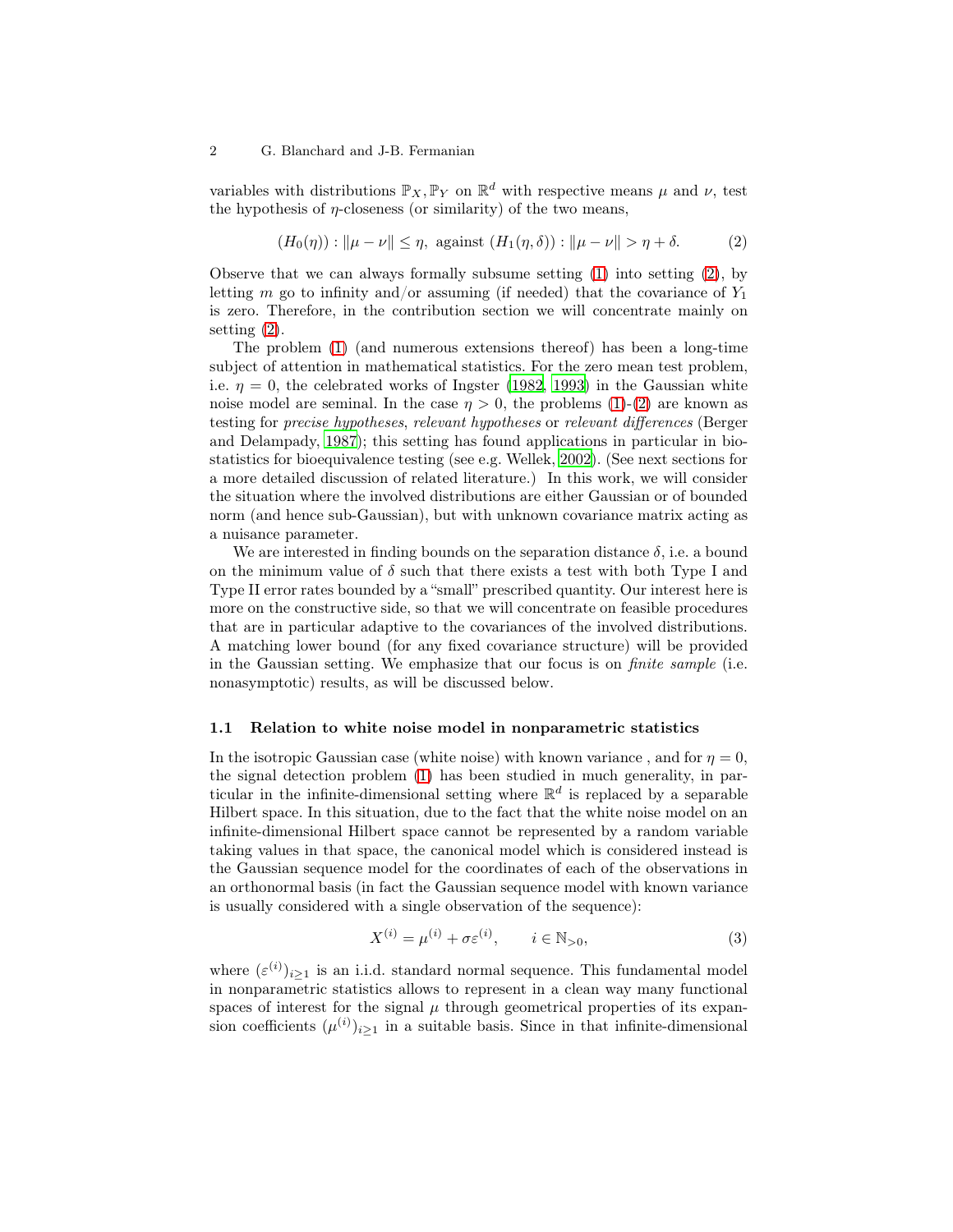variables with distributions $\mathbb{P}_X, \mathbb{P}_Y$ on $\mathbb{R}^d$ with respective means $\mu$ and $\nu$, test the hypothesis of $\eta$-closeness (or similarity) of the two means,

$$(H_0(\eta)) : \|\mu - \nu\| \leq \eta, \text{ against } (H_1(\eta, \delta)) : \|\mu - \nu\| > \eta + \delta. \tag{2}$$

Observe that we can always formally subsume setting (1) into setting (2), by letting $m$ go to infinity and/or assuming (if needed) that the covariance of $Y_1$ is zero. Therefore, in the contribution section we will concentrate mainly on setting (2).

The problem (1) (and numerous extensions thereof) has been a long-time subject of attention in mathematical statistics. For the zero mean test problem, i.e. $\eta = 0$, the celebrated works of Ingster (1982, 1993) in the Gaussian white noise model are seminal. In the case $\eta > 0$, the problems (1)-(2) are known as testing for *precise hypotheses*, *relevant hypotheses* or *relevant differences* (Berger and Delampady, 1987); this setting has found applications in particular in biostatistics for bioequivalence testing (see e.g. Wellek, 2002). (See next sections for a more detailed discussion of related literature.) In this work, we will consider the situation where the involved distributions are either Gaussian or of bounded norm (and hence sub-Gaussian), but with unknown covariance matrix acting as a nuisance parameter.

We are interested in finding bounds on the separation distance $\delta$, i.e. a bound on the minimum value of $\delta$ such that there exists a test with both Type I and Type II error rates bounded by a "small" prescribed quantity. Our interest here is more on the constructive side, so that we will concentrate on feasible procedures that are in particular adaptive to the covariances of the involved distributions. A matching lower bound (for any fixed covariance structure) will be provided in the Gaussian setting. We emphasize that our focus is on *finite sample* (i.e. nonasymptotic) results, as will be discussed below.

### 1.1 Relation to white noise model in nonparametric statistics

In the isotropic Gaussian case (white noise) with known variance , and for $\eta = 0$, the signal detection problem (1) has been studied in much generality, in particular in the infinite-dimensional setting where $\mathbb{R}^d$ is replaced by a separable Hilbert space. In this situation, due to the fact that the white noise model on an infinite-dimensional Hilbert space cannot be represented by a random variable taking values in that space, the canonical model which is considered instead is the Gaussian sequence model for the coordinates of each of the observations in an orthonormal basis (in fact the Gaussian sequence model with known variance is usually considered with a single observation of the sequence):

$$X^{(i)} = \mu^{(i)} + \sigma\varepsilon^{(i)}, \qquad i \in \mathbb{N}_{>0}, \tag{3}$$

where $(\varepsilon^{(i)})_{i\geq 1}$ is an i.i.d. standard normal sequence. This fundamental model in nonparametric statistics allows to represent in a clean way many functional spaces of interest for the signal $\mu$ through geometrical properties of its expansion coefficients $(\mu^{(i)})_{i\geq 1}$ in a suitable basis. Since in that infinite-dimensional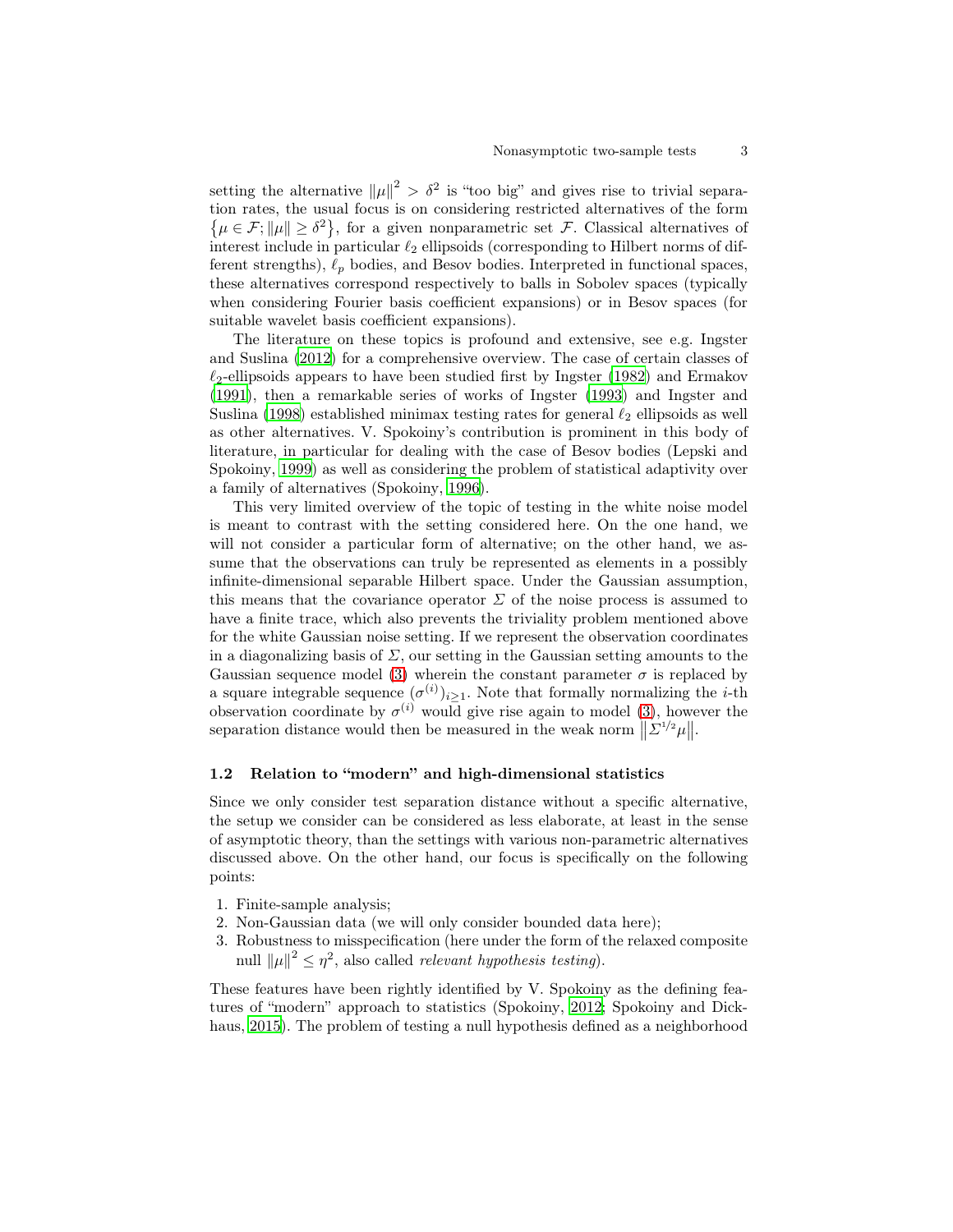setting the alternative $\|\mu\|^2 > \delta^2$ is "too big" and gives rise to trivial separation rates, the usual focus is on considering restricted alternatives of the form $\{\mu \in \mathcal{F}; \|\mu\| \geq \delta^2\}$, for a given nonparametric set $\mathcal{F}$. Classical alternatives of interest include in particular $\ell_2$ ellipsoids (corresponding to Hilbert norms of different strengths), $\ell_p$ bodies, and Besov bodies. Interpreted in functional spaces, these alternatives correspond respectively to balls in Sobolev spaces (typically when considering Fourier basis coefficient expansions) or in Besov spaces (for suitable wavelet basis coefficient expansions).

The literature on these topics is profound and extensive, see e.g. Ingster and Suslina (2012) for a comprehensive overview. The case of certain classes of $\ell_2$-ellipsoids appears to have been studied first by Ingster (1982) and Ermakov (1991), then a remarkable series of works of Ingster (1993) and Ingster and Suslina (1998) established minimax testing rates for general $\ell_2$ ellipsoids as well as other alternatives. V. Spokoiny's contribution is prominent in this body of literature, in particular for dealing with the case of Besov bodies (Lepski and Spokoiny, 1999) as well as considering the problem of statistical adaptivity over a family of alternatives (Spokoiny, 1996).

This very limited overview of the topic of testing in the white noise model is meant to contrast with the setting considered here. On the one hand, we will not consider a particular form of alternative; on the other hand, we assume that the observations can truly be represented as elements in a possibly infinite-dimensional separable Hilbert space. Under the Gaussian assumption, this means that the covariance operator $\Sigma$ of the noise process is assumed to have a finite trace, which also prevents the triviality problem mentioned above for the white Gaussian noise setting. If we represent the observation coordinates in a diagonalizing basis of $\Sigma$, our setting in the Gaussian setting amounts to the Gaussian sequence model (3) wherein the constant parameter $\sigma$ is replaced by a square integrable sequence $(\sigma^{(i)})_{i\geq 1}$. Note that formally normalizing the $i$-th observation coordinate by $\sigma^{(i)}$ would give rise again to model (3), however the separation distance would then be measured in the weak norm $\|\Sigma^{1/2}\mu\|$.

### 1.2 Relation to "modern" and high-dimensional statistics

Since we only consider test separation distance without a specific alternative, the setup we consider can be considered as less elaborate, at least in the sense of asymptotic theory, than the settings with various non-parametric alternatives discussed above. On the other hand, our focus is specifically on the following points:

1. Finite-sample analysis;
2. Non-Gaussian data (we will only consider bounded data here);
3. Robustness to misspecification (here under the form of the relaxed composite null $\|\mu\|^2 \leq \eta^2$, also called *relevant hypothesis testing*).

These features have been rightly identified by V. Spokoiny as the defining features of "modern" approach to statistics (Spokoiny, 2012; Spokoiny and Dickhaus, 2015). The problem of testing a null hypothesis defined as a neighborhood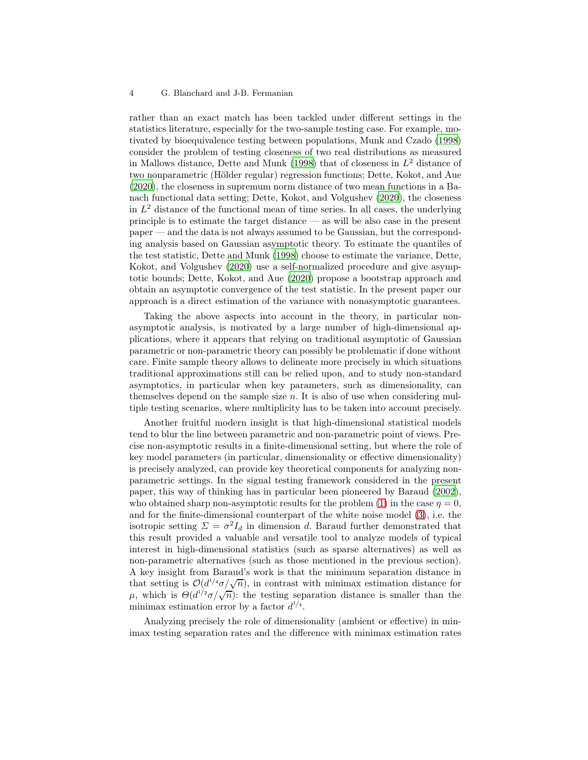rather than an exact match has been tackled under different settings in the statistics literature, especially for the two-sample testing case. For example, motivated by bioequivalence testing between populations, Munk and Czado (1998) consider the problem of testing closeness of two real distributions as measured in Mallows distance, Dette and Munk (1998) that of closeness in $L^2$ distance of two nonparametric (Hölder regular) regression functions; Dette, Kokot, and Aue (2020), the closeness in supremum norm distance of two mean functions in a Banach functional data setting; Dette, Kokot, and Volgushev (2020), the closeness in $L^2$ distance of the functional mean of time series. In all cases, the underlying principle is to estimate the target distance — as will be also case in the present paper — and the data is not always assumed to be Gaussian, but the corresponding analysis based on Gaussian asymptotic theory. To estimate the quantiles of the test statistic, Dette and Munk (1998) choose to estimate the variance, Dette, Kokot, and Volgushev (2020) use a self-normalized procedure and give asymptotic bounds; Dette, Kokot, and Aue (2020) propose a bootstrap approach and obtain an asymptotic convergence of the test statistic. In the present paper our approach is a direct estimation of the variance with nonasymptotic guarantees.

Taking the above aspects into account in the theory, in particular non-asymptotic analysis, is motivated by a large number of high-dimensional applications, where it appears that relying on traditional asymptotic of Gaussian parametric or non-parametric theory can possibly be problematic if done without care. Finite sample theory allows to delineate more precisely in which situations traditional approximations still can be relied upon, and to study non-standard asymptotics, in particular when key parameters, such as dimensionality, can themselves depend on the sample size $n$. It is also of use when considering multiple testing scenarios, where multiplicity has to be taken into account precisely.

Another fruitful modern insight is that high-dimensional statistical models tend to blur the line between parametric and non-parametric point of views. Precise non-asymptotic results in a finite-dimensional setting, but where the role of key model parameters (in particular, dimensionality or effective dimensionality) is precisely analyzed, can provide key theoretical components for analyzing non-parametric settings. In the signal testing framework considered in the present paper, this way of thinking has in particular been pioneered by Baraud (2002), who obtained sharp non-asymptotic results for the problem (1) in the case $\eta = 0$, and for the finite-dimensional counterpart of the white noise model (3), i.e. the isotropic setting $\Sigma = \sigma^2 I_d$ in dimension $d$. Baraud further demonstrated that this result provided a valuable and versatile tool to analyze models of typical interest in high-dimensional statistics (such as sparse alternatives) as well as non-parametric alternatives (such as those mentioned in the previous section). A key insight from Baraud's work is that the minimum separation distance in that setting is $\mathcal{O}(d^{1/4}\sigma/\sqrt{n})$, in contrast with minimax estimation distance for $\mu$, which is $\Theta(d^{1/2}\sigma/\sqrt{n})$: the testing separation distance is smaller than the minimax estimation error by a factor $d^{1/4}$.

Analyzing precisely the role of dimensionality (ambient or effective) in minimax testing separation rates and the difference with minimax estimation rates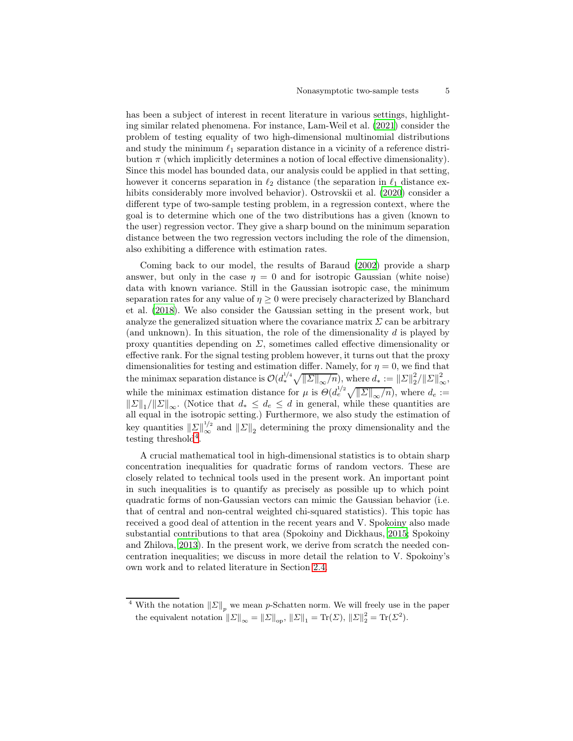has been a subject of interest in recent literature in various settings, highlighting similar related phenomena. For instance, Lam-Weil et al. (2021) consider the problem of testing equality of two high-dimensional multinomial distributions and study the minimum $\ell_1$ separation distance in a vicinity of a reference distribution $\pi$ (which implicitly determines a notion of local effective dimensionality). Since this model has bounded data, our analysis could be applied in that setting, however it concerns separation in $\ell_2$ distance (the separation in $\ell_1$ distance exhibits considerably more involved behavior). Ostrovskii et al. (2020) consider a different type of two-sample testing problem, in a regression context, where the goal is to determine which one of the two distributions has a given (known to the user) regression vector. They give a sharp bound on the minimum separation distance between the two regression vectors including the role of the dimension, also exhibiting a difference with estimation rates.

Coming back to our model, the results of Baraud (2002) provide a sharp answer, but only in the case $\eta = 0$ and for isotropic Gaussian (white noise) data with known variance. Still in the Gaussian isotropic case, the minimum separation rates for any value of $\eta \geq 0$ were precisely characterized by Blanchard et al. (2018). We also consider the Gaussian setting in the present work, but analyze the generalized situation where the covariance matrix $\Sigma$ can be arbitrary (and unknown). In this situation, the role of the dimensionality $d$ is played by proxy quantities depending on $\Sigma$, sometimes called effective dimensionality or effective rank. For the signal testing problem however, it turns out that the proxy dimensionalities for testing and estimation differ. Namely, for $\eta = 0$, we find that the minimax separation distance is $\mathcal{O}(d_*^{1/4}\sqrt{\|\Sigma\|_\infty/n})$, where $d_* := \|\Sigma\|_2^2/\|\Sigma\|_\infty^2$, while the minimax estimation distance for $\mu$ is $\Theta(d_e^{1/2}\sqrt{\|\Sigma\|_\infty/n})$, where $d_e := \|\Sigma\|_1/\|\Sigma\|_\infty$. (Notice that $d_* \leq d_e \leq d$ in general, while these quantities are all equal in the isotropic setting.) Furthermore, we also study the estimation of key quantities $\|\Sigma\|_\infty^{1/2}$ and $\|\Sigma\|_2$ determining the proxy dimensionality and the testing threshold[4].

A crucial mathematical tool in high-dimensional statistics is to obtain sharp concentration inequalities for quadratic forms of random vectors. These are closely related to technical tools used in the present work. An important point in such inequalities is to quantify as precisely as possible up to which point quadratic forms of non-Gaussian vectors can mimic the Gaussian behavior (i.e. that of central and non-central weighted chi-squared statistics). This topic has received a good deal of attention in the recent years and V. Spokoiny also made substantial contributions to that area (Spokoiny and Dickhaus, 2015; Spokoiny and Zhilova, 2013). In the present work, we derive from scratch the needed concentration inequalities; we discuss in more detail the relation to V. Spokoiny's own work and to related literature in Section 2.4.

[4] With the notation $\|\Sigma\|_p$ we mean $p$-Schatten norm. We will freely use in the paper the equivalent notation $\|\Sigma\|_\infty = \|\Sigma\|_{\text{op}}$, $\|\Sigma\|_1 = \text{Tr}(\Sigma)$, $\|\Sigma\|_2^2 = \text{Tr}(\Sigma^2)$.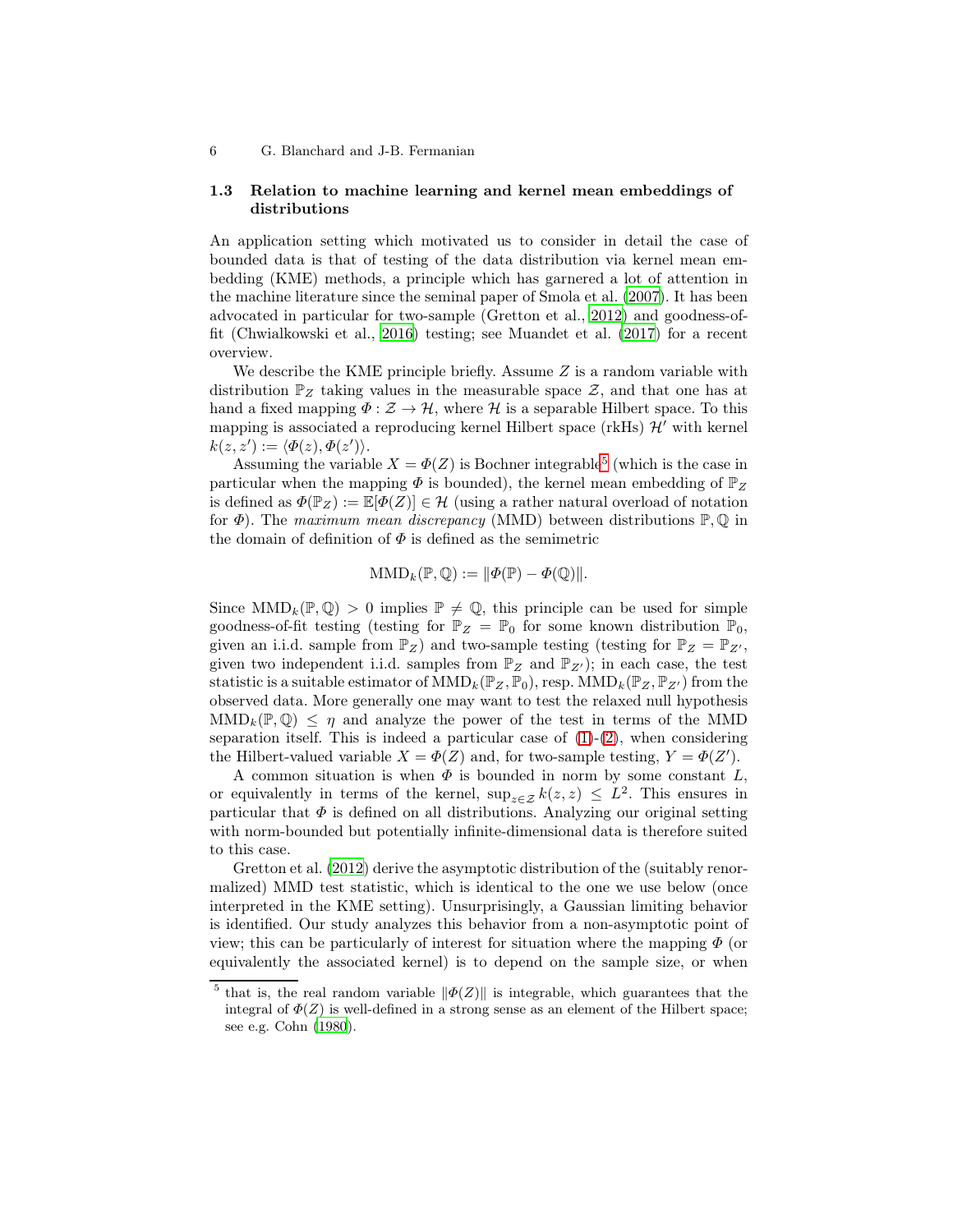### 1.3 Relation to machine learning and kernel mean embeddings of distributions

An application setting which motivated us to consider in detail the case of bounded data is that of testing of the data distribution via kernel mean embedding (KME) methods, a principle which has garnered a lot of attention in the machine literature since the seminal paper of Smola et al. (2007). It has been advocated in particular for two-sample (Gretton et al., 2012) and goodness-of-fit (Chwialkowski et al., 2016) testing; see Muandet et al. (2017) for a recent overview.

We describe the KME principle briefly. Assume $Z$ is a random variable with distribution $\mathbb{P}_Z$ taking values in the measurable space $\mathcal{Z}$, and that one has at hand a fixed mapping $\Phi : \mathcal{Z} \to \mathcal{H}$, where $\mathcal{H}$ is a separable Hilbert space. To this mapping is associated a reproducing kernel Hilbert space (rkHs) $\mathcal{H}'$ with kernel $k(z, z') := \langle \Phi(z), \Phi(z') \rangle$.

Assuming the variable $X = \Phi(Z)$ is Bochner integrable[5] (which is the case in particular when the mapping $\Phi$ is bounded), the kernel mean embedding of $\mathbb{P}_Z$ is defined as $\Phi(\mathbb{P}_Z) := \mathbb{E}[\Phi(Z)] \in \mathcal{H}$ (using a rather natural overload of notation for $\Phi$). The *maximum mean discrepancy* (MMD) between distributions $\mathbb{P}, \mathbb{Q}$ in the domain of definition of $\Phi$ is defined as the semimetric

$$\mathrm{MMD}_k(\mathbb{P}, \mathbb{Q}) := \|\Phi(\mathbb{P}) - \Phi(\mathbb{Q})\|.$$

Since $\mathrm{MMD}_k(\mathbb{P}, \mathbb{Q}) > 0$ implies $\mathbb{P} \neq \mathbb{Q}$, this principle can be used for simple goodness-of-fit testing (testing for $\mathbb{P}_Z = \mathbb{P}_0$ for some known distribution $\mathbb{P}_0$, given an i.i.d. sample from $\mathbb{P}_Z$) and two-sample testing (testing for $\mathbb{P}_Z = \mathbb{P}_{Z'}$, given two independent i.i.d. samples from $\mathbb{P}_Z$ and $\mathbb{P}_{Z'}$); in each case, the test statistic is a suitable estimator of $\mathrm{MMD}_k(\mathbb{P}_Z, \mathbb{P}_0)$, resp. $\mathrm{MMD}_k(\mathbb{P}_Z, \mathbb{P}_{Z'})$ from the observed data. More generally one may want to test the relaxed null hypothesis $\mathrm{MMD}_k(\mathbb{P}, \mathbb{Q}) \leq \eta$ and analyze the power of the test in terms of the MMD separation itself. This is indeed a particular case of (1)-(2), when considering the Hilbert-valued variable $X = \Phi(Z)$ and, for two-sample testing, $Y = \Phi(Z')$.

A common situation is when $\Phi$ is bounded in norm by some constant $L$, or equivalently in terms of the kernel, $\sup_{z \in \mathcal{Z}} k(z, z) \leq L^2$. This ensures in particular that $\Phi$ is defined on all distributions. Analyzing our original setting with norm-bounded but potentially infinite-dimensional data is therefore suited to this case.

Gretton et al. (2012) derive the asymptotic distribution of the (suitably renormalized) MMD test statistic, which is identical to the one we use below (once interpreted in the KME setting). Unsurprisingly, a Gaussian limiting behavior is identified. Our study analyzes this behavior from a non-asymptotic point of view; this can be particularly of interest for situation where the mapping $\Phi$ (or equivalently the associated kernel) is to depend on the sample size, or when

[5] that is, the real random variable $\|\Phi(Z)\|$ is integrable, which guarantees that the integral of $\Phi(Z)$ is well-defined in a strong sense as an element of the Hilbert space; see e.g. Cohn (1980).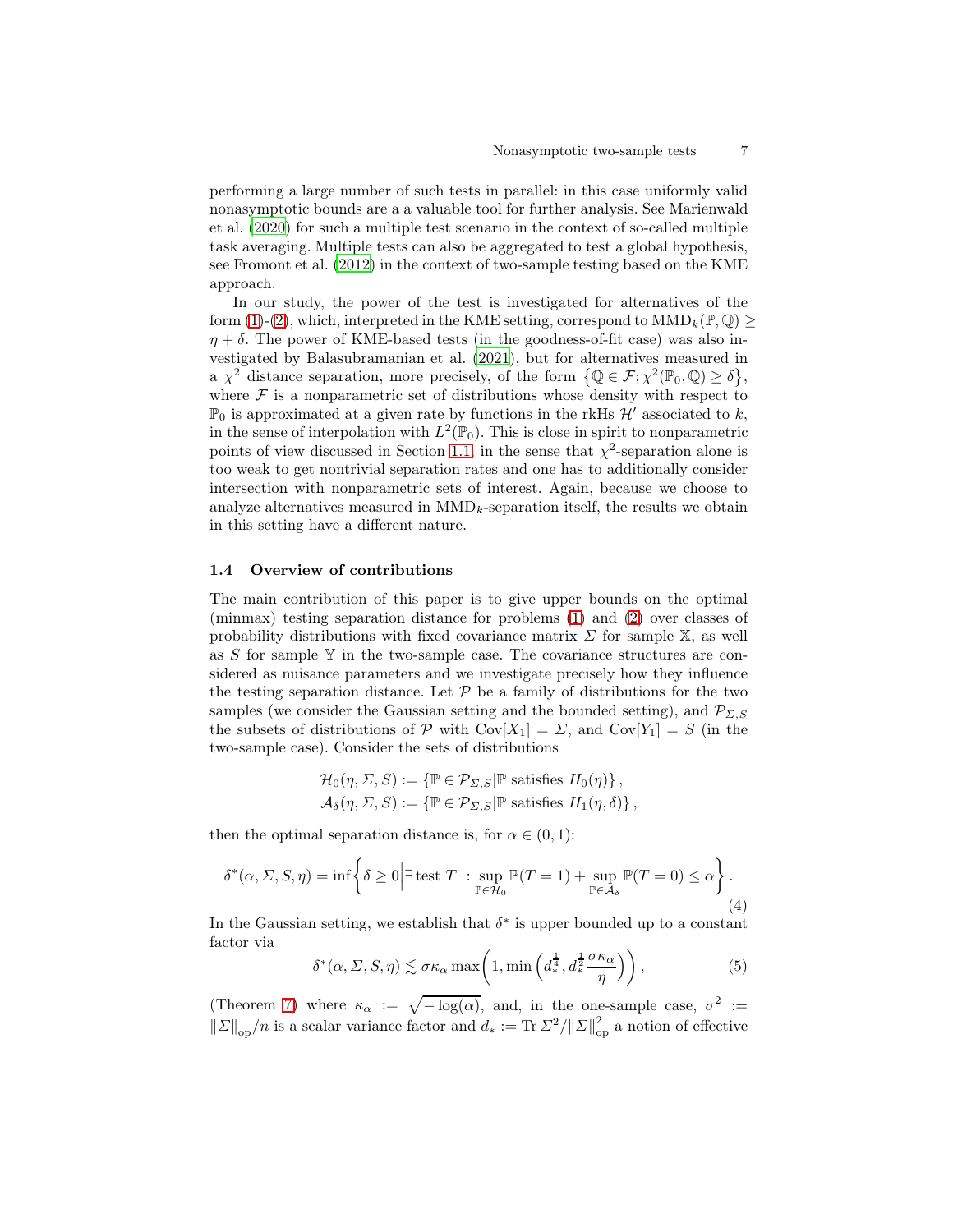performing a large number of such tests in parallel: in this case uniformly valid nonasymptotic bounds are a a valuable tool for further analysis. See Marienwald et al. (2020) for such a multiple test scenario in the context of so-called multiple task averaging. Multiple tests can also be aggregated to test a global hypothesis, see Fromont et al. (2012) in the context of two-sample testing based on the KME approach.

In our study, the power of the test is investigated for alternatives of the form (1)-(2), which, interpreted in the KME setting, correspond to $\mathrm{MMD}_k(\mathbb{P}, \mathbb{Q}) \geq \eta + \delta$. The power of KME-based tests (in the goodness-of-fit case) was also investigated by Balasubramanian et al. (2021), but for alternatives measured in a $\chi^2$ distance separation, more precisely, of the form $\left\{\mathbb{Q} \in \mathcal{F}; \chi^2(\mathbb{P}_0, \mathbb{Q}) \geq \delta\right\}$, where $\mathcal{F}$ is a nonparametric set of distributions whose density with respect to $\mathbb{P}_0$ is approximated at a given rate by functions in the rkHs $\mathcal{H}'$ associated to $k$, in the sense of interpolation with $L^2(\mathbb{P}_0)$. This is close in spirit to nonparametric points of view discussed in Section 1.1, in the sense that $\chi^2$-separation alone is too weak to get nontrivial separation rates and one has to additionally consider intersection with nonparametric sets of interest. Again, because we choose to analyze alternatives measured in $\mathrm{MMD}_k$-separation itself, the results we obtain in this setting have a different nature.

### 1.4 Overview of contributions

The main contribution of this paper is to give upper bounds on the optimal (minmax) testing separation distance for problems (1) and (2) over classes of probability distributions with fixed covariance matrix $\Sigma$ for sample $\mathbb{X}$, as well as $S$ for sample $\mathbb{Y}$ in the two-sample case. The covariance structures are considered as nuisance parameters and we investigate precisely how they influence the testing separation distance. Let $\mathcal{P}$ be a family of distributions for the two samples (we consider the Gaussian setting and the bounded setting), and $\mathcal{P}_{\Sigma,S}$ the subsets of distributions of $\mathcal{P}$ with $\mathrm{Cov}[X_1] = \Sigma$, and $\mathrm{Cov}[Y_1] = S$ (in the two-sample case). Consider the sets of distributions

$$
\mathcal{H}_0(\eta, \Sigma, S) := \{\mathbb{P} \in \mathcal{P}_{\Sigma,S} | \mathbb{P} \text{ satisfies } H_0(\eta)\},
$$
$$
\mathcal{A}_\delta(\eta, \Sigma, S) := \{\mathbb{P} \in \mathcal{P}_{\Sigma,S} | \mathbb{P} \text{ satisfies } H_1(\eta, \delta)\},
$$

then the optimal separation distance is, for $\alpha \in (0, 1)$:

$$
\delta^*(\alpha, \Sigma, S, \eta) = \inf\left\{\delta \geq 0 \middle| \exists \text{ test } T \;: \sup_{\mathbb{P}\in\mathcal{H}_0} \mathbb{P}(T = 1) + \sup_{\mathbb{P}\in\mathcal{A}_\delta} \mathbb{P}(T = 0) \leq \alpha\right\}. \tag{4}
$$

In the Gaussian setting, we establish that $\delta^*$ is upper bounded up to a constant factor via

$$
\delta^*(\alpha, \Sigma, S, \eta) \lesssim \sigma\kappa_\alpha \max\left(1, \min\left(d_*^{\frac{1}{4}}, d_*^{\frac{1}{2}} \frac{\sigma\kappa_\alpha}{\eta}\right)\right), \tag{5}
$$

(Theorem 7) where $\kappa_\alpha := \sqrt{-\log(\alpha)}$, and, in the one-sample case, $\sigma^2 := \|\Sigma\|_{\mathrm{op}}/n$ is a scalar variance factor and $d_* := \mathrm{Tr}\,\Sigma^2/\|\Sigma\|_{\mathrm{op}}^2$ a notion of effective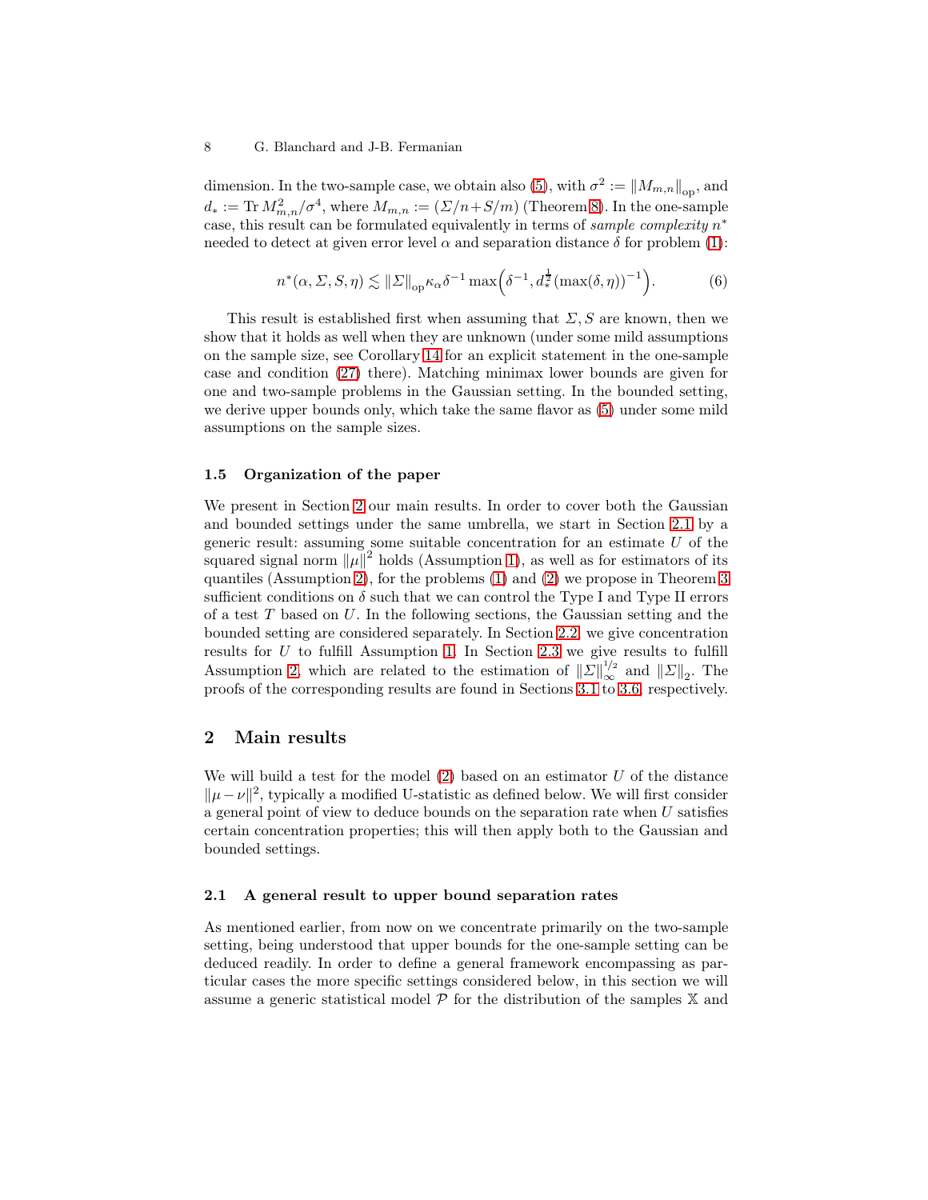dimension. In the two-sample case, we obtain also (5), with $\sigma^2 := \|M_{m,n}\|_{\mathrm{op}}$, and $d_* := \operatorname{Tr} M_{m,n}^2/\sigma^4$, where $M_{m,n} := (\Sigma/n + S/m)$ (Theorem 8). In the one-sample case, this result can be formulated equivalently in terms of *sample complexity* $n^*$ needed to detect at given error level $\alpha$ and separation distance $\delta$ for problem (1):

$$n^*(\alpha, \Sigma, S, \eta) \lesssim \|\Sigma\|_{\mathrm{op}} \kappa_\alpha \delta^{-1} \max\Big(\delta^{-1}, d_*^{\frac{1}{2}} (\max(\delta, \eta))^{-1}\Big). \tag{6}$$

This result is established first when assuming that $\Sigma, S$ are known, then we show that it holds as well when they are unknown (under some mild assumptions on the sample size, see Corollary 14 for an explicit statement in the one-sample case and condition (27) there). Matching minimax lower bounds are given for one and two-sample problems in the Gaussian setting. In the bounded setting, we derive upper bounds only, which take the same flavor as (5) under some mild assumptions on the sample sizes.

### 1.5 Organization of the paper

We present in Section 2 our main results. In order to cover both the Gaussian and bounded settings under the same umbrella, we start in Section 2.1 by a generic result: assuming some suitable concentration for an estimate $U$ of the squared signal norm $\|\mu\|^2$ holds (Assumption 1), as well as for estimators of its quantiles (Assumption 2), for the problems (1) and (2) we propose in Theorem 3 sufficient conditions on $\delta$ such that we can control the Type I and Type II errors of a test $T$ based on $U$. In the following sections, the Gaussian setting and the bounded setting are considered separately. In Section 2.2 we give concentration results for $U$ to fulfill Assumption 1. In Section 2.3 we give results to fulfill Assumption 2, which are related to the estimation of $\|\Sigma\|_\infty^{1/2}$ and $\|\Sigma\|_2$. The proofs of the corresponding results are found in Sections 3.1 to 3.6, respectively.

## 2 Main results

We will build a test for the model (2) based on an estimator $U$ of the distance $\|\mu - \nu\|^2$, typically a modified U-statistic as defined below. We will first consider a general point of view to deduce bounds on the separation rate when $U$ satisfies certain concentration properties; this will then apply both to the Gaussian and bounded settings.

### 2.1 A general result to upper bound separation rates

As mentioned earlier, from now on we concentrate primarily on the two-sample setting, being understood that upper bounds for the one-sample setting can be deduced readily. In order to define a general framework encompassing as particular cases the more specific settings considered below, in this section we will assume a generic statistical model $\mathcal{P}$ for the distribution of the samples $\mathbb{X}$ and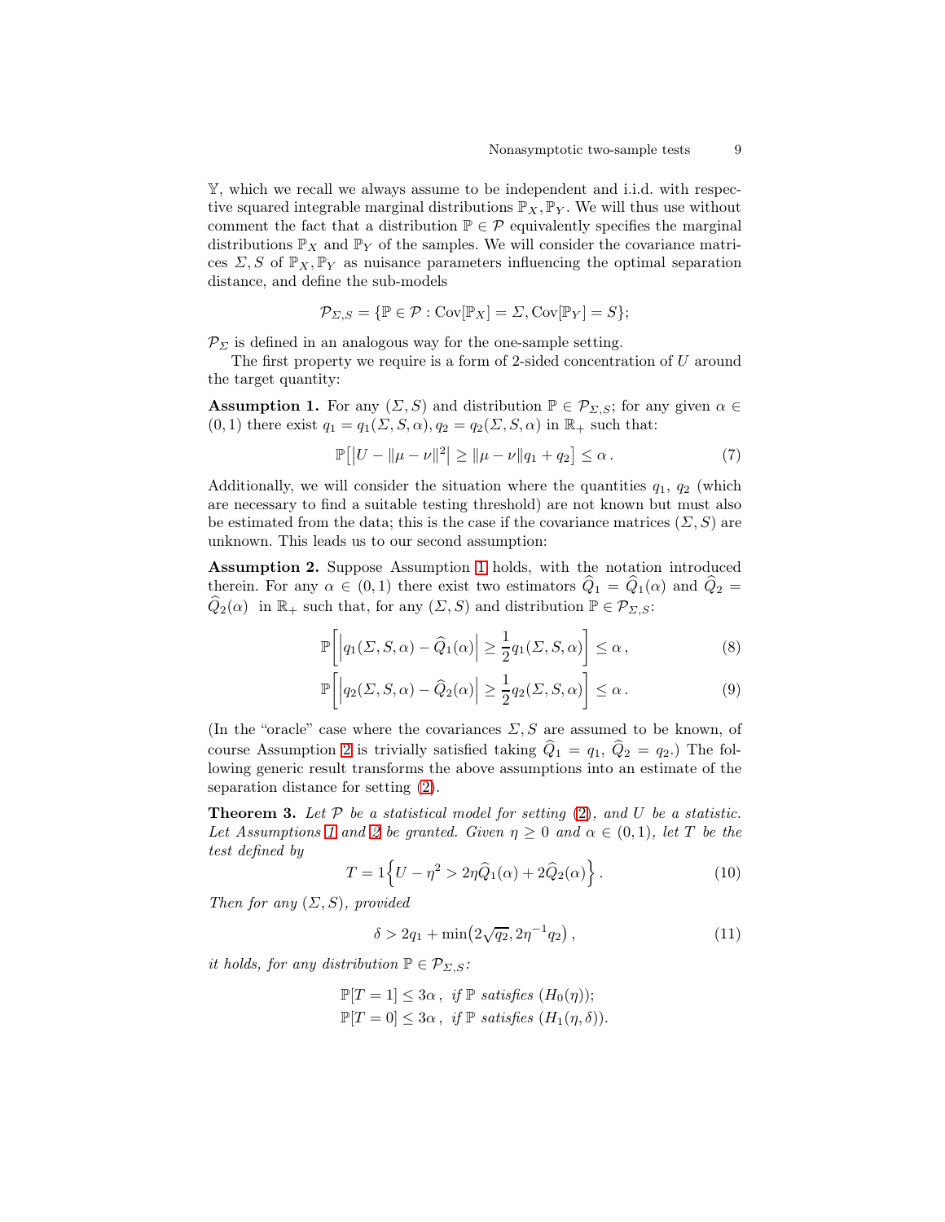$\mathbb{Y}$, which we recall we always assume to be independent and i.i.d. with respective squared integrable marginal distributions $\mathbb{P}_X, \mathbb{P}_Y$. We will thus use without comment the fact that a distribution $\mathbb{P} \in \mathcal{P}$ equivalently specifies the marginal distributions $\mathbb{P}_X$ and $\mathbb{P}_Y$ of the samples. We will consider the covariance matrices $\Sigma, S$ of $\mathbb{P}_X, \mathbb{P}_Y$ as nuisance parameters influencing the optimal separation distance, and define the sub-models

$$\mathcal{P}_{\Sigma,S} = \{\mathbb{P} \in \mathcal{P} : \mathrm{Cov}[\mathbb{P}_X] = \Sigma, \mathrm{Cov}[\mathbb{P}_Y] = S\};$$

$\mathcal{P}_\Sigma$ is defined in an analogous way for the one-sample setting.

The first property we require is a form of 2-sided concentration of $U$ around the target quantity:

**Assumption 1.** For any $(\Sigma, S)$ and distribution $\mathbb{P} \in \mathcal{P}_{\Sigma,S}$; for any given $\alpha \in (0,1)$ there exist $q_1 = q_1(\Sigma, S, \alpha), q_2 = q_2(\Sigma, S, \alpha)$ in $\mathbb{R}_+$ such that:

$$\mathbb{P}\big[\big|U - \|\mu - \nu\|^2\big| \geq \|\mu - \nu\| q_1 + q_2\big] \leq \alpha\,. \tag{7}$$

Additionally, we will consider the situation where the quantities $q_1$, $q_2$ (which are necessary to find a suitable testing threshold) are not known but must also be estimated from the data; this is the case if the covariance matrices $(\Sigma, S)$ are unknown. This leads us to our second assumption:

**Assumption 2.** Suppose Assumption 1 holds, with the notation introduced therein. For any $\alpha \in (0,1)$ there exist two estimators $\widehat{Q}_1 = \widehat{Q}_1(\alpha)$ and $\widehat{Q}_2 = \widehat{Q}_2(\alpha)$ in $\mathbb{R}_+$ such that, for any $(\Sigma, S)$ and distribution $\mathbb{P} \in \mathcal{P}_{\Sigma,S}$:

$$\mathbb{P}\left[\left|q_1(\Sigma, S, \alpha) - \widehat{Q}_1(\alpha)\right| \geq \frac{1}{2} q_1(\Sigma, S, \alpha)\right] \leq \alpha\,, \tag{8}$$

$$\mathbb{P}\left[\left|q_2(\Sigma, S, \alpha) - \widehat{Q}_2(\alpha)\right| \geq \frac{1}{2} q_2(\Sigma, S, \alpha)\right] \leq \alpha\,. \tag{9}$$

(In the "oracle" case where the covariances $\Sigma, S$ are assumed to be known, of course Assumption 2 is trivially satisfied taking $\widehat{Q}_1 = q_1$, $\widehat{Q}_2 = q_2$.) The following generic result transforms the above assumptions into an estimate of the separation distance for setting (2).

**Theorem 3.** *Let $\mathcal{P}$ be a statistical model for setting (2), and $U$ be a statistic. Let Assumptions 1 and 2 be granted. Given $\eta \geq 0$ and $\alpha \in (0,1)$, let $T$ be the test defined by*

$$T = 1\Big\{U - \eta^2 > 2\eta \widehat{Q}_1(\alpha) + 2\widehat{Q}_2(\alpha)\Big\}\,. \tag{10}$$

*Then for any $(\Sigma, S)$, provided*

$$\delta > 2q_1 + \min\big(2\sqrt{q_2}, 2\eta^{-1} q_2\big)\,, \tag{11}$$

*it holds, for any distribution $\mathbb{P} \in \mathcal{P}_{\Sigma,S}$:*

$$\mathbb{P}[T = 1] \leq 3\alpha\,, \text{ if } \mathbb{P} \text{ satisfies } (H_0(\eta));$$
$$\mathbb{P}[T = 0] \leq 3\alpha\,, \text{ if } \mathbb{P} \text{ satisfies } (H_1(\eta, \delta)).$$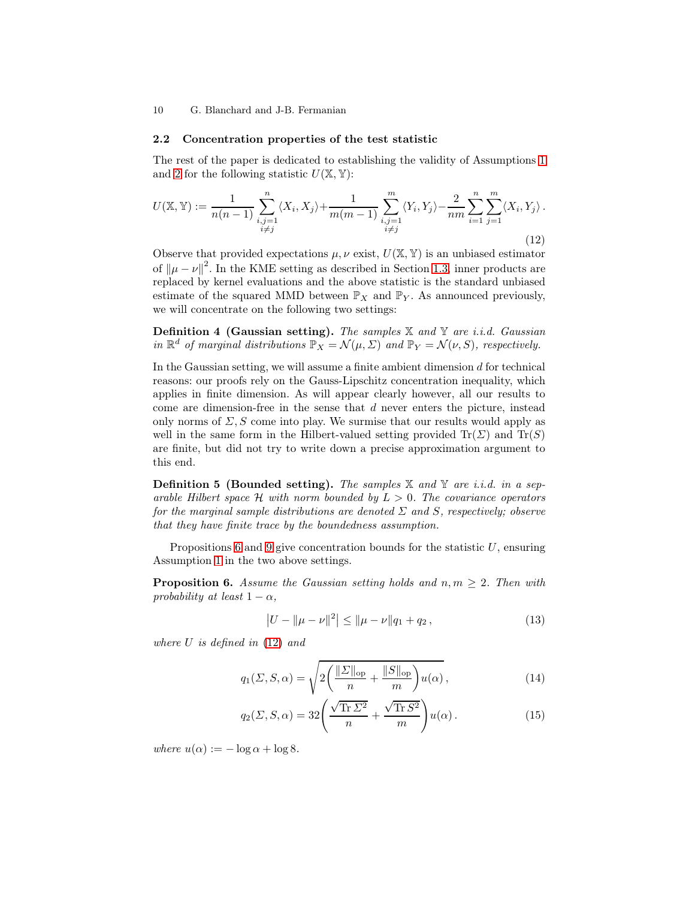### 2.2 Concentration properties of the test statistic

The rest of the paper is dedicated to establishing the validity of Assumptions 1 and 2 for the following statistic $U(\mathbb{X}, \mathbb{Y})$:

$$
U(\mathbb{X}, \mathbb{Y}) := \frac{1}{n(n-1)} \sum_{\substack{i,j=1 \\ i \neq j}}^{n} \langle X_i, X_j \rangle + \frac{1}{m(m-1)} \sum_{\substack{i,j=1 \\ i \neq j}}^{m} \langle Y_i, Y_j \rangle - \frac{2}{nm} \sum_{i=1}^{n} \sum_{j=1}^{m} \langle X_i, Y_j \rangle . \tag{12}
$$

Observe that provided expectations $\mu, \nu$ exist, $U(\mathbb{X}, \mathbb{Y})$ is an unbiased estimator of $\|\mu - \nu\|^2$. In the KME setting as described in Section 1.3, inner products are replaced by kernel evaluations and the above statistic is the standard unbiased estimate of the squared MMD between $\mathbb{P}_X$ and $\mathbb{P}_Y$. As announced previously, we will concentrate on the following two settings:

**Definition 4 (Gaussian setting).** *The samples $\mathbb{X}$ and $\mathbb{Y}$ are i.i.d. Gaussian in $\mathbb{R}^d$ of marginal distributions $\mathbb{P}_X = \mathcal{N}(\mu, \Sigma)$ and $\mathbb{P}_Y = \mathcal{N}(\nu, S)$, respectively.*

In the Gaussian setting, we will assume a finite ambient dimension $d$ for technical reasons: our proofs rely on the Gauss-Lipschitz concentration inequality, which applies in finite dimension. As will appear clearly however, all our results to come are dimension-free in the sense that $d$ never enters the picture, instead only norms of $\Sigma, S$ come into play. We surmise that our results would apply as well in the same form in the Hilbert-valued setting provided $\operatorname{Tr}(\Sigma)$ and $\operatorname{Tr}(S)$ are finite, but did not try to write down a precise approximation argument to this end.

**Definition 5 (Bounded setting).** *The samples $\mathbb{X}$ and $\mathbb{Y}$ are i.i.d. in a separable Hilbert space $\mathcal{H}$ with norm bounded by $L > 0$. The covariance operators for the marginal sample distributions are denoted $\Sigma$ and $S$, respectively; observe that they have finite trace by the boundedness assumption.*

Propositions 6 and 9 give concentration bounds for the statistic $U$, ensuring Assumption 1 in the two above settings.

**Proposition 6.** *Assume the Gaussian setting holds and $n, m \geq 2$. Then with probability at least $1 - \alpha$,*

$$
\left| U - \|\mu - \nu\|^2 \right| \leq \|\mu - \nu\| q_1 + q_2 , \tag{13}
$$

*where $U$ is defined in (12) and*

$$
q_1(\Sigma, S, \alpha) = \sqrt{2 \left( \frac{\|\Sigma\|_{\text{op}}}{n} + \frac{\|S\|_{\text{op}}}{m} \right) u(\alpha)} , \tag{14}
$$

$$
q_2(\Sigma, S, \alpha) = 32 \left( \frac{\sqrt{\operatorname{Tr} \Sigma^2}}{n} + \frac{\sqrt{\operatorname{Tr} S^2}}{m} \right) u(\alpha) . \tag{15}
$$

*where $u(\alpha) := -\log \alpha + \log 8$.*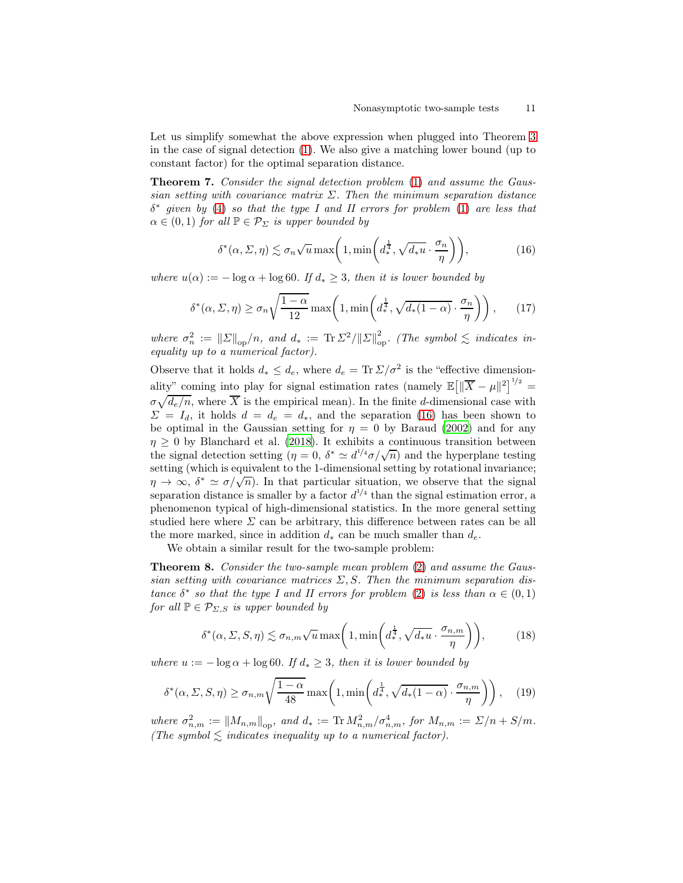Let us simplify somewhat the above expression when plugged into Theorem 3 in the case of signal detection (1). We also give a matching lower bound (up to constant factor) for the optimal separation distance.

**Theorem 7.** *Consider the signal detection problem* (1) *and assume the Gaussian setting with covariance matrix* $\Sigma$. *Then the minimum separation distance* $\delta^*$ *given by* (4) *so that the type I and II errors for problem* (1) *are less that* $\alpha \in (0,1)$ *for all* $\mathbb{P} \in \mathcal{P}_\Sigma$ *is upper bounded by*

$$\delta^*(\alpha, \Sigma, \eta) \lesssim \sigma_n \sqrt{u} \max\left(1, \min\left(d_*^{\frac{1}{4}}, \sqrt{d_* u} \cdot \frac{\sigma_n}{\eta}\right)\right), \tag{16}$$

*where* $u(\alpha) := -\log \alpha + \log 60$. *If* $d_* \geq 3$, *then it is lower bounded by*

$$\delta^*(\alpha, \Sigma, \eta) \geq \sigma_n \sqrt{\frac{1-\alpha}{12}} \max\left(1, \min\left(d_*^{\frac{1}{4}}, \sqrt{d_*(1-\alpha)} \cdot \frac{\sigma_n}{\eta}\right)\right), \tag{17}$$

*where* $\sigma_n^2 := \|\Sigma\|_{\mathrm{op}}/n$, *and* $d_* := \operatorname{Tr} \Sigma^2 / \|\Sigma\|_{\mathrm{op}}^2$. *(The symbol* $\lesssim$ *indicates inequality up to a numerical factor).*

Observe that it holds $d_* \leq d_e$, where $d_e = \operatorname{Tr} \Sigma / \sigma^2$ is the "effective dimensionality" coming into play for signal estimation rates (namely $\mathbb{E}\left[\|\overline{X} - \mu\|^2\right]^{1/2} = \sigma\sqrt{d_e/n}$, where $\overline{X}$ is the empirical mean). In the finite $d$-dimensional case with $\Sigma = I_d$, it holds $d = d_e = d_*$, and the separation (16) has been shown to be optimal in the Gaussian setting for $\eta = 0$ by Baraud (2002) and for any $\eta \geq 0$ by Blanchard et al. (2018). It exhibits a continuous transition between the signal detection setting ($\eta = 0$, $\delta^* \simeq d^{1/4}\sigma/\sqrt{n}$) and the hyperplane testing setting (which is equivalent to the 1-dimensional setting by rotational invariance; $\eta \to \infty$, $\delta^* \simeq \sigma/\sqrt{n}$). In that particular situation, we observe that the signal separation distance is smaller by a factor $d^{1/4}$ than the signal estimation error, a phenomenon typical of high-dimensional statistics. In the more general setting studied here where $\Sigma$ can be arbitrary, this difference between rates can be all the more marked, since in addition $d_*$ can be much smaller than $d_e$.

We obtain a similar result for the two-sample problem:

**Theorem 8.** *Consider the two-sample mean problem* (2) *and assume the Gaussian setting with covariance matrices* $\Sigma, S$. *Then the minimum separation distance* $\delta^*$ *so that the type I and II errors for problem* (2) *is less than* $\alpha \in (0,1)$ *for all* $\mathbb{P} \in \mathcal{P}_{\Sigma,S}$ *is upper bounded by*

$$\delta^*(\alpha, \Sigma, S, \eta) \lesssim \sigma_{n,m} \sqrt{u} \max\left(1, \min\left(d_*^{\frac{1}{4}}, \sqrt{d_* u} \cdot \frac{\sigma_{n,m}}{\eta}\right)\right), \tag{18}$$

*where* $u := -\log \alpha + \log 60$. *If* $d_* \geq 3$, *then it is lower bounded by*

$$\delta^*(\alpha, \Sigma, S, \eta) \geq \sigma_{n,m} \sqrt{\frac{1-\alpha}{48}} \max\left(1, \min\left(d_*^{\frac{1}{4}}, \sqrt{d_*(1-\alpha)} \cdot \frac{\sigma_{n,m}}{\eta}\right)\right), \tag{19}$$

*where* $\sigma_{n,m}^2 := \|M_{n,m}\|_{\mathrm{op}}$, *and* $d_* := \operatorname{Tr} M_{n,m}^2 / \sigma_{n,m}^4$, *for* $M_{n,m} := \Sigma/n + S/m$. *(The symbol* $\lesssim$ *indicates inequality up to a numerical factor).*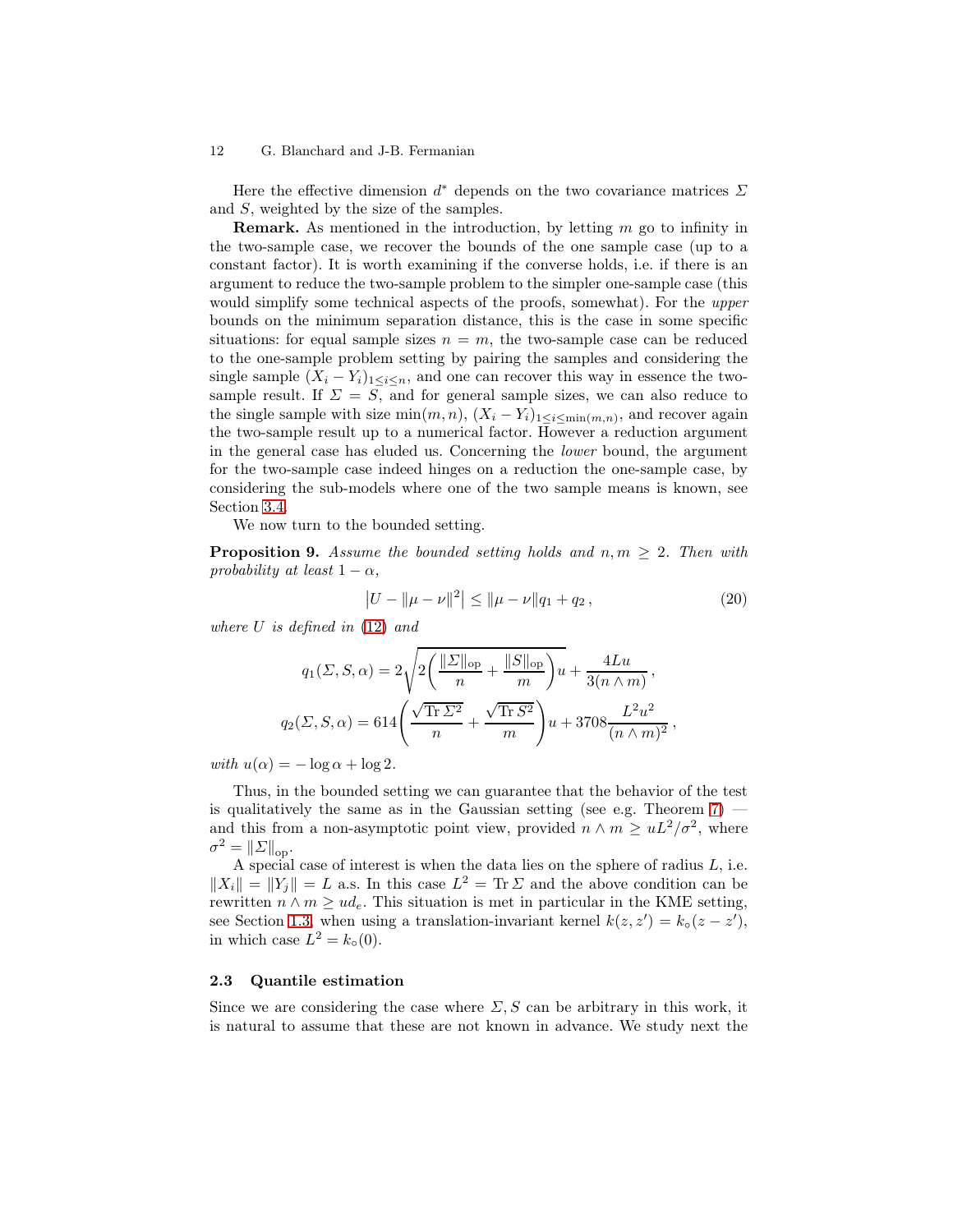Here the effective dimension $d^*$ depends on the two covariance matrices $\Sigma$ and $S$, weighted by the size of the samples.

**Remark.** As mentioned in the introduction, by letting $m$ go to infinity in the two-sample case, we recover the bounds of the one sample case (up to a constant factor). It is worth examining if the converse holds, i.e. if there is an argument to reduce the two-sample problem to the simpler one-sample case (this would simplify some technical aspects of the proofs, somewhat). For the *upper* bounds on the minimum separation distance, this is the case in some specific situations: for equal sample sizes $n = m$, the two-sample case can be reduced to the one-sample problem setting by pairing the samples and considering the single sample $(X_i - Y_i)_{1 \leq i \leq n}$, and one can recover this way in essence the two-sample result. If $\Sigma = S$, and for general sample sizes, we can also reduce to the single sample with size $\min(m, n)$, $(X_i - Y_i)_{1 \leq i \leq \min(m,n)}$, and recover again the two-sample result up to a numerical factor. However a reduction argument in the general case has eluded us. Concerning the *lower* bound, the argument for the two-sample case indeed hinges on a reduction the one-sample case, by considering the sub-models where one of the two sample means is known, see Section 3.4.

We now turn to the bounded setting.

**Proposition 9.** *Assume the bounded setting holds and $n, m \geq 2$. Then with probability at least $1 - \alpha$,*

$$\left| U - \|\mu - \nu\|^2 \right| \leq \|\mu - \nu\| q_1 + q_2 \,, \tag{20}$$

*where $U$ is defined in (12) and*

$$q_1(\Sigma, S, \alpha) = 2\sqrt{2\left(\frac{\|\Sigma\|_{\mathrm{op}}}{n} + \frac{\|S\|_{\mathrm{op}}}{m}\right)u} + \frac{4Lu}{3(n \wedge m)} \,,$$

$$q_2(\Sigma, S, \alpha) = 614\left(\frac{\sqrt{\operatorname{Tr} \Sigma^2}}{n} + \frac{\sqrt{\operatorname{Tr} S^2}}{m}\right)u + 3708\frac{L^2 u^2}{(n \wedge m)^2} \,,$$

*with $u(\alpha) = -\log \alpha + \log 2$.*

Thus, in the bounded setting we can guarantee that the behavior of the test is qualitatively the same as in the Gaussian setting (see e.g. Theorem 7) — and this from a non-asymptotic point view, provided $n \wedge m \geq uL^2/\sigma^2$, where $\sigma^2 = \|\Sigma\|_{\mathrm{op}}$.

A special case of interest is when the data lies on the sphere of radius $L$, i.e. $\|X_i\| = \|Y_j\| = L$ a.s. In this case $L^2 = \operatorname{Tr} \Sigma$ and the above condition can be rewritten $n \wedge m \geq ud_e$. This situation is met in particular in the KME setting, see Section 1.3, when using a translation-invariant kernel $k(z, z') = k_\circ(z - z')$, in which case $L^2 = k_\circ(0)$.

### 2.3 Quantile estimation

Since we are considering the case where $\Sigma, S$ can be arbitrary in this work, it is natural to assume that these are not known in advance. We study next the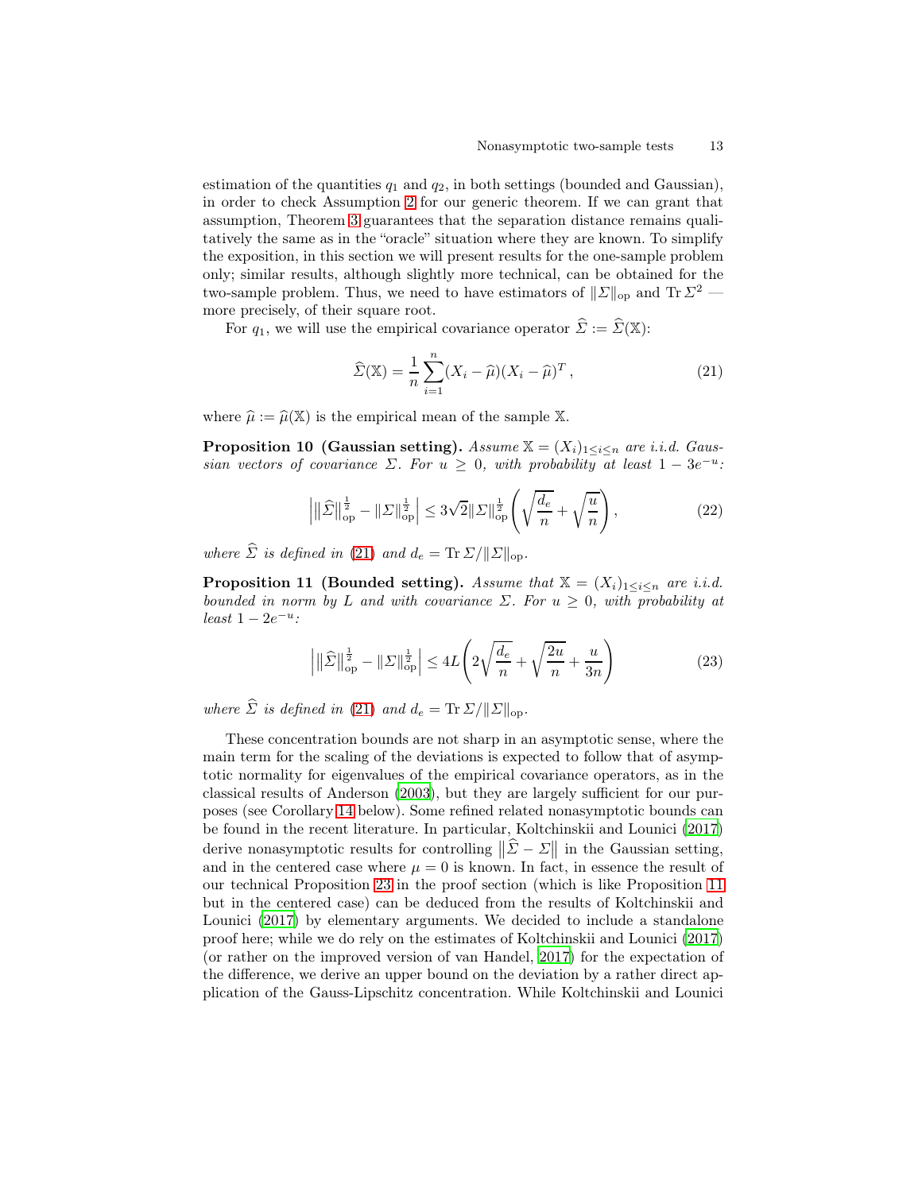estimation of the quantities $q_1$ and $q_2$, in both settings (bounded and Gaussian), in order to check Assumption 2 for our generic theorem. If we can grant that assumption, Theorem 3 guarantees that the separation distance remains qualitatively the same as in the "oracle" situation where they are known. To simplify the exposition, in this section we will present results for the one-sample problem only; similar results, although slightly more technical, can be obtained for the two-sample problem. Thus, we need to have estimators of $\|\Sigma\|_{\mathrm{op}}$ and $\operatorname{Tr}\Sigma^2$ — more precisely, of their square root.

For $q_1$, we will use the empirical covariance operator $\widehat{\Sigma} := \widehat{\Sigma}(\mathbb{X})$:

$$
\widehat{\Sigma}(\mathbb{X}) = \frac{1}{n}\sum_{i=1}^{n}(X_i - \widehat{\mu})(X_i - \widehat{\mu})^T \,, \tag{21}
$$

where $\widehat{\mu} := \widehat{\mu}(\mathbb{X})$ is the empirical mean of the sample $\mathbb{X}$.

**Proposition 10 (Gaussian setting).** *Assume $\mathbb{X} = (X_i)_{1\leq i\leq n}$ are i.i.d. Gaussian vectors of covariance $\Sigma$. For $u \geq 0$, with probability at least $1 - 3e^{-u}$:*

$$
\left| \big\|\widehat{\Sigma}\big\|_{\mathrm{op}}^{\frac{1}{2}} - \|\Sigma\|_{\mathrm{op}}^{\frac{1}{2}} \right| \leq 3\sqrt{2}\|\Sigma\|_{\mathrm{op}}^{\frac{1}{2}}\left(\sqrt{\frac{d_e}{n}} + \sqrt{\frac{u}{n}}\right), \tag{22}
$$

*where $\widehat{\Sigma}$ is defined in (21) and $d_e = \operatorname{Tr}\Sigma/\|\Sigma\|_{\mathrm{op}}$.*

**Proposition 11 (Bounded setting).** *Assume that $\mathbb{X} = (X_i)_{1\leq i\leq n}$ are i.i.d. bounded in norm by $L$ and with covariance $\Sigma$. For $u \geq 0$, with probability at least $1 - 2e^{-u}$:*

$$
\left| \big\|\widehat{\Sigma}\big\|_{\mathrm{op}}^{\frac{1}{2}} - \|\Sigma\|_{\mathrm{op}}^{\frac{1}{2}} \right| \leq 4L\left(2\sqrt{\frac{d_e}{n}} + \sqrt{\frac{2u}{n}} + \frac{u}{3n}\right) \tag{23}
$$

*where $\widehat{\Sigma}$ is defined in (21) and $d_e = \operatorname{Tr}\Sigma/\|\Sigma\|_{\mathrm{op}}$.*

These concentration bounds are not sharp in an asymptotic sense, where the main term for the scaling of the deviations is expected to follow that of asymptotic normality for eigenvalues of the empirical covariance operators, as in the classical results of Anderson (2003), but they are largely sufficient for our purposes (see Corollary 14 below). Some refined related nonasymptotic bounds can be found in the recent literature. In particular, Koltchinskii and Lounici (2017) derive nonasymptotic results for controlling $\big\|\widehat{\Sigma} - \Sigma\big\|$ in the Gaussian setting, and in the centered case where $\mu = 0$ is known. In fact, in essence the result of our technical Proposition 23 in the proof section (which is like Proposition 11 but in the centered case) can be deduced from the results of Koltchinskii and Lounici (2017) by elementary arguments. We decided to include a standalone proof here; while we do rely on the estimates of Koltchinskii and Lounici (2017) (or rather on the improved version of van Handel, 2017) for the expectation of the difference, we derive an upper bound on the deviation by a rather direct application of the Gauss-Lipschitz concentration. While Koltchinskii and Lounici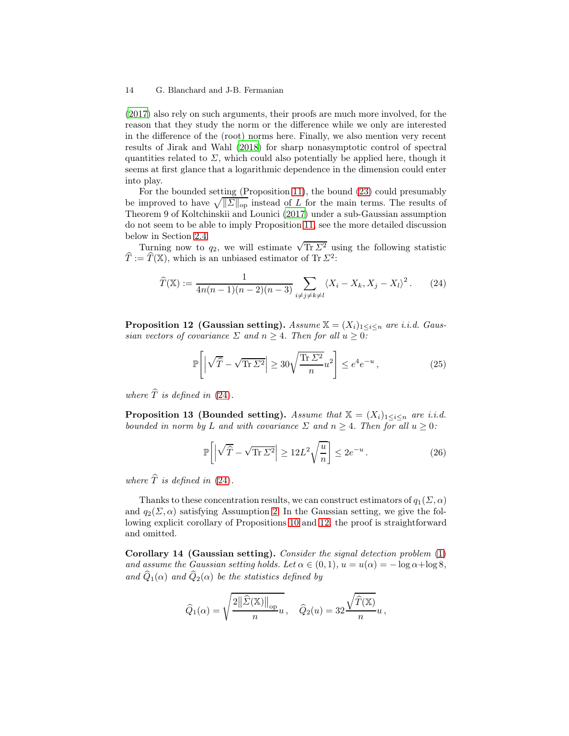(2017) also rely on such arguments, their proofs are much more involved, for the reason that they study the norm or the difference while we only are interested in the difference of the (root) norms here. Finally, we also mention very recent results of Jirak and Wahl (2018) for sharp nonasymptotic control of spectral quantities related to $\Sigma$, which could also potentially be applied here, though it seems at first glance that a logarithmic dependence in the dimension could enter into play.

For the bounded setting (Proposition 11), the bound (23) could presumably be improved to have $\sqrt{\|\Sigma\|_{\mathrm{op}}}$ instead of $L$ for the main terms. The results of Theorem 9 of Koltchinskii and Lounici (2017) under a sub-Gaussian assumption do not seem to be able to imply Proposition 11, see the more detailed discussion below in Section 2.4.

Turning now to $q_2$, we will estimate $\sqrt{\operatorname{Tr}\Sigma^2}$ using the following statistic $\widehat{T} := \widehat{T}(\mathbb{X})$, which is an unbiased estimator of $\operatorname{Tr}\Sigma^2$:

$$
\widehat{T}(\mathbb{X}) := \frac{1}{4n(n-1)(n-2)(n-3)} \sum_{i \neq j \neq k \neq l} \langle X_i - X_k, X_j - X_l \rangle^2 . \qquad (24)
$$

**Proposition 12 (Gaussian setting).** *Assume $\mathbb{X} = (X_i)_{1 \leq i \leq n}$ are i.i.d. Gaussian vectors of covariance $\Sigma$ and $n \geq 4$. Then for all $u \geq 0$:*

$$
\mathbb{P}\left[ \left| \sqrt{\widehat{T}} - \sqrt{\operatorname{Tr}\Sigma^2} \right| \geq 30 \sqrt{\frac{\operatorname{Tr}\Sigma^2}{n}} u^2 \right] \leq e^4 e^{-u} , \qquad (25)
$$

*where $\widehat{T}$ is defined in (24).*

**Proposition 13 (Bounded setting).** *Assume that $\mathbb{X} = (X_i)_{1 \leq i \leq n}$ are i.i.d. bounded in norm by $L$ and with covariance $\Sigma$ and $n \geq 4$. Then for all $u \geq 0$:*

$$
\mathbb{P}\left[ \left| \sqrt{\widehat{T}} - \sqrt{\operatorname{Tr}\Sigma^2} \right| \geq 12 L^2 \sqrt{\frac{u}{n}} \right] \leq 2 e^{-u} . \qquad (26)
$$

*where $\widehat{T}$ is defined in (24).*

Thanks to these concentration results, we can construct estimators of $q_1(\Sigma, \alpha)$ and $q_2(\Sigma, \alpha)$ satisfying Assumption 2. In the Gaussian setting, we give the following explicit corollary of Propositions 10 and 12, the proof is straightforward and omitted.

**Corollary 14 (Gaussian setting).** *Consider the signal detection problem (1) and assume the Gaussian setting holds. Let $\alpha \in (0,1)$, $u = u(\alpha) = -\log\alpha + \log 8$, and $\widehat{Q}_1(\alpha)$ and $\widehat{Q}_2(\alpha)$ be the statistics defined by*

$$
\widehat{Q}_1(\alpha) = \sqrt{\frac{2\left\|\widehat{\Sigma}(\mathbb{X})\right\|_{\mathrm{op}}}{n} u} , \quad \widehat{Q}_2(u) = 32 \frac{\sqrt{\widehat{T}(\mathbb{X})}}{n} u ,
$$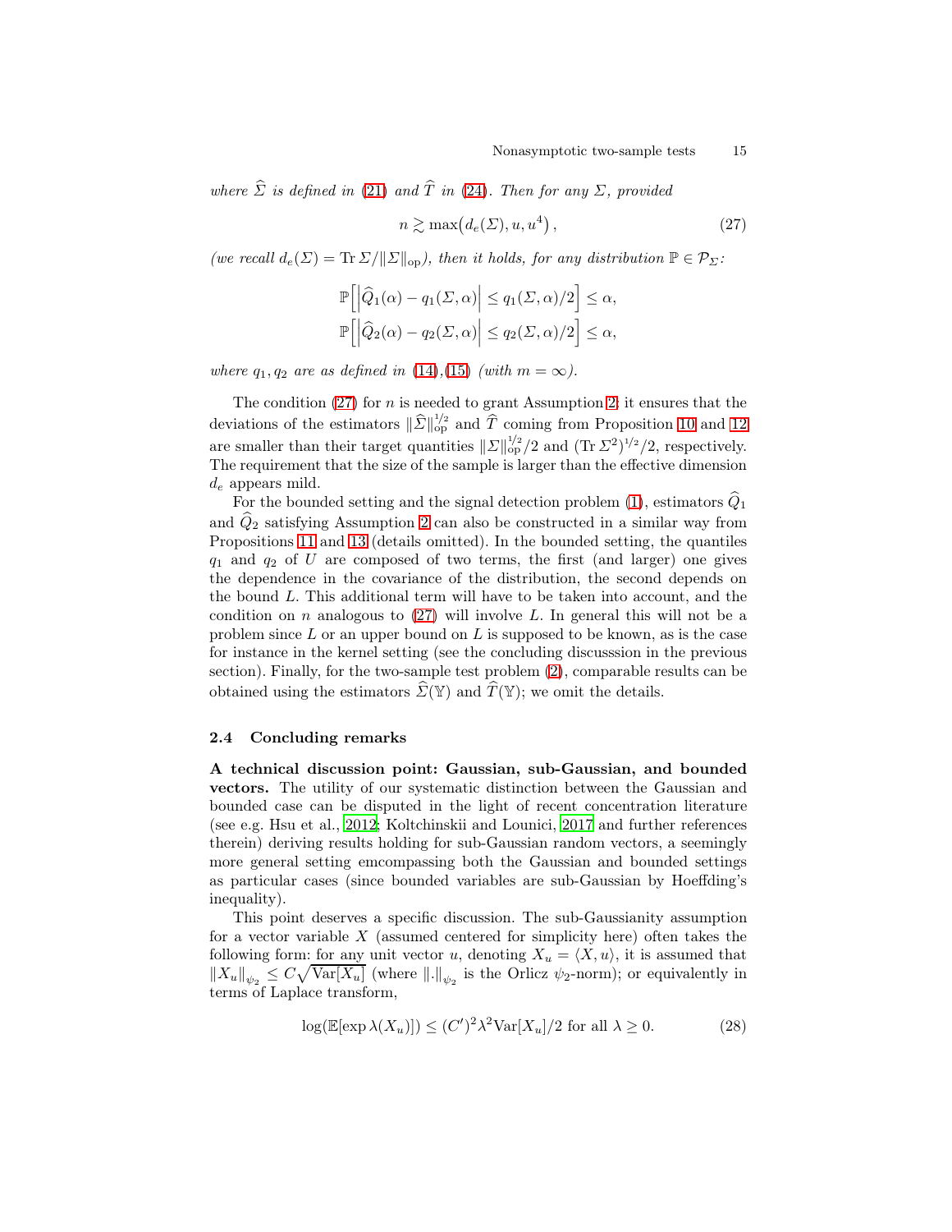*where $\widehat{\Sigma}$ is defined in (21) and $\widehat{T}$ in (24). Then for any $\Sigma$, provided*

$$n \gtrsim \max\big(d_e(\Sigma), u, u^4\big)\,, \tag{27}$$

*(we recall $d_e(\Sigma) = \operatorname{Tr}\Sigma/\|\Sigma\|_{\mathrm{op}}$), then it holds, for any distribution $\mathbb{P} \in \mathcal{P}_\Sigma$:*

$$\mathbb{P}\Big[\Big|\widehat{Q}_1(\alpha) - q_1(\Sigma,\alpha)\Big| \le q_1(\Sigma,\alpha)/2\Big] \le \alpha,$$
$$\mathbb{P}\Big[\Big|\widehat{Q}_2(\alpha) - q_2(\Sigma,\alpha)\Big| \le q_2(\Sigma,\alpha)/2\Big] \le \alpha,$$

*where $q_1, q_2$ are as defined in (14),(15) (with $m = \infty$).*

The condition (27) for $n$ is needed to grant Assumption 2; it ensures that the deviations of the estimators $\|\widehat{\Sigma}\|_{\mathrm{op}}^{1/2}$ and $\widehat{T}$ coming from Proposition 10 and 12 are smaller than their target quantities $\|\Sigma\|_{\mathrm{op}}^{1/2}/2$ and $(\operatorname{Tr}\Sigma^2)^{1/2}/2$, respectively. The requirement that the size of the sample is larger than the effective dimension $d_e$ appears mild.

For the bounded setting and the signal detection problem (1), estimators $\widehat{Q}_1$ and $\widehat{Q}_2$ satisfying Assumption 2 can also be constructed in a similar way from Propositions 11 and 13 (details omitted). In the bounded setting, the quantiles $q_1$ and $q_2$ of $U$ are composed of two terms, the first (and larger) one gives the dependence in the covariance of the distribution, the second depends on the bound $L$. This additional term will have to be taken into account, and the condition on $n$ analogous to (27) will involve $L$. In general this will not be a problem since $L$ or an upper bound on $L$ is supposed to be known, as is the case for instance in the kernel setting (see the concluding discusssion in the previous section). Finally, for the two-sample test problem (2), comparable results can be obtained using the estimators $\widehat{\Sigma}(\mathbb{Y})$ and $\widehat{T}(\mathbb{Y})$; we omit the details.

### 2.4 Concluding remarks

**A technical discussion point: Gaussian, sub-Gaussian, and bounded vectors.** The utility of our systematic distinction between the Gaussian and bounded case can be disputed in the light of recent concentration literature (see e.g. Hsu et al., 2012; Koltchinskii and Lounici, 2017 and further references therein) deriving results holding for sub-Gaussian random vectors, a seemingly more general setting emcompassing both the Gaussian and bounded settings as particular cases (since bounded variables are sub-Gaussian by Hoeffding's inequality).

This point deserves a specific discussion. The sub-Gaussianity assumption for a vector variable $X$ (assumed centered for simplicity here) often takes the following form: for any unit vector $u$, denoting $X_u = \langle X, u\rangle$, it is assumed that $\|X_u\|_{\psi_2} \le C\sqrt{\operatorname{Var}[X_u]}$ (where $\|.\|_{\psi_2}$ is the Orlicz $\psi_2$-norm); or equivalently in terms of Laplace transform,

$$\log(\mathbb{E}[\exp\lambda(X_u)]) \le (C')^2\lambda^2\operatorname{Var}[X_u]/2 \text{ for all } \lambda \ge 0. \tag{28}$$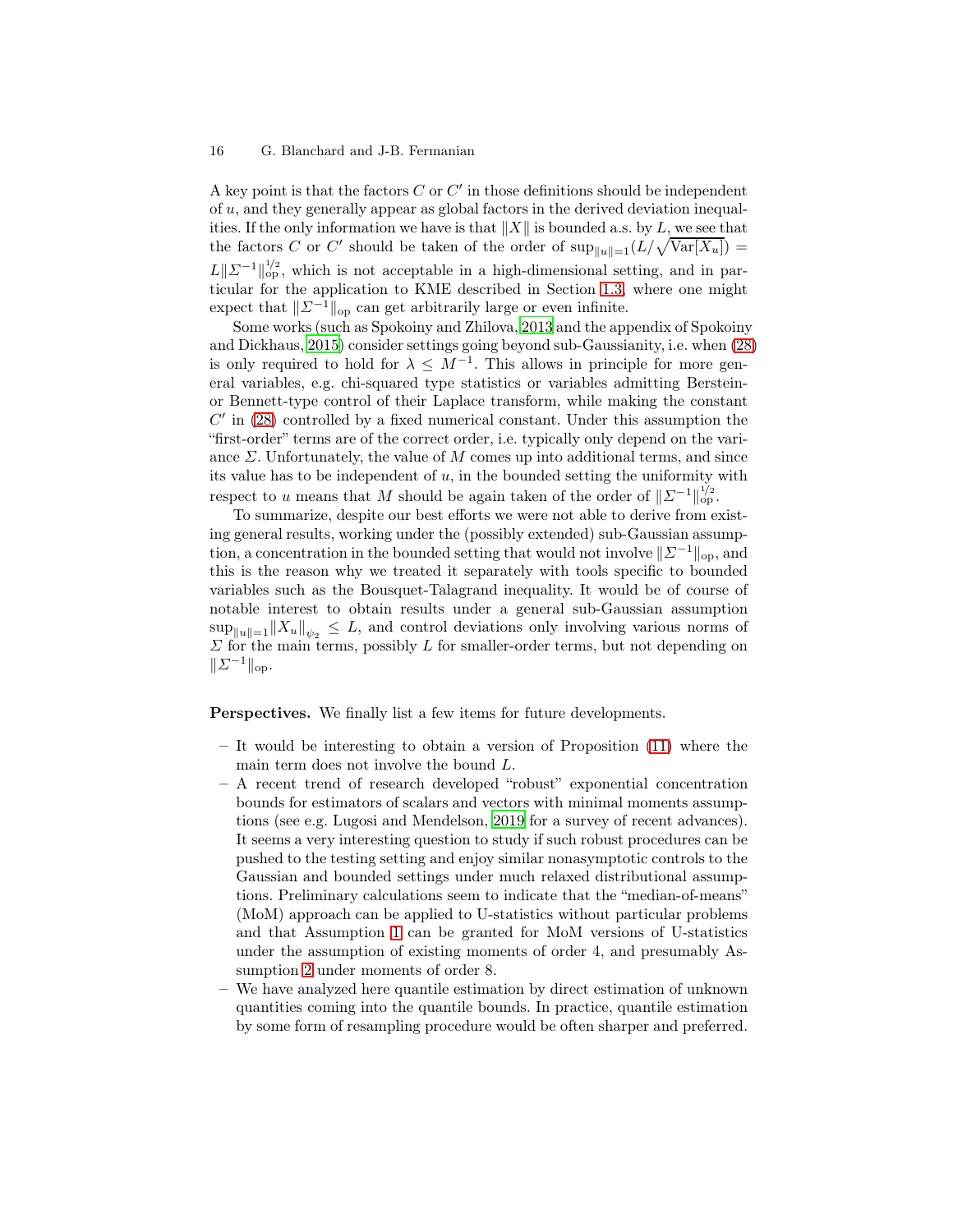A key point is that the factors $C$ or $C'$ in those definitions should be independent of $u$, and they generally appear as global factors in the derived deviation inequalities. If the only information we have is that $\|X\|$ is bounded a.s. by $L$, we see that the factors $C$ or $C'$ should be taken of the order of $\sup_{\|u\|=1}(L/\sqrt{\mathrm{Var}[X_u]}) = L\|\Sigma^{-1}\|_{\mathrm{op}}^{1/2}$, which is not acceptable in a high-dimensional setting, and in particular for the application to KME described in Section 1.3, where one might expect that $\|\Sigma^{-1}\|_{\mathrm{op}}$ can get arbitrarily large or even infinite.

Some works (such as Spokoiny and Zhilova, 2013 and the appendix of Spokoiny and Dickhaus, 2015) consider settings going beyond sub-Gaussianity, i.e. when (28) is only required to hold for $\lambda \leq M^{-1}$. This allows in principle for more general variables, e.g. chi-squared type statistics or variables admitting Berstein- or Bennett-type control of their Laplace transform, while making the constant $C'$ in (28) controlled by a fixed numerical constant. Under this assumption the "first-order" terms are of the correct order, i.e. typically only depend on the variance $\Sigma$. Unfortunately, the value of $M$ comes up into additional terms, and since its value has to be independent of $u$, in the bounded setting the uniformity with respect to $u$ means that $M$ should be again taken of the order of $\|\Sigma^{-1}\|_{\mathrm{op}}^{1/2}$.

To summarize, despite our best efforts we were not able to derive from existing general results, working under the (possibly extended) sub-Gaussian assumption, a concentration in the bounded setting that would not involve $\|\Sigma^{-1}\|_{\mathrm{op}}$, and this is the reason why we treated it separately with tools specific to bounded variables such as the Bousquet-Talagrand inequality. It would be of course of notable interest to obtain results under a general sub-Gaussian assumption $\sup_{\|u\|=1}\|X_u\|_{\psi_2} \leq L$, and control deviations only involving various norms of $\Sigma$ for the main terms, possibly $L$ for smaller-order terms, but not depending on $\|\Sigma^{-1}\|_{\mathrm{op}}$.

**Perspectives.** We finally list a few items for future developments.

- It would be interesting to obtain a version of Proposition (11) where the main term does not involve the bound $L$.
- A recent trend of research developed "robust" exponential concentration bounds for estimators of scalars and vectors with minimal moments assumptions (see e.g. Lugosi and Mendelson, 2019 for a survey of recent advances). It seems a very interesting question to study if such robust procedures can be pushed to the testing setting and enjoy similar nonasymptotic controls to the Gaussian and bounded settings under much relaxed distributional assumptions. Preliminary calculations seem to indicate that the "median-of-means" (MoM) approach can be applied to U-statistics without particular problems and that Assumption 1 can be granted for MoM versions of U-statistics under the assumption of existing moments of order 4, and presumably Assumption 2 under moments of order 8.
- We have analyzed here quantile estimation by direct estimation of unknown quantities coming into the quantile bounds. In practice, quantile estimation by some form of resampling procedure would be often sharper and preferred.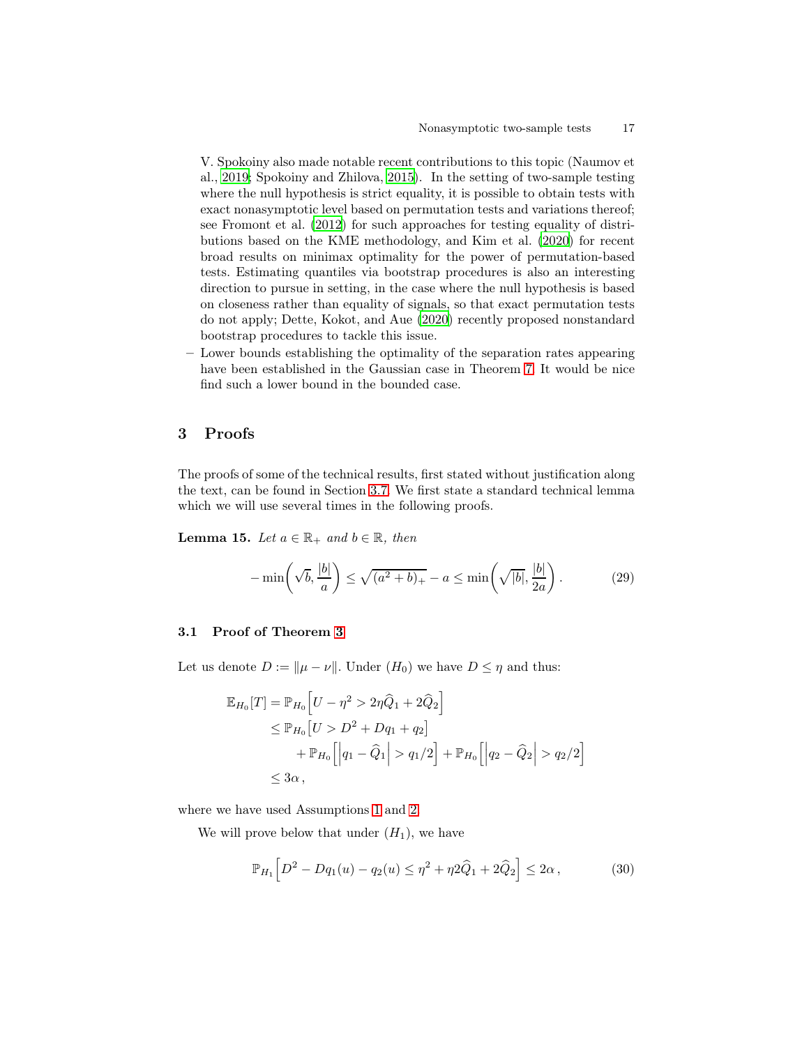V. Spokoiny also made notable recent contributions to this topic (Naumov et al., 2019; Spokoiny and Zhilova, 2015). In the setting of two-sample testing where the null hypothesis is strict equality, it is possible to obtain tests with exact nonasymptotic level based on permutation tests and variations thereof; see Fromont et al. (2012) for such approaches for testing equality of distributions based on the KME methodology, and Kim et al. (2020) for recent broad results on minimax optimality for the power of permutation-based tests. Estimating quantiles via bootstrap procedures is also an interesting direction to pursue in setting, in the case where the null hypothesis is based on closeness rather than equality of signals, so that exact permutation tests do not apply; Dette, Kokot, and Aue (2020) recently proposed nonstandard bootstrap procedures to tackle this issue.

- Lower bounds establishing the optimality of the separation rates appearing have been established in the Gaussian case in Theorem 7. It would be nice find such a lower bound in the bounded case.

## 3 Proofs

The proofs of some of the technical results, first stated without justification along the text, can be found in Section 3.7. We first state a standard technical lemma which we will use several times in the following proofs.

**Lemma 15.** *Let $a \in \mathbb{R}_+$ and $b \in \mathbb{R}$, then*

$$-\min\left(\sqrt{b}, \frac{|b|}{a}\right) \leq \sqrt{(a^2+b)_+} - a \leq \min\left(\sqrt{|b|}, \frac{|b|}{2a}\right). \tag{29}$$

### 3.1 Proof of Theorem 3

Let us denote $D := \|\mu - \nu\|$. Under $(H_0)$ we have $D \leq \eta$ and thus:

$$\begin{aligned}
\mathbb{E}_{H_0}[T] &= \mathbb{P}_{H_0}\left[U - \eta^2 > 2\eta \widehat{Q}_1 + 2\widehat{Q}_2\right] \\
&\leq \mathbb{P}_{H_0}\left[U > D^2 + Dq_1 + q_2\right] \\
&\quad + \mathbb{P}_{H_0}\left[\left|q_1 - \widehat{Q}_1\right| > q_1/2\right] + \mathbb{P}_{H_0}\left[\left|q_2 - \widehat{Q}_2\right| > q_2/2\right] \\
&\leq 3\alpha\,,
\end{aligned}$$

where we have used Assumptions 1 and 2.

We will prove below that under $(H_1)$, we have

$$\mathbb{P}_{H_1}\left[D^2 - Dq_1(u) - q_2(u) \leq \eta^2 + \eta 2\widehat{Q}_1 + 2\widehat{Q}_2\right] \leq 2\alpha\,, \tag{30}$$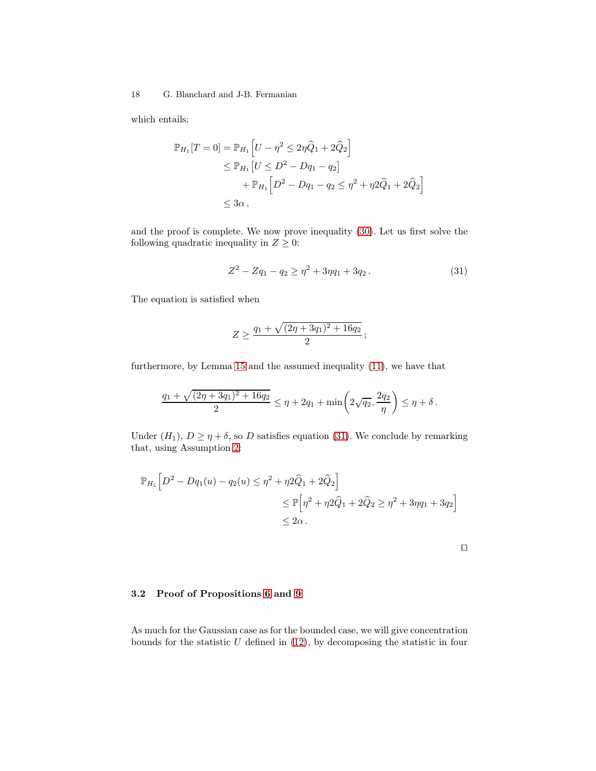which entails:

$$
\begin{aligned}
\mathbb{P}_{H_1}[T=0] &= \mathbb{P}_{H_1}\Big[U-\eta^2 \le 2\eta\widehat{Q}_1 + 2\widehat{Q}_2\Big] \\
&\le \mathbb{P}_{H_1}\big[U \le D^2 - Dq_1 - q_2\big] \\
&\quad + \mathbb{P}_{H_1}\Big[D^2 - Dq_1 - q_2 \le \eta^2 + \eta 2\widehat{Q}_1 + 2\widehat{Q}_2\Big] \\
&\le 3\alpha\,,
\end{aligned}
$$

and the proof is complete. We now prove inequality (30). Let us first solve the following quadratic inequality in $Z \ge 0$:

$$
Z^2 - Zq_1 - q_2 \ge \eta^2 + 3\eta q_1 + 3q_2\,. \tag{31}
$$

The equation is satisfied when

$$
Z \ge \frac{q_1 + \sqrt{(2\eta + 3q_1)^2 + 16q_2}}{2}\,;
$$

furthermore, by Lemma 15 and the assumed inequality (11), we have that

$$
\frac{q_1 + \sqrt{(2\eta + 3q_1)^2 + 16q_2}}{2} \le \eta + 2q_1 + \min\!\left(2\sqrt{q_2}, \frac{2q_2}{\eta}\right) \le \eta + \delta\,.
$$

Under $(H_1)$, $D \ge \eta + \delta$, so $D$ satisfies equation (31). We conclude by remarking that, using Assumption 2:

$$
\begin{aligned}
\mathbb{P}_{H_1}\Big[D^2 - Dq_1(u) - q_2(u) \le \eta^2 + \eta 2\widehat{Q}_1 + 2\widehat{Q}_2\Big] \qquad\qquad& \\
\le \mathbb{P}\Big[\eta^2 + \eta 2\widehat{Q}_1 + 2\widehat{Q}_2 \ge \eta^2 + 3\eta q_1 + 3q_2\Big]& \\
\le 2\alpha\,.&
\end{aligned}
$$

□

### 3.2 Proof of Propositions 6 and 9

As much for the Gaussian case as for the bounded case, we will give concentration bounds for the statistic $U$ defined in (12), by decomposing the statistic in four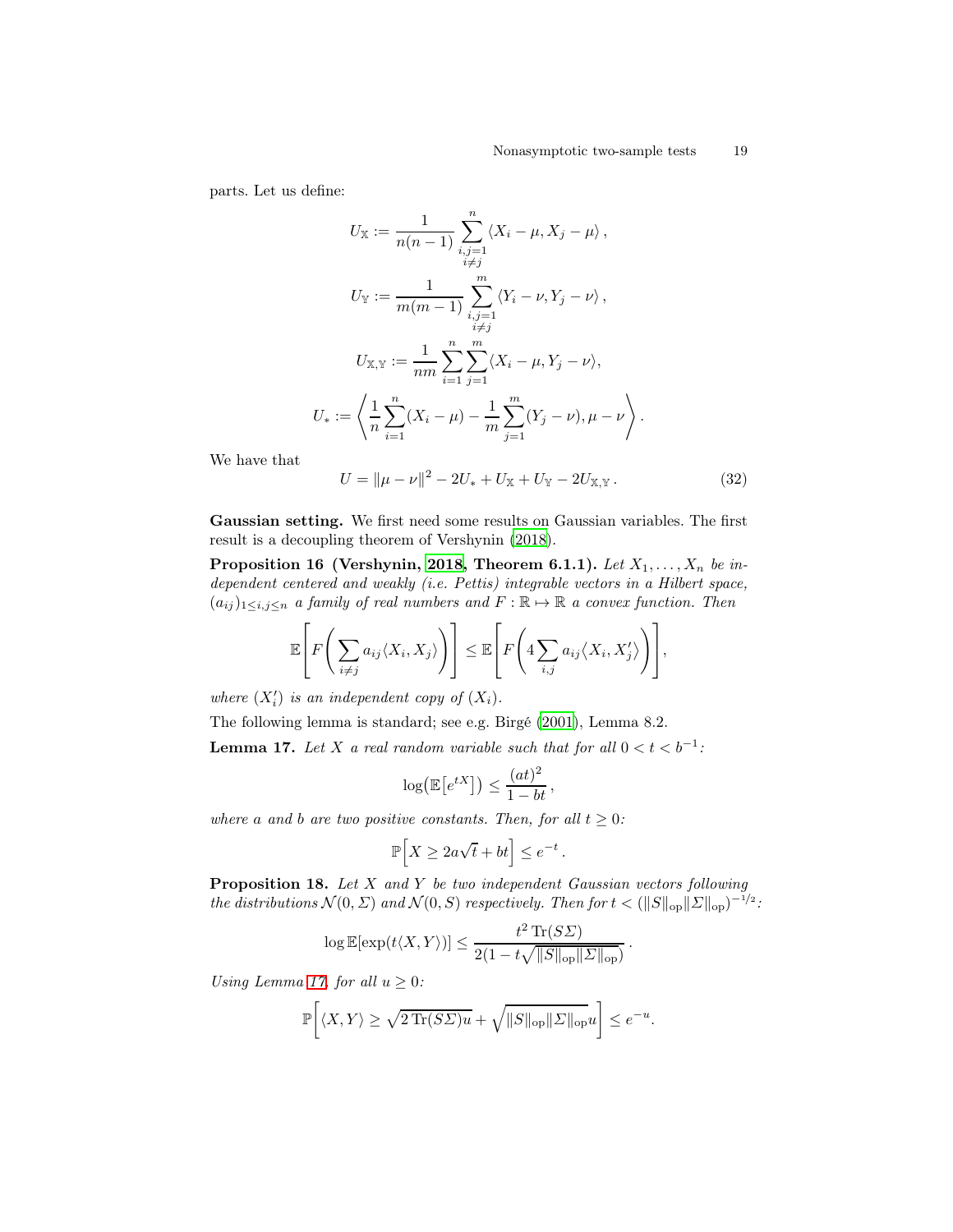parts. Let us define:

$$
U_{\mathbb{X}} := \frac{1}{n(n-1)} \sum_{\substack{i,j=1 \\ i \neq j}}^{n} \langle X_i - \mu, X_j - \mu \rangle \,,
$$

$$
U_{\mathbb{Y}} := \frac{1}{m(m-1)} \sum_{\substack{i,j=1 \\ i \neq j}}^{m} \langle Y_i - \nu, Y_j - \nu \rangle \,,
$$

$$
U_{\mathbb{X},\mathbb{Y}} := \frac{1}{nm} \sum_{i=1}^{n} \sum_{j=1}^{m} \langle X_i - \mu, Y_j - \nu \rangle,
$$

$$
U_* := \left\langle \frac{1}{n} \sum_{i=1}^{n} (X_i - \mu) - \frac{1}{m} \sum_{j=1}^{m} (Y_j - \nu), \mu - \nu \right\rangle .
$$

We have that

$$
U = \|\mu - \nu\|^2 - 2U_* + U_{\mathbb{X}} + U_{\mathbb{Y}} - 2U_{\mathbb{X},\mathbb{Y}} \,. \tag{32}
$$

**Gaussian setting.** We first need some results on Gaussian variables. The first result is a decoupling theorem of Vershynin (2018).

**Proposition 16 (Vershynin, 2018, Theorem 6.1.1).** *Let $X_1, \ldots, X_n$ be independent centered and weakly (i.e. Pettis) integrable vectors in a Hilbert space, $(a_{ij})_{1 \leq i,j \leq n}$ a family of real numbers and $F : \mathbb{R} \mapsto \mathbb{R}$ a convex function. Then*

$$
\mathbb{E}\left[ F\left( \sum_{i \neq j} a_{ij} \langle X_i, X_j \rangle \right) \right] \leq \mathbb{E}\left[ F\left( 4 \sum_{i,j} a_{ij} \langle X_i, X_j' \rangle \right) \right],
$$

*where $(X_i')$ is an independent copy of $(X_i)$.*

The following lemma is standard; see e.g. Birgé (2001), Lemma 8.2.

**Lemma 17.** *Let $X$ a real random variable such that for all $0 < t < b^{-1}$:*

$$
\log\left( \mathbb{E}\left[ e^{tX} \right] \right) \leq \frac{(at)^2}{1 - bt} \,,
$$

*where $a$ and $b$ are two positive constants. Then, for all $t \geq 0$:*

$$
\mathbb{P}\Big[ X \geq 2a\sqrt{t} + bt \Big] \leq e^{-t} \,.
$$

**Proposition 18.** *Let $X$ and $Y$ be two independent Gaussian vectors following the distributions $\mathcal{N}(0, \Sigma)$ and $\mathcal{N}(0, S)$ respectively. Then for $t < (\|S\|_{\mathrm{op}} \|\Sigma\|_{\mathrm{op}})^{-1/2}$:*

$$
\log \mathbb{E}[\exp(t\langle X, Y \rangle)] \leq \frac{t^2 \operatorname{Tr}(S\Sigma)}{2(1 - t\sqrt{\|S\|_{\mathrm{op}} \|\Sigma\|_{\mathrm{op}}})} \,.
$$

*Using Lemma 17, for all $u \geq 0$:*

$$
\mathbb{P}\left[ \langle X, Y \rangle \geq \sqrt{2 \operatorname{Tr}(S\Sigma) u} + \sqrt{\|S\|_{\mathrm{op}} \|\Sigma\|_{\mathrm{op}}} u \right] \leq e^{-u}.
$$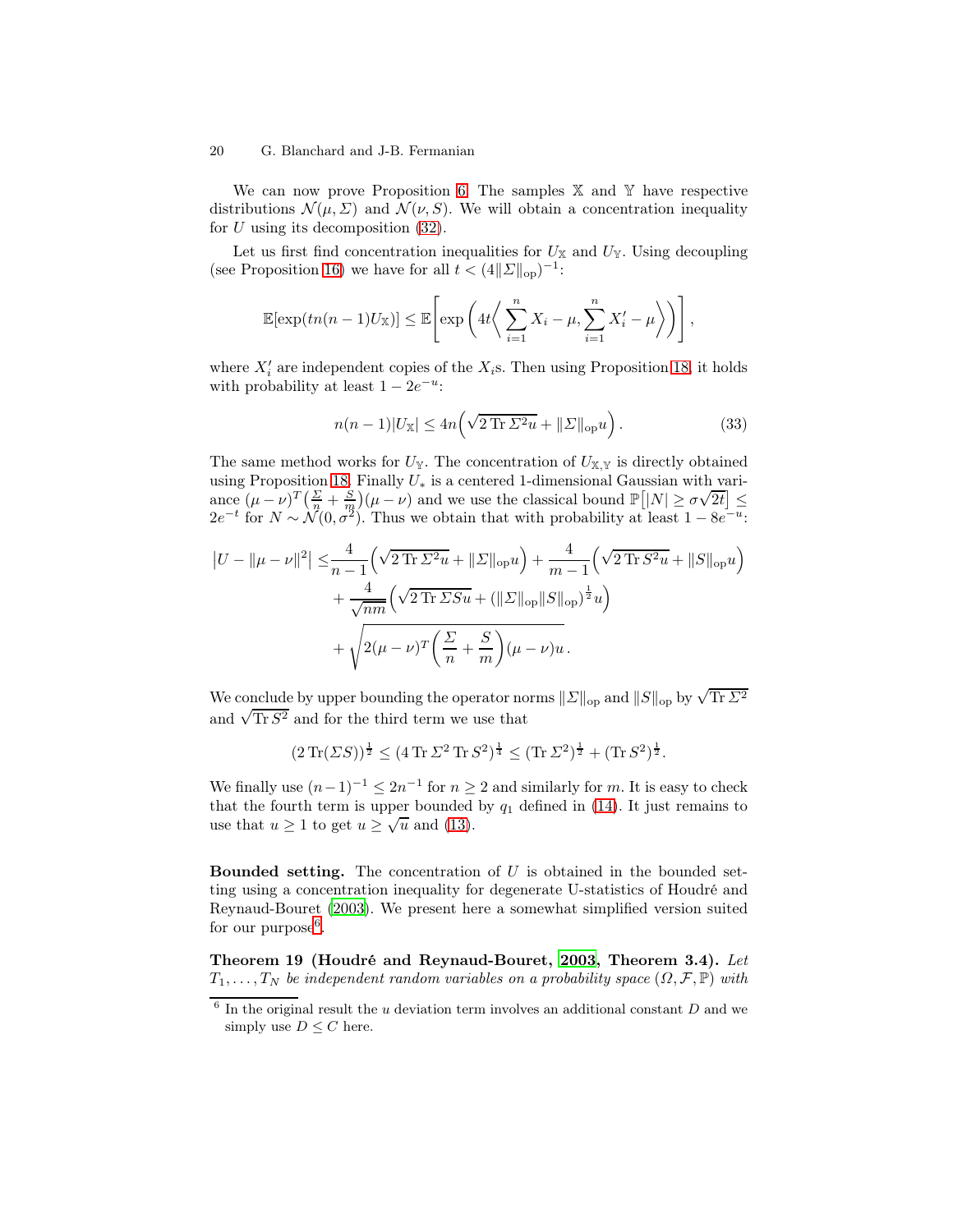We can now prove Proposition 6. The samples $\mathbb{X}$ and $\mathbb{Y}$ have respective distributions $\mathcal{N}(\mu, \Sigma)$ and $\mathcal{N}(\nu, S)$. We will obtain a concentration inequality for $U$ using its decomposition (32).

Let us first find concentration inequalities for $U_{\mathbb{X}}$ and $U_{\mathbb{Y}}$. Using decoupling (see Proposition 16) we have for all $t < (4\|\Sigma\|_{\mathrm{op}})^{-1}$:

$$\mathbb{E}[\exp(tn(n-1)U_{\mathbb{X}})] \leq \mathbb{E}\left[\exp\left(4t\left\langle \sum_{i=1}^{n} X_i - \mu, \sum_{i=1}^{n} X_i' - \mu \right\rangle\right)\right],$$

where $X_i'$ are independent copies of the $X_i$s. Then using Proposition 18, it holds with probability at least $1 - 2e^{-u}$:

$$n(n-1)|U_{\mathbb{X}}| \leq 4n\left(\sqrt{2\operatorname{Tr}\Sigma^2 u} + \|\Sigma\|_{\mathrm{op}} u\right). \tag{33}$$

The same method works for $U_{\mathbb{Y}}$. The concentration of $U_{\mathbb{X},\mathbb{Y}}$ is directly obtained using Proposition 18. Finally $U_*$ is a centered 1-dimensional Gaussian with variance $(\mu-\nu)^T\left(\frac{\Sigma}{n} + \frac{S}{m}\right)(\mu-\nu)$ and we use the classical bound $\mathbb{P}\left[|N| \geq \sigma\sqrt{2t}\right] \leq 2e^{-t}$ for $N \sim \mathcal{N}(0, \sigma^2)$. Thus we obtain that with probability at least $1 - 8e^{-u}$:

$$\begin{aligned}
\left|U - \|\mu - \nu\|^2\right| \leq & \frac{4}{n-1}\left(\sqrt{2\operatorname{Tr}\Sigma^2 u} + \|\Sigma\|_{\mathrm{op}} u\right) + \frac{4}{m-1}\left(\sqrt{2\operatorname{Tr} S^2 u} + \|S\|_{\mathrm{op}} u\right) \\
& + \frac{4}{\sqrt{nm}}\left(\sqrt{2\operatorname{Tr}\Sigma S u} + (\|\Sigma\|_{\mathrm{op}}\|S\|_{\mathrm{op}})^{\frac{1}{2}} u\right) \\
& + \sqrt{2(\mu-\nu)^T\left(\frac{\Sigma}{n} + \frac{S}{m}\right)(\mu-\nu)u}\,.
\end{aligned}$$

We conclude by upper bounding the operator norms $\|\Sigma\|_{\mathrm{op}}$ and $\|S\|_{\mathrm{op}}$ by $\sqrt{\operatorname{Tr}\Sigma^2}$ and $\sqrt{\operatorname{Tr} S^2}$ and for the third term we use that

$$(2\operatorname{Tr}(\Sigma S))^{\frac{1}{2}} \leq (4\operatorname{Tr}\Sigma^2 \operatorname{Tr} S^2)^{\frac{1}{4}} \leq (\operatorname{Tr}\Sigma^2)^{\frac{1}{2}} + (\operatorname{Tr} S^2)^{\frac{1}{2}}.$$

We finally use $(n-1)^{-1} \leq 2n^{-1}$ for $n \geq 2$ and similarly for $m$. It is easy to check that the fourth term is upper bounded by $q_1$ defined in (14). It just remains to use that $u \geq 1$ to get $u \geq \sqrt{u}$ and (13).

**Bounded setting.** The concentration of $U$ is obtained in the bounded setting using a concentration inequality for degenerate U-statistics of Houdré and Reynaud-Bouret (2003). We present here a somewhat simplified version suited for our purpose[6].

**Theorem 19 (Houdré and Reynaud-Bouret, 2003, Theorem 3.4).** *Let $T_1, \ldots, T_N$ be independent random variables on a probability space $(\Omega, \mathcal{F}, \mathbb{P})$ with*

[6] In the original result the $u$ deviation term involves an additional constant $D$ and we simply use $D \leq C$ here.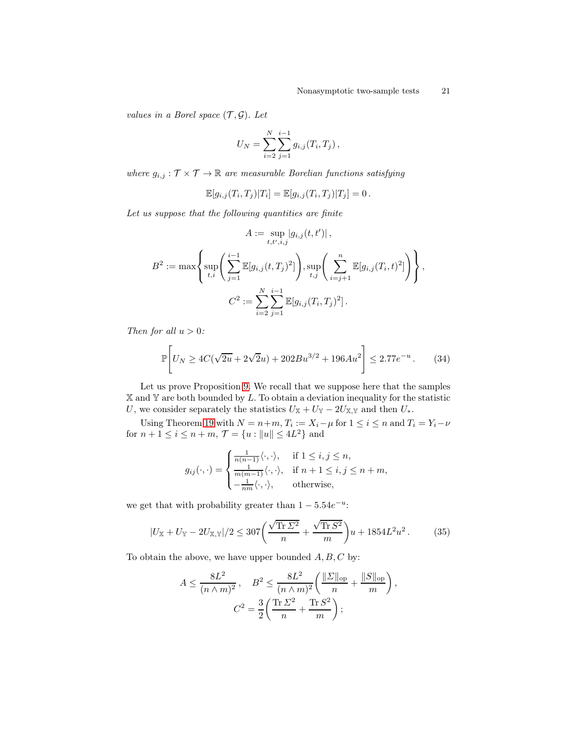*values in a Borel space* $(\mathcal{T}, \mathcal{G})$. *Let*

$$U_N = \sum_{i=2}^{N} \sum_{j=1}^{i-1} g_{i,j}(T_i, T_j)\,,$$

*where* $g_{i,j} : \mathcal{T} \times \mathcal{T} \to \mathbb{R}$ *are measurable Borelian functions satisfying*

$$\mathbb{E}[g_{i,j}(T_i, T_j)|T_i] = \mathbb{E}[g_{i,j}(T_i, T_j)|T_j] = 0\,.$$

*Let us suppose that the following quantities are finite*

$$A := \sup_{t,t',i,j} |g_{i,j}(t, t')|\,,$$

$$B^2 := \max\left\{ \sup_{t,i} \left( \sum_{j=1}^{i-1} \mathbb{E}[g_{i,j}(t, T_j)^2] \right), \sup_{t,j} \left( \sum_{i=j+1}^{n} \mathbb{E}[g_{i,j}(T_i, t)^2] \right) \right\},$$

$$C^2 := \sum_{i=2}^{N} \sum_{j=1}^{i-1} \mathbb{E}[g_{i,j}(T_i, T_j)^2]\,.$$

*Then for all* $u > 0$*:*

$$\mathbb{P}\left[ U_N \geq 4C(\sqrt{2u} + 2\sqrt{2}u) + 202Bu^{3/2} + 196Au^2 \right] \leq 2.77e^{-u}\,. \tag{34}$$

Let us prove Proposition 9. We recall that we suppose here that the samples $\mathbb{X}$ and $\mathbb{Y}$ are both bounded by $L$. To obtain a deviation inequality for the statistic $U$, we consider separately the statistics $U_{\mathbb{X}} + U_{\mathbb{Y}} - 2U_{\mathbb{X},\mathbb{Y}}$ and then $U_*$.

Using Theorem 19 with $N = n+m$, $T_i := X_i - \mu$ for $1 \leq i \leq n$ and $T_i = Y_i - \nu$ for $n+1 \leq i \leq n+m$, $\mathcal{T} = \{u : \|u\| \leq 4L^2\}$ and

$$g_{ij}(\cdot,\cdot) = \begin{cases} \frac{1}{n(n-1)}\langle\cdot,\cdot\rangle, & \text{if } 1 \leq i, j \leq n, \\ \frac{1}{m(m-1)}\langle\cdot,\cdot\rangle, & \text{if } n+1 \leq i, j \leq n+m, \\ -\frac{1}{nm}\langle\cdot,\cdot\rangle, & \text{otherwise,} \end{cases}$$

we get that with probability greater than $1 - 5.54e^{-u}$:

$$|U_{\mathbb{X}} + U_{\mathbb{Y}} - 2U_{\mathbb{X},\mathbb{Y}}|/2 \leq 307\left( \frac{\sqrt{\operatorname{Tr} \Sigma^2}}{n} + \frac{\sqrt{\operatorname{Tr} S^2}}{m} \right)u + 1854L^2u^2\,. \tag{35}$$

To obtain the above, we have upper bounded $A, B, C$ by:

$$A \leq \frac{8L^2}{(n \wedge m)^2}\,, \quad B^2 \leq \frac{8L^2}{(n \wedge m)^2}\left( \frac{\|\Sigma\|_{\mathrm{op}}}{n} + \frac{\|S\|_{\mathrm{op}}}{m} \right),$$

$$C^2 = \frac{3}{2}\left( \frac{\operatorname{Tr} \Sigma^2}{n} + \frac{\operatorname{Tr} S^2}{m} \right);$$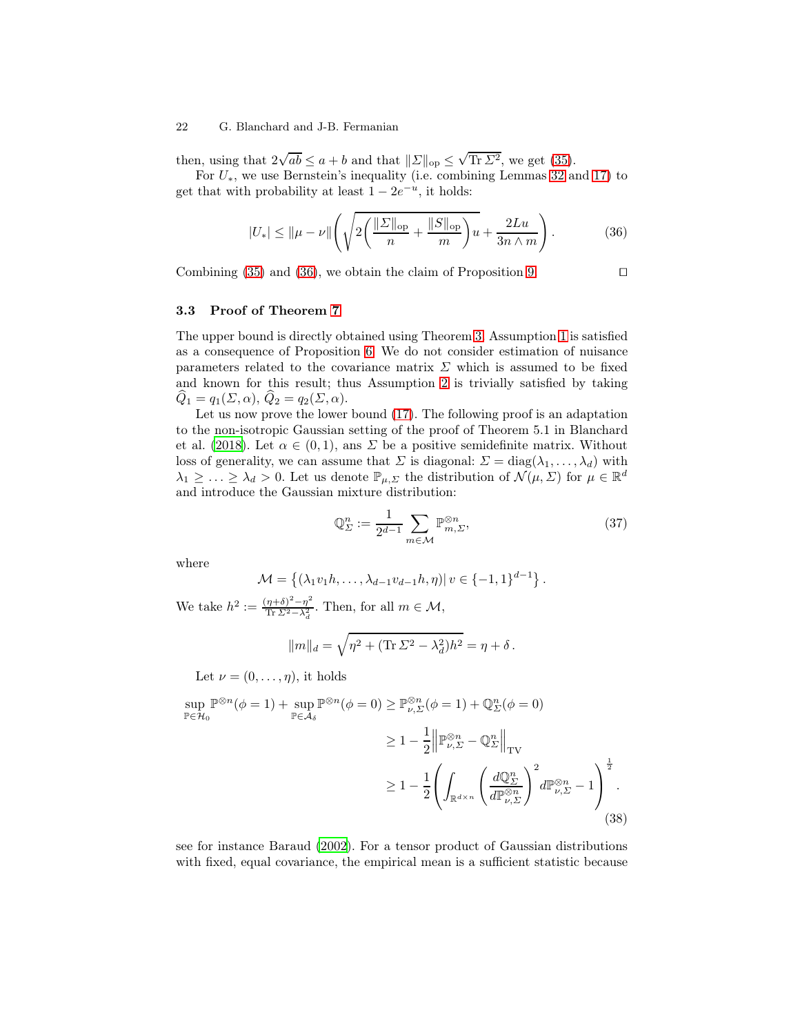then, using that $2\sqrt{ab} \leq a + b$ and that $\|\Sigma\|_{\text{op}} \leq \sqrt{\operatorname{Tr} \Sigma^2}$, we get (35).

For $U_*$, we use Bernstein's inequality (i.e. combining Lemmas 32 and 17) to get that with probability at least $1 - 2e^{-u}$, it holds:

$$
|U_*| \leq \|\mu - \nu\| \left( \sqrt{2\left( \frac{\|\Sigma\|_{\text{op}}}{n} + \frac{\|S\|_{\text{op}}}{m} \right) u} + \frac{2Lu}{3n \wedge m} \right). \tag{36}
$$

Combining (35) and (36), we obtain the claim of Proposition 9. □

### 3.3 Proof of Theorem 7

The upper bound is directly obtained using Theorem 3. Assumption 1 is satisfied as a consequence of Proposition 6. We do not consider estimation of nuisance parameters related to the covariance matrix $\Sigma$ which is assumed to be fixed and known for this result; thus Assumption 2 is trivially satisfied by taking $\widehat{Q}_1 = q_1(\Sigma, \alpha)$, $\widehat{Q}_2 = q_2(\Sigma, \alpha)$.

Let us now prove the lower bound (17). The following proof is an adaptation to the non-isotropic Gaussian setting of the proof of Theorem 5.1 in Blanchard et al. (2018). Let $\alpha \in (0, 1)$, ans $\Sigma$ be a positive semidefinite matrix. Without loss of generality, we can assume that $\Sigma$ is diagonal: $\Sigma = \operatorname{diag}(\lambda_1, \ldots, \lambda_d)$ with $\lambda_1 \geq \ldots \geq \lambda_d > 0$. Let us denote $\mathbb{P}_{\mu,\Sigma}$ the distribution of $\mathcal{N}(\mu, \Sigma)$ for $\mu \in \mathbb{R}^d$ and introduce the Gaussian mixture distribution:

$$
\mathbb{Q}^n_\Sigma := \frac{1}{2^{d-1}} \sum_{m \in \mathcal{M}} \mathbb{P}^{\otimes n}_{m,\Sigma}, \tag{37}
$$

where

$$
\mathcal{M} = \left\{ (\lambda_1 v_1 h, \ldots, \lambda_{d-1} v_{d-1} h, \eta) | \, v \in \{-1, 1\}^{d-1} \right\}.
$$

We take $h^2 := \frac{(\eta+\delta)^2 - \eta^2}{\operatorname{Tr} \Sigma^2 - \lambda_d^2}$. Then, for all $m \in \mathcal{M}$,

$$
\|m\|_d = \sqrt{\eta^2 + (\operatorname{Tr} \Sigma^2 - \lambda_d^2) h^2} = \eta + \delta \, .
$$

Let $\nu = (0, \ldots, \eta)$, it holds

$$
\begin{aligned}
\sup_{\mathbb{P} \in \mathcal{H}_0} \mathbb{P}^{\otimes n}(\phi = 1) + \sup_{\mathbb{P} \in \mathcal{A}_\delta} \mathbb{P}^{\otimes n}(\phi = 0) &\geq \mathbb{P}^{\otimes n}_{\nu,\Sigma}(\phi = 1) + \mathbb{Q}^n_\Sigma(\phi = 0) \\
&\geq 1 - \frac{1}{2} \left\| \mathbb{P}^{\otimes n}_{\nu,\Sigma} - \mathbb{Q}^n_\Sigma \right\|_{\text{TV}} \\
&\geq 1 - \frac{1}{2} \left( \int_{\mathbb{R}^{d \times n}} \left( \frac{d\mathbb{Q}^n_\Sigma}{d\mathbb{P}^{\otimes n}_{\nu,\Sigma}} \right)^2 d\mathbb{P}^{\otimes n}_{\nu,\Sigma} - 1 \right)^{\frac{1}{2}} .
\end{aligned} \tag{38}
$$

see for instance Baraud (2002). For a tensor product of Gaussian distributions with fixed, equal covariance, the empirical mean is a sufficient statistic because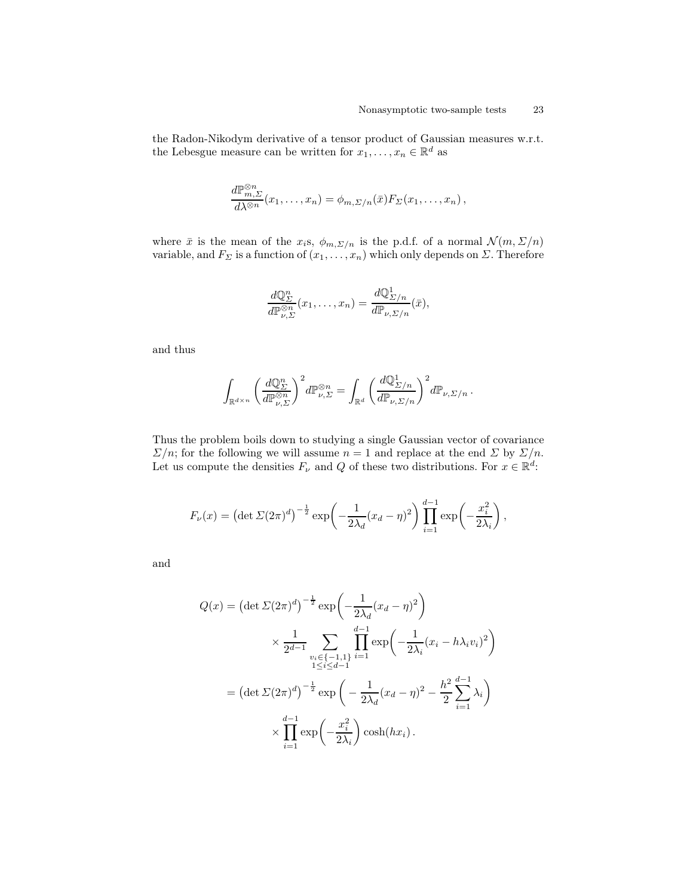the Radon-Nikodym derivative of a tensor product of Gaussian measures w.r.t. the Lebesgue measure can be written for $x_1, \ldots, x_n \in \mathbb{R}^d$ as

$$
\frac{d\mathbb{P}_{m,\Sigma}^{\otimes n}}{d\lambda^{\otimes n}}(x_1, \ldots, x_n) = \phi_{m,\Sigma/n}(\bar{x}) F_\Sigma(x_1, \ldots, x_n)\,,
$$

where $\bar{x}$ is the mean of the $x_i$s, $\phi_{m,\Sigma/n}$ is the p.d.f. of a normal $\mathcal{N}(m, \Sigma/n)$ variable, and $F_\Sigma$ is a function of $(x_1, \ldots, x_n)$ which only depends on $\Sigma$. Therefore

$$
\frac{d\mathbb{Q}_\Sigma^n}{d\mathbb{P}_{\nu,\Sigma}^{\otimes n}}(x_1, \ldots, x_n) = \frac{d\mathbb{Q}_{\Sigma/n}^1}{d\mathbb{P}_{\nu,\Sigma/n}}(\bar{x}),
$$

and thus

$$
\int_{\mathbb{R}^{d\times n}} \left( \frac{d\mathbb{Q}_\Sigma^n}{d\mathbb{P}_{\nu,\Sigma}^{\otimes n}} \right)^2 d\mathbb{P}_{\nu,\Sigma}^{\otimes n} = \int_{\mathbb{R}^d} \left( \frac{d\mathbb{Q}_{\Sigma/n}^1}{d\mathbb{P}_{\nu,\Sigma/n}} \right)^2 d\mathbb{P}_{\nu,\Sigma/n}\,.
$$

Thus the problem boils down to studying a single Gaussian vector of covariance $\Sigma/n$; for the following we will assume $n = 1$ and replace at the end $\Sigma$ by $\Sigma/n$. Let us compute the densities $F_\nu$ and $Q$ of these two distributions. For $x \in \mathbb{R}^d$:

$$
F_\nu(x) = \left(\det \Sigma (2\pi)^d\right)^{-\frac{1}{2}} \exp\!\left( -\frac{1}{2\lambda_d}(x_d - \eta)^2 \right) \prod_{i=1}^{d-1} \exp\!\left( -\frac{x_i^2}{2\lambda_i} \right),
$$

and

$$
\begin{aligned}
Q(x) &= \left(\det \Sigma (2\pi)^d\right)^{-\frac{1}{2}} \exp\!\left( -\frac{1}{2\lambda_d}(x_d - \eta)^2 \right) \\
&\qquad \times \frac{1}{2^{d-1}} \sum_{\substack{v_i \in \{-1,1\} \\ 1 \le i \le d-1}} \prod_{i=1}^{d-1} \exp\!\left( -\frac{1}{2\lambda_i}(x_i - h\lambda_i v_i)^2 \right) \\
&= \left(\det \Sigma (2\pi)^d\right)^{-\frac{1}{2}} \exp\left( -\frac{1}{2\lambda_d}(x_d - \eta)^2 - \frac{h^2}{2} \sum_{i=1}^{d-1} \lambda_i \right) \\
&\qquad \times \prod_{i=1}^{d-1} \exp\!\left( -\frac{x_i^2}{2\lambda_i} \right) \cosh(hx_i)\,.
\end{aligned}
$$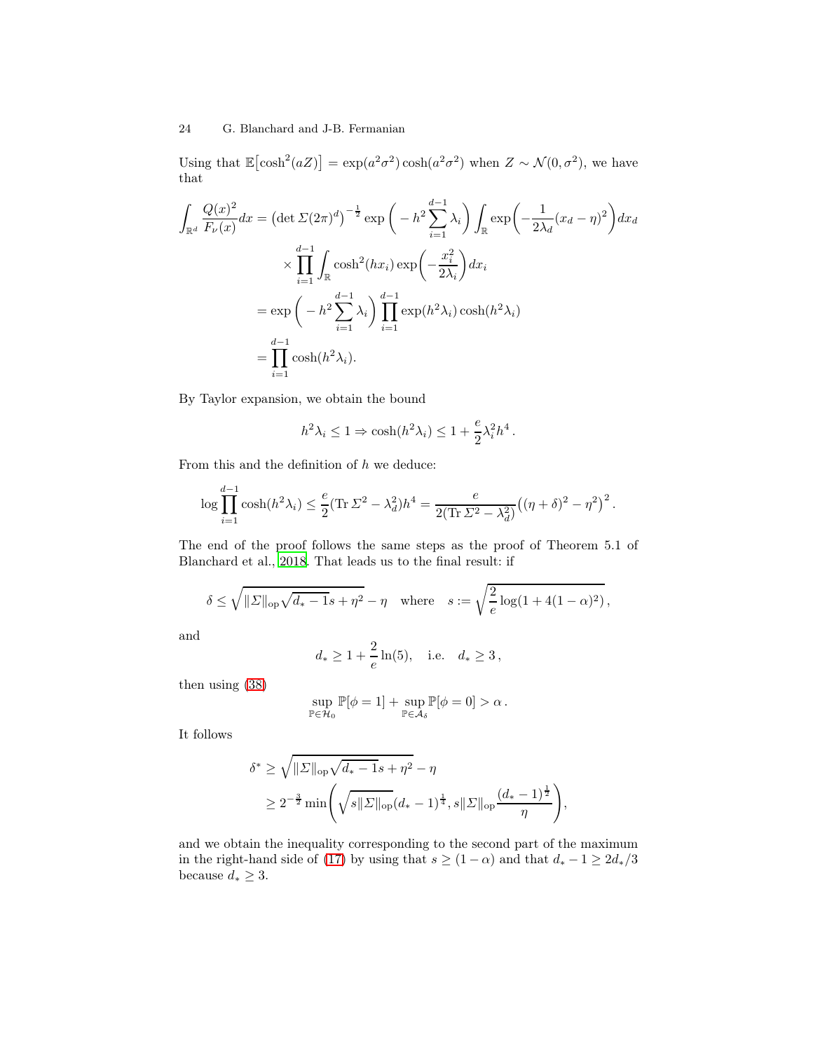Using that $\mathbb{E}\big[\cosh^2(aZ)\big] = \exp(a^2\sigma^2)\cosh(a^2\sigma^2)$ when $Z \sim \mathcal{N}(0,\sigma^2)$, we have that

$$
\begin{aligned}
\int_{\mathbb{R}^d} \frac{Q(x)^2}{F_\nu(x)}dx &= \big(\det \Sigma(2\pi)^d\big)^{-\frac{1}{2}} \exp\bigg( -h^2 \sum_{i=1}^{d-1} \lambda_i \bigg) \int_{\mathbb{R}} \exp\bigg( -\frac{1}{2\lambda_d}(x_d - \eta)^2 \bigg) dx_d \\
&\qquad \times \prod_{i=1}^{d-1} \int_{\mathbb{R}} \cosh^2(hx_i) \exp\bigg( -\frac{x_i^2}{2\lambda_i} \bigg) dx_i \\
&= \exp\bigg( -h^2 \sum_{i=1}^{d-1} \lambda_i \bigg) \prod_{i=1}^{d-1} \exp(h^2\lambda_i)\cosh(h^2\lambda_i) \\
&= \prod_{i=1}^{d-1} \cosh(h^2\lambda_i).
\end{aligned}
$$

By Taylor expansion, we obtain the bound

$$
h^2\lambda_i \le 1 \Rightarrow \cosh(h^2\lambda_i) \le 1 + \frac{e}{2}\lambda_i^2 h^4 .
$$

From this and the definition of $h$ we deduce:

$$
\log \prod_{i=1}^{d-1} \cosh(h^2\lambda_i) \le \frac{e}{2}(\operatorname{Tr}\Sigma^2 - \lambda_d^2)h^4 = \frac{e}{2(\operatorname{Tr}\Sigma^2 - \lambda_d^2)}\big((\eta+\delta)^2 - \eta^2\big)^2 .
$$

The end of the proof follows the same steps as the proof of Theorem 5.1 of Blanchard et al., 2018. That leads us to the final result: if

$$
\delta \le \sqrt{\|\Sigma\|_{\mathrm{op}}\sqrt{d_*-1}s + \eta^2} - \eta \quad \text{where} \quad s := \sqrt{\frac{2}{e}\log(1+4(1-\alpha)^2)}\,,
$$

and

$$
d_* \ge 1 + \frac{2}{e}\ln(5), \quad \text{i.e.} \quad d_* \ge 3\,,
$$

then using (38)

$$
\sup_{\mathbb{P}\in\mathcal{H}_0} \mathbb{P}[\phi = 1] + \sup_{\mathbb{P}\in\mathcal{A}_\delta} \mathbb{P}[\phi = 0] > \alpha\,.
$$

It follows

$$
\begin{aligned}
\delta^* &\ge \sqrt{\|\Sigma\|_{\mathrm{op}}\sqrt{d_*-1}s + \eta^2} - \eta \\
&\ge 2^{-\frac{3}{2}} \min\Bigg( \sqrt{s\|\Sigma\|_{\mathrm{op}}}(d_*-1)^{\frac{1}{4}}, s\|\Sigma\|_{\mathrm{op}}\frac{(d_*-1)^{\frac{1}{2}}}{\eta} \Bigg),
\end{aligned}
$$

and we obtain the inequality corresponding to the second part of the maximum in the right-hand side of (17) by using that $s \ge (1-\alpha)$ and that $d_* - 1 \ge 2d_*/3$ because $d_* \ge 3$.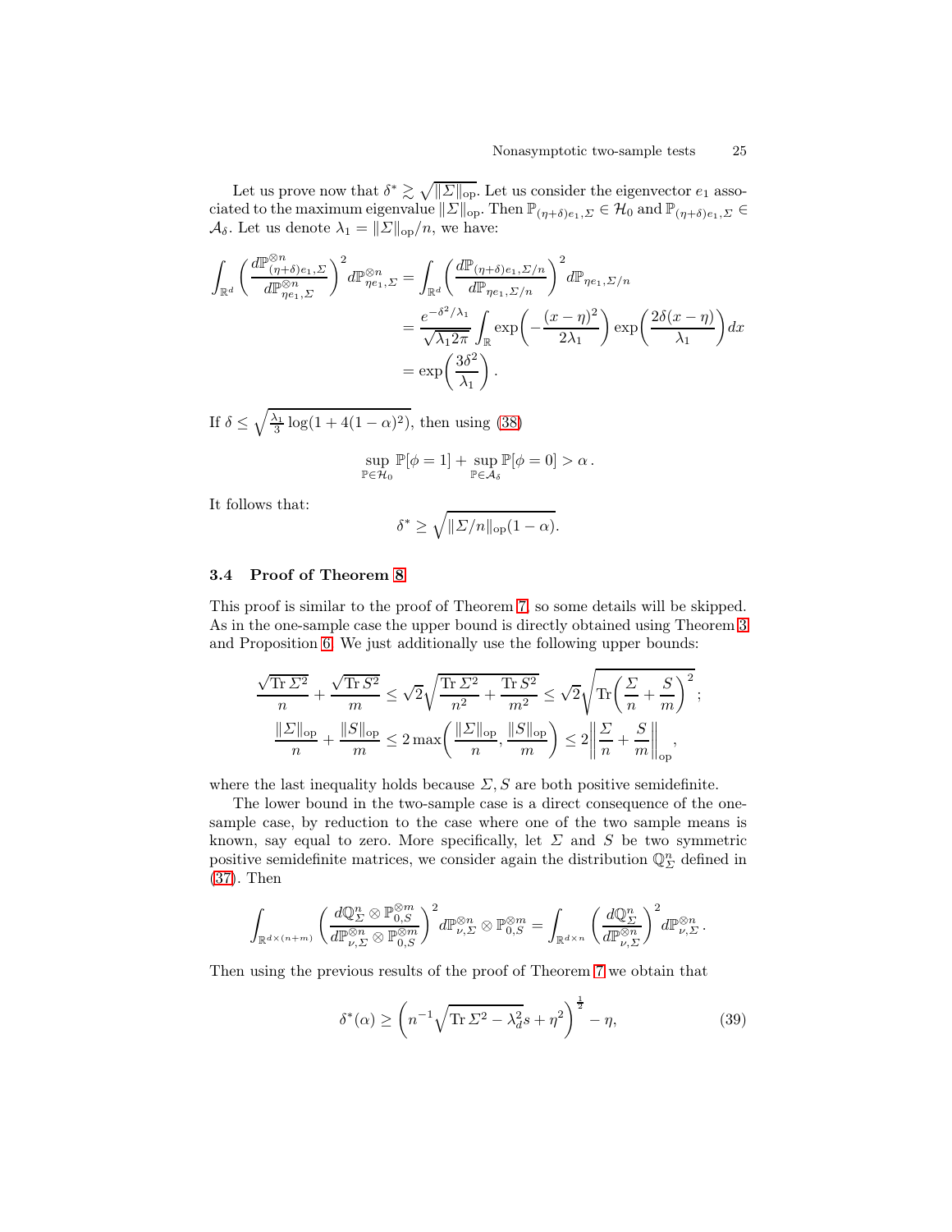Let us prove now that $\delta^* \gtrsim \sqrt{\|\Sigma\|_{\mathrm{op}}}$. Let us consider the eigenvector $e_1$ associated to the maximum eigenvalue $\|\Sigma\|_{\mathrm{op}}$. Then $\mathbb{P}_{(\eta+\delta)e_1,\Sigma} \in \mathcal{H}_0$ and $\mathbb{P}_{(\eta+\delta)e_1,\Sigma} \in \mathcal{A}_\delta$. Let us denote $\lambda_1 = \|\Sigma\|_{\mathrm{op}}/n$, we have:

$$
\begin{aligned}
\int_{\mathbb{R}^d} \left( \frac{d\mathbb{P}^{\otimes n}_{(\eta+\delta)e_1,\Sigma}}{d\mathbb{P}^{\otimes n}_{\eta e_1,\Sigma}} \right)^2 d\mathbb{P}^{\otimes n}_{\eta e_1,\Sigma} &= \int_{\mathbb{R}^d} \left( \frac{d\mathbb{P}_{(\eta+\delta)e_1,\Sigma/n}}{d\mathbb{P}_{\eta e_1,\Sigma/n}} \right)^2 d\mathbb{P}_{\eta e_1,\Sigma/n} \\
&= \frac{e^{-\delta^2/\lambda_1}}{\sqrt{\lambda_1 2\pi}} \int_{\mathbb{R}} \exp\left( -\frac{(x-\eta)^2}{2\lambda_1} \right) \exp\left( \frac{2\delta(x-\eta)}{\lambda_1} \right) dx \\
&= \exp\left( \frac{3\delta^2}{\lambda_1} \right).
\end{aligned}
$$

If $\delta \le \sqrt{\frac{\lambda_1}{3}\log(1+4(1-\alpha)^2)}$, then using (38)

$$
\sup_{\mathbb{P}\in\mathcal{H}_0} \mathbb{P}[\phi = 1] + \sup_{\mathbb{P}\in\mathcal{A}_\delta} \mathbb{P}[\phi = 0] > \alpha\,.
$$

It follows that:

$$
\delta^* \ge \sqrt{\|\Sigma/n\|_{\mathrm{op}}(1-\alpha)}.
$$

### 3.4 Proof of Theorem 8

This proof is similar to the proof of Theorem 7, so some details will be skipped. As in the one-sample case the upper bound is directly obtained using Theorem 3 and Proposition 6. We just additionally use the following upper bounds:

$$
\begin{aligned}
\frac{\sqrt{\operatorname{Tr}\Sigma^2}}{n} + \frac{\sqrt{\operatorname{Tr} S^2}}{m} &\le \sqrt{2}\sqrt{\frac{\operatorname{Tr}\Sigma^2}{n^2} + \frac{\operatorname{Tr} S^2}{m^2}} \le \sqrt{2}\sqrt{\operatorname{Tr}\left( \frac{\Sigma}{n} + \frac{S}{m} \right)^2}\,; \\
\frac{\|\Sigma\|_{\mathrm{op}}}{n} + \frac{\|S\|_{\mathrm{op}}}{m} &\le 2\max\left( \frac{\|\Sigma\|_{\mathrm{op}}}{n}, \frac{\|S\|_{\mathrm{op}}}{m} \right) \le 2\left\| \frac{\Sigma}{n} + \frac{S}{m} \right\|_{\mathrm{op}},
\end{aligned}
$$

where the last inequality holds because $\Sigma, S$ are both positive semidefinite.

The lower bound in the two-sample case is a direct consequence of the one-sample case, by reduction to the case where one of the two sample means is known, say equal to zero. More specifically, let $\Sigma$ and $S$ be two symmetric positive semidefinite matrices, we consider again the distribution $\mathbb{Q}^n_\Sigma$ defined in (37). Then

$$
\int_{\mathbb{R}^{d\times(n+m)}} \left( \frac{d\mathbb{Q}^n_\Sigma \otimes \mathbb{P}^{\otimes m}_{0,S}}{d\mathbb{P}^{\otimes n}_{\nu,\Sigma} \otimes \mathbb{P}^{\otimes m}_{0,S}} \right)^2 d\mathbb{P}^{\otimes n}_{\nu,\Sigma} \otimes \mathbb{P}^{\otimes m}_{0,S} = \int_{\mathbb{R}^{d\times n}} \left( \frac{d\mathbb{Q}^n_\Sigma}{d\mathbb{P}^{\otimes n}_{\nu,\Sigma}} \right)^2 d\mathbb{P}^{\otimes n}_{\nu,\Sigma}\,.
$$

Then using the previous results of the proof of Theorem 7 we obtain that

$$
\delta^*(\alpha) \ge \left( n^{-1}\sqrt{\operatorname{Tr}\Sigma^2 - \lambda_d^2 s} + \eta^2 \right)^{\frac{1}{2}} - \eta, \tag{39}
$$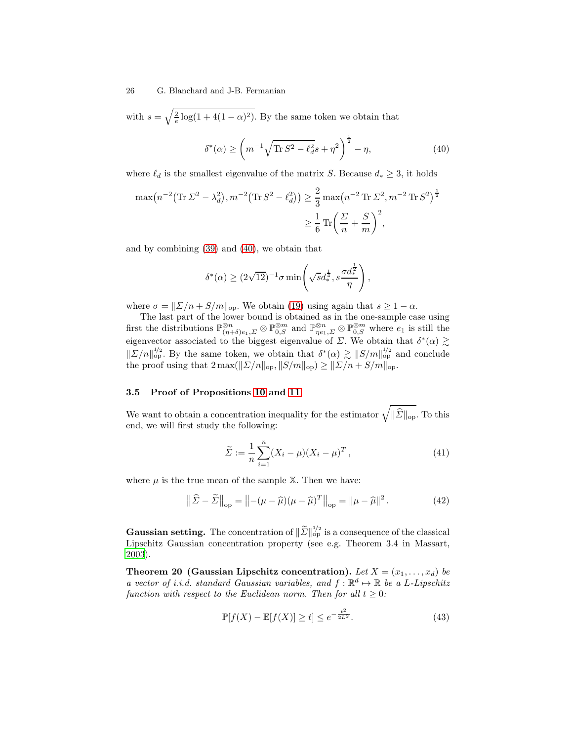with $s = \sqrt{\frac{2}{e}\log(1+4(1-\alpha)^2)}$. By the same token we obtain that

$$
\delta^*(\alpha) \geq \left(m^{-1}\sqrt{\operatorname{Tr} S^2 - \ell_d^2}\, s + \eta^2\right)^{\frac{1}{2}} - \eta, \tag{40}
$$

where $\ell_d$ is the smallest eigenvalue of the matrix $S$. Because $d_* \geq 3$, it holds

$$
\begin{aligned}
\max\bigl(n^{-2}\bigl(\operatorname{Tr} \Sigma^2 - \lambda_d^2\bigr), m^{-2}\bigl(\operatorname{Tr} S^2 - \ell_d^2\bigr)\bigr) &\geq \frac{2}{3}\max\bigl(n^{-2}\operatorname{Tr} \Sigma^2, m^{-2}\operatorname{Tr} S^2\bigr)^{\frac{1}{2}} \\
&\geq \frac{1}{6}\operatorname{Tr}\left(\frac{\Sigma}{n} + \frac{S}{m}\right)^2,
\end{aligned}
$$

and by combining (39) and (40), we obtain that

$$
\delta^*(\alpha) \geq (2\sqrt{12})^{-1}\sigma \min\left(\sqrt{s} d_*^{\frac{1}{4}}, s\frac{\sigma d_*^{\frac{1}{2}}}{\eta}\right),
$$

where $\sigma = \|\Sigma/n + S/m\|_{\mathrm{op}}$. We obtain (19) using again that $s \geq 1-\alpha$.

The last part of the lower bound is obtained as in the one-sample case using first the distributions $\mathbb{P}_{(\eta+\delta)e_1,\Sigma}^{\otimes n} \otimes \mathbb{P}_{0,S}^{\otimes m}$ and $\mathbb{P}_{\eta e_1,\Sigma}^{\otimes n} \otimes \mathbb{P}_{0,S}^{\otimes m}$ where $e_1$ is still the eigenvector associated to the biggest eigenvalue of $\Sigma$. We obtain that $\delta^*(\alpha) \gtrsim \|\Sigma/n\|_{\mathrm{op}}^{1/2}$. By the same token, we obtain that $\delta^*(\alpha) \gtrsim \|S/m\|_{\mathrm{op}}^{1/2}$ and conclude the proof using that $2\max(\|\Sigma/n\|_{\mathrm{op}}, \|S/m\|_{\mathrm{op}}) \geq \|\Sigma/n + S/m\|_{\mathrm{op}}$.

### 3.5 Proof of Propositions 10 and 11

We want to obtain a concentration inequality for the estimator $\sqrt{\|\widehat{\Sigma}\|_{\mathrm{op}}}$. To this end, we will first study the following:

$$
\widetilde{\Sigma} := \frac{1}{n}\sum_{i=1}^{n}(X_i - \mu)(X_i - \mu)^T, \tag{41}
$$

where $\mu$ is the true mean of the sample $\mathbb{X}$. Then we have:

$$
\bigl\|\widehat{\Sigma} - \widetilde{\Sigma}\bigr\|_{\mathrm{op}} = \bigl\|-(\mu - \widehat{\mu})(\mu - \widehat{\mu})^T\bigr\|_{\mathrm{op}} = \|\mu - \widehat{\mu}\|^2. \tag{42}
$$

**Gaussian setting.** The concentration of $\|\widetilde{\Sigma}\|_{\mathrm{op}}^{1/2}$ is a consequence of the classical Lipschitz Gaussian concentration property (see e.g. Theorem 3.4 in Massart, 2003).

**Theorem 20 (Gaussian Lipschitz concentration).** *Let $X = (x_1, \ldots, x_d)$ be a vector of i.i.d. standard Gaussian variables, and $f : \mathbb{R}^d \mapsto \mathbb{R}$ be a $L$-Lipschitz function with respect to the Euclidean norm. Then for all $t \geq 0$:*

$$
\mathbb{P}[f(X) - \mathbb{E}[f(X)] \geq t] \leq e^{-\frac{t^2}{2L^2}}. \tag{43}
$$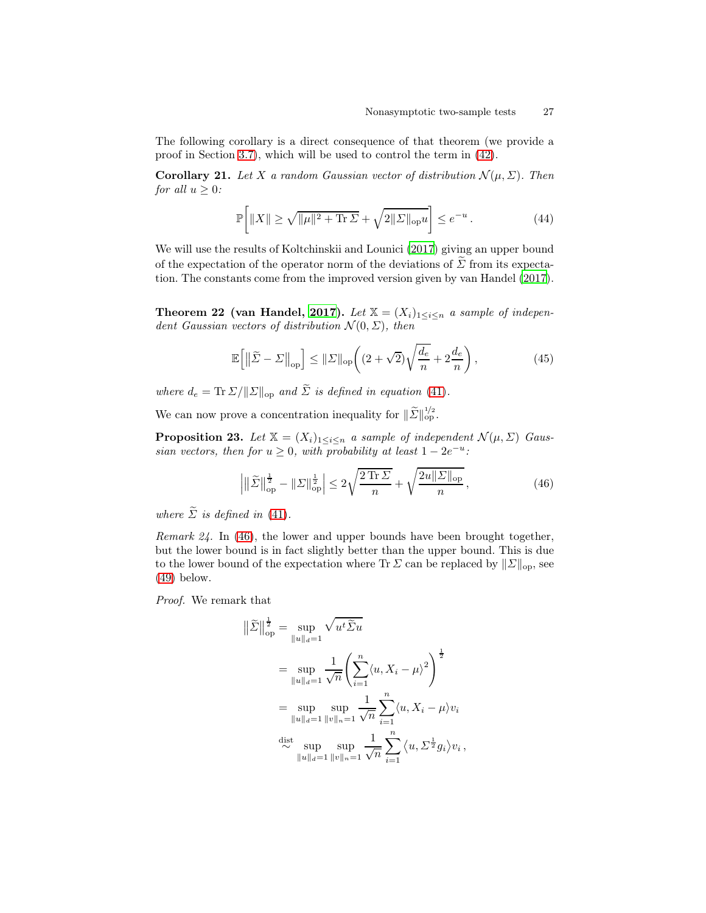The following corollary is a direct consequence of that theorem (we provide a proof in Section 3.7), which will be used to control the term in (42).

**Corollary 21.** *Let $X$ a random Gaussian vector of distribution $\mathcal{N}(\mu, \Sigma)$. Then for all $u \geq 0$:*

$$\mathbb{P}\left[\|X\| \geq \sqrt{\|\mu\|^2 + \operatorname{Tr}\Sigma} + \sqrt{2\|\Sigma\|_{\mathrm{op}} u}\right] \leq e^{-u}\,. \tag{44}$$

We will use the results of Koltchinskii and Lounici (2017) giving an upper bound of the expectation of the operator norm of the deviations of $\widetilde{\Sigma}$ from its expectation. The constants come from the improved version given by van Handel (2017).

**Theorem 22 (van Handel, 2017).** *Let $\mathbb{X} = (X_i)_{1 \leq i \leq n}$ a sample of independent Gaussian vectors of distribution $\mathcal{N}(0, \Sigma)$, then*

$$\mathbb{E}\left[\left\|\widetilde{\Sigma} - \Sigma\right\|_{\mathrm{op}}\right] \leq \|\Sigma\|_{\mathrm{op}}\left((2 + \sqrt{2})\sqrt{\frac{d_e}{n}} + 2\frac{d_e}{n}\right), \tag{45}$$

*where $d_e = \operatorname{Tr}\Sigma / \|\Sigma\|_{\mathrm{op}}$ and $\widetilde{\Sigma}$ is defined in equation (41).*

We can now prove a concentration inequality for $\|\widetilde{\Sigma}\|_{\mathrm{op}}^{1/2}$.

**Proposition 23.** *Let $\mathbb{X} = (X_i)_{1 \leq i \leq n}$ a sample of independent $\mathcal{N}(\mu, \Sigma)$ Gaussian vectors, then for $u \geq 0$, with probability at least $1 - 2e^{-u}$:*

$$\left|\left\|\widetilde{\Sigma}\right\|_{\mathrm{op}}^{\frac{1}{2}} - \|\Sigma\|_{\mathrm{op}}^{\frac{1}{2}}\right| \leq 2\sqrt{\frac{2\operatorname{Tr}\Sigma}{n}} + \sqrt{\frac{2u\|\Sigma\|_{\mathrm{op}}}{n}}\,, \tag{46}$$

*where $\widetilde{\Sigma}$ is defined in (41).*

*Remark 24.* In (46), the lower and upper bounds have been brought together, but the lower bound is in fact slightly better than the upper bound. This is due to the lower bound of the expectation where $\operatorname{Tr}\Sigma$ can be replaced by $\|\Sigma\|_{\mathrm{op}}$, see (49) below.

*Proof.* We remark that

$$\begin{aligned}
\left\|\widetilde{\Sigma}\right\|_{\mathrm{op}}^{\frac{1}{2}} &= \sup_{\|u\|_d = 1} \sqrt{u^t \widetilde{\Sigma} u} \\
&= \sup_{\|u\|_d = 1} \frac{1}{\sqrt{n}}\left(\sum_{i=1}^n \langle u, X_i - \mu\rangle^2\right)^{\frac{1}{2}} \\
&= \sup_{\|u\|_d = 1} \sup_{\|v\|_n = 1} \frac{1}{\sqrt{n}} \sum_{i=1}^n \langle u, X_i - \mu\rangle v_i \\
&\overset{\mathrm{dist}}{\sim} \sup_{\|u\|_d = 1} \sup_{\|v\|_n = 1} \frac{1}{\sqrt{n}} \sum_{i=1}^n \left\langle u, \Sigma^{\frac{1}{2}} g_i\right\rangle v_i\,,
\end{aligned}$$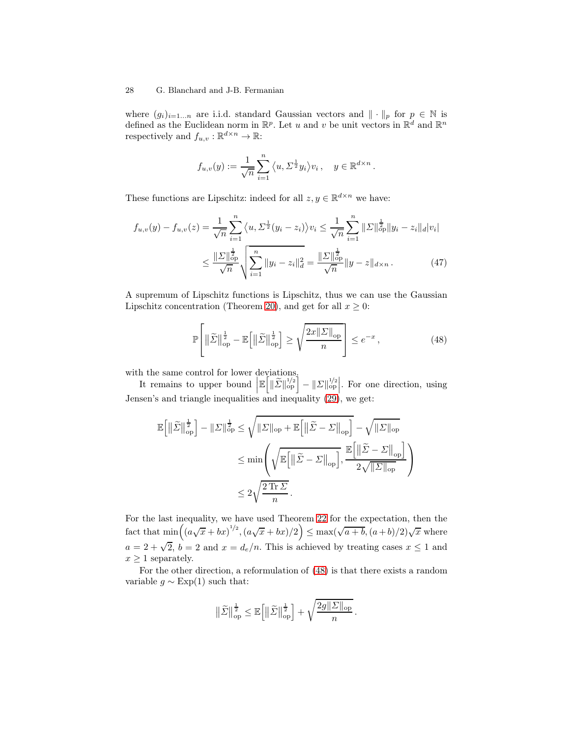where $(g_i)_{i=1...n}$ are i.i.d. standard Gaussian vectors and $\|\cdot\|_p$ for $p \in \mathbb{N}$ is defined as the Euclidean norm in $\mathbb{R}^p$. Let $u$ and $v$ be unit vectors in $\mathbb{R}^d$ and $\mathbb{R}^n$ respectively and $f_{u,v} : \mathbb{R}^{d\times n} \to \mathbb{R}$:

$$f_{u,v}(y) := \frac{1}{\sqrt{n}} \sum_{i=1}^{n} \langle u, \Sigma^{\frac{1}{2}} y_i \rangle v_i \,, \quad y \in \mathbb{R}^{d\times n} \,.$$

These functions are Lipschitz: indeed for all $z, y \in \mathbb{R}^{d\times n}$ we have:

$$\begin{aligned} f_{u,v}(y) - f_{u,v}(z) &= \frac{1}{\sqrt{n}} \sum_{i=1}^{n} \big\langle u, \Sigma^{\frac{1}{2}}(y_i - z_i)\big\rangle v_i \leq \frac{1}{\sqrt{n}} \sum_{i=1}^{n} \|\Sigma\|_{\mathrm{op}}^{\frac{1}{2}} \|y_i - z_i\|_d |v_i| \\ &\leq \frac{\|\Sigma\|_{\mathrm{op}}^{\frac{1}{2}}}{\sqrt{n}} \sqrt{\sum_{i=1}^{n} \|y_i - z_i\|_d^2} = \frac{\|\Sigma\|_{\mathrm{op}}^{\frac{1}{2}}}{\sqrt{n}} \|y - z\|_{d\times n} \,. \end{aligned} \tag{47}$$

A supremum of Lipschitz functions is Lipschitz, thus we can use the Gaussian Lipschitz concentration (Theorem 20), and get for all $x \geq 0$:

$$\mathbb{P}\left[ \big\|\widetilde{\Sigma}\big\|_{\mathrm{op}}^{\frac{1}{2}} - \mathbb{E}\Big[\big\|\widetilde{\Sigma}\big\|_{\mathrm{op}}^{\frac{1}{2}}\Big] \geq \sqrt{\frac{2x\|\Sigma\|_{\mathrm{op}}}{n}} \right] \leq e^{-x} \,, \tag{48}$$

with the same control for lower deviations.

It remains to upper bound $\Big|\mathbb{E}\Big[\big\|\widetilde{\Sigma}\big\|_{\mathrm{op}}^{1/2}\Big] - \|\Sigma\|_{\mathrm{op}}^{1/2}\Big|$. For one direction, using Jensen's and triangle inequalities and inequality (29), we get:

$$\begin{aligned} \mathbb{E}\Big[\big\|\widetilde{\Sigma}\big\|_{\mathrm{op}}^{\frac{1}{2}}\Big] - \|\Sigma\|_{\mathrm{op}}^{\frac{1}{2}} &\leq \sqrt{\|\Sigma\|_{\mathrm{op}} + \mathbb{E}\Big[\big\|\widetilde{\Sigma} - \Sigma\big\|_{\mathrm{op}}\Big]} - \sqrt{\|\Sigma\|_{\mathrm{op}}} \\ &\leq \min\left( \sqrt{\mathbb{E}\Big[\big\|\widetilde{\Sigma} - \Sigma\big\|_{\mathrm{op}}\Big]}, \frac{\mathbb{E}\Big[\big\|\widetilde{\Sigma} - \Sigma\big\|_{\mathrm{op}}\Big]}{2\sqrt{\|\Sigma\|_{\mathrm{op}}}} \right) \\ &\leq 2\sqrt{\frac{2\operatorname{Tr}\Sigma}{n}} \,. \end{aligned}$$

For the last inequality, we have used Theorem 22 for the expectation, then the fact that $\min\Big(\big(a\sqrt{x} + bx\big)^{1/2}, (a\sqrt{x} + bx)/2\Big) \leq \max(\sqrt{a+b}, (a+b)/2)\sqrt{x}$ where $a = 2 + \sqrt{2}$, $b = 2$ and $x = d_e/n$. This is achieved by treating cases $x \leq 1$ and $x \geq 1$ separately.

For the other direction, a reformulation of (48) is that there exists a random variable $g \sim \mathrm{Exp}(1)$ such that:

$$\big\|\widetilde{\Sigma}\big\|_{\mathrm{op}}^{\frac{1}{2}} \leq \mathbb{E}\Big[\big\|\widetilde{\Sigma}\big\|_{\mathrm{op}}^{\frac{1}{2}}\Big] + \sqrt{\frac{2g\|\Sigma\|_{\mathrm{op}}}{n}} \,.$$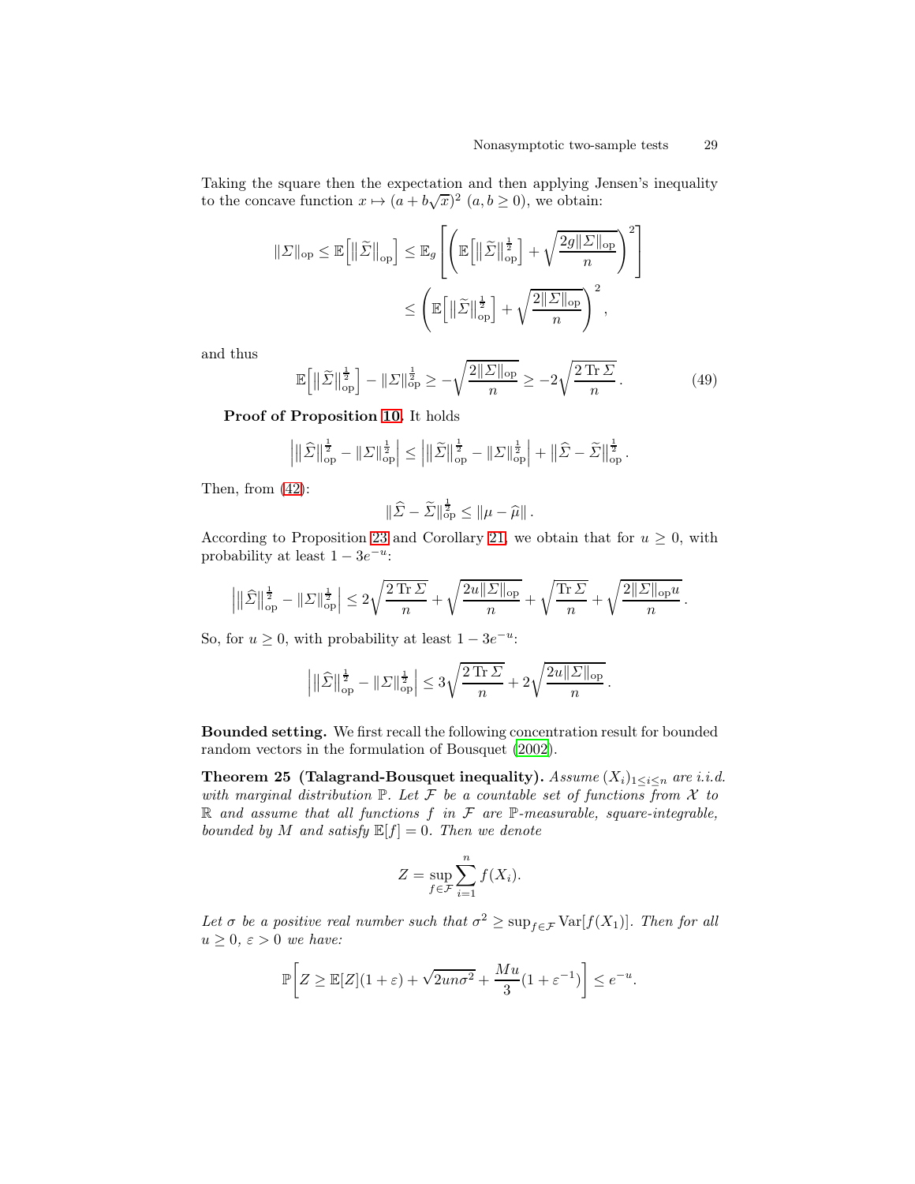Taking the square then the expectation and then applying Jensen's inequality to the concave function $x \mapsto (a + b\sqrt{x})^2$ $(a, b \geq 0)$, we obtain:

$$
\|\Sigma\|_{\mathrm{op}} \leq \mathbb{E}\Big[\big\|\widetilde{\Sigma}\big\|_{\mathrm{op}}\Big] \leq \mathbb{E}_g\left[\left(\mathbb{E}\Big[\big\|\widetilde{\Sigma}\big\|_{\mathrm{op}}^{\frac{1}{2}}\Big] + \sqrt{\frac{2g\|\Sigma\|_{\mathrm{op}}}{n}}\right)^2\right]
$$

$$
\leq \left(\mathbb{E}\Big[\big\|\widetilde{\Sigma}\big\|_{\mathrm{op}}^{\frac{1}{2}}\Big] + \sqrt{\frac{2\|\Sigma\|_{\mathrm{op}}}{n}}\right)^2,
$$

and thus

$$
\mathbb{E}\Big[\big\|\widetilde{\Sigma}\big\|_{\mathrm{op}}^{\frac{1}{2}}\Big] - \|\Sigma\|_{\mathrm{op}}^{\frac{1}{2}} \geq -\sqrt{\frac{2\|\Sigma\|_{\mathrm{op}}}{n}} \geq -2\sqrt{\frac{2\operatorname{Tr}\Sigma}{n}}\,. \tag{49}
$$

**Proof of Proposition 10.** It holds

$$
\left|\big\|\widehat{\Sigma}\big\|_{\mathrm{op}}^{\frac{1}{2}} - \|\Sigma\|_{\mathrm{op}}^{\frac{1}{2}}\right| \leq \left|\big\|\widetilde{\Sigma}\big\|_{\mathrm{op}}^{\frac{1}{2}} - \|\Sigma\|_{\mathrm{op}}^{\frac{1}{2}}\right| + \big\|\widehat{\Sigma} - \widetilde{\Sigma}\big\|_{\mathrm{op}}^{\frac{1}{2}}.
$$

Then, from (42):

$$
\|\widehat{\Sigma} - \widetilde{\Sigma}\|_{\mathrm{op}}^{\frac{1}{2}} \leq \|\mu - \widehat{\mu}\|\,.
$$

According to Proposition 23 and Corollary 21, we obtain that for $u \geq 0$, with probability at least $1 - 3e^{-u}$:

$$
\left|\big\|\widehat{\Sigma}\big\|_{\mathrm{op}}^{\frac{1}{2}} - \|\Sigma\|_{\mathrm{op}}^{\frac{1}{2}}\right| \leq 2\sqrt{\frac{2\operatorname{Tr}\Sigma}{n}} + \sqrt{\frac{2u\|\Sigma\|_{\mathrm{op}}}{n}} + \sqrt{\frac{\operatorname{Tr}\Sigma}{n}} + \sqrt{\frac{2\|\Sigma\|_{\mathrm{op}}u}{n}}\,.
$$

So, for $u \geq 0$, with probability at least $1 - 3e^{-u}$:

$$
\left|\big\|\widehat{\Sigma}\big\|_{\mathrm{op}}^{\frac{1}{2}} - \|\Sigma\|_{\mathrm{op}}^{\frac{1}{2}}\right| \leq 3\sqrt{\frac{2\operatorname{Tr}\Sigma}{n}} + 2\sqrt{\frac{2u\|\Sigma\|_{\mathrm{op}}}{n}}\,.
$$

**Bounded setting.** We first recall the following concentration result for bounded random vectors in the formulation of Bousquet (2002).

**Theorem 25 (Talagrand-Bousquet inequality).** *Assume $(X_i)_{1\leq i\leq n}$ are i.i.d. with marginal distribution $\mathbb{P}$. Let $\mathcal{F}$ be a countable set of functions from $\mathcal{X}$ to $\mathbb{R}$ and assume that all functions $f$ in $\mathcal{F}$ are $\mathbb{P}$-measurable, square-integrable, bounded by $M$ and satisfy $\mathbb{E}[f] = 0$. Then we denote*

$$
Z = \sup_{f\in\mathcal{F}} \sum_{i=1}^{n} f(X_i).
$$

*Let $\sigma$ be a positive real number such that $\sigma^2 \geq \sup_{f\in\mathcal{F}} \operatorname{Var}[f(X_1)]$. Then for all $u \geq 0$, $\varepsilon > 0$ we have:*

$$
\mathbb{P}\left[Z \geq \mathbb{E}[Z](1+\varepsilon) + \sqrt{2un\sigma^2} + \frac{Mu}{3}(1+\varepsilon^{-1})\right] \leq e^{-u}.
$$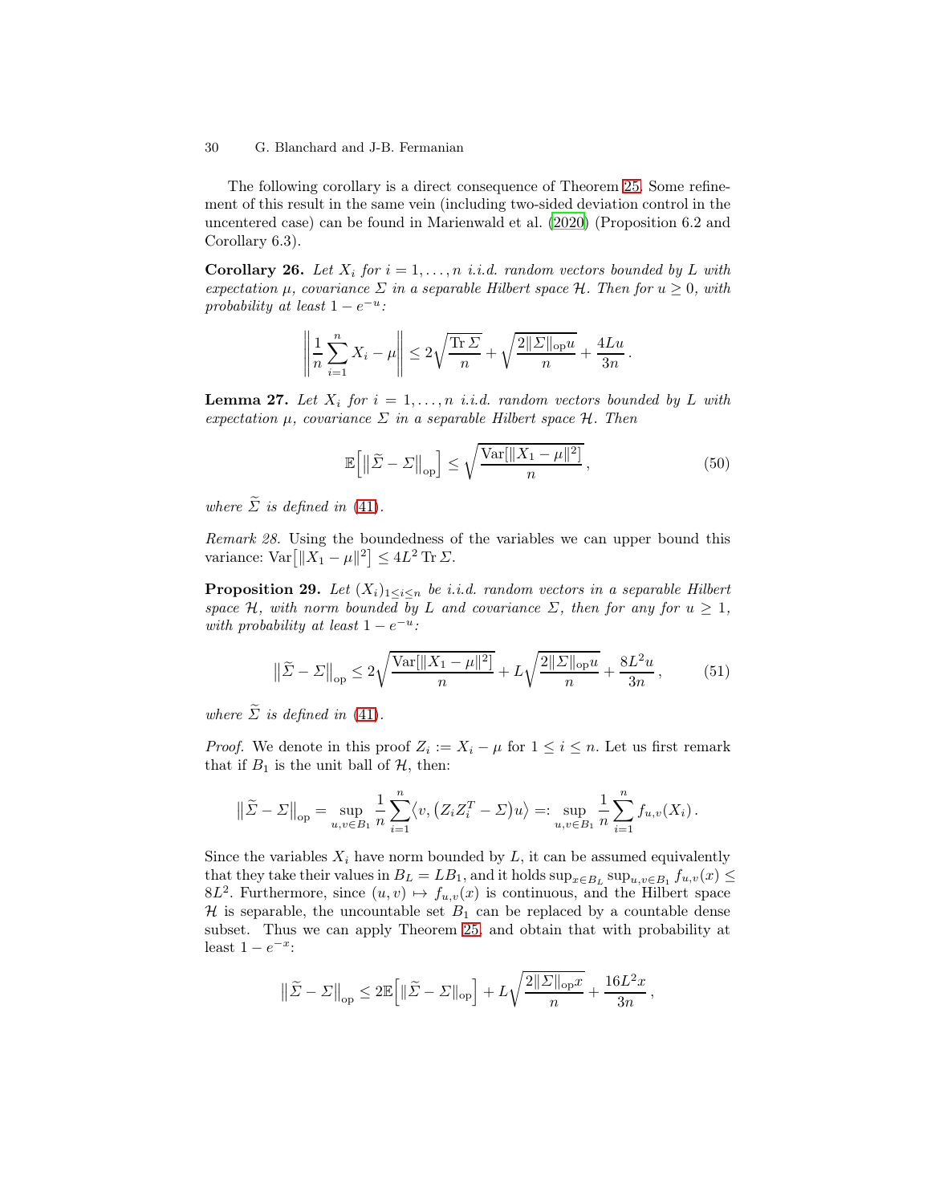The following corollary is a direct consequence of Theorem 25. Some refinement of this result in the same vein (including two-sided deviation control in the uncentered case) can be found in Marienwald et al. (2020) (Proposition 6.2 and Corollary 6.3).

**Corollary 26.** *Let $X_i$ for $i = 1, \ldots, n$ i.i.d. random vectors bounded by $L$ with expectation $\mu$, covariance $\Sigma$ in a separable Hilbert space $\mathcal{H}$. Then for $u \geq 0$, with probability at least $1 - e^{-u}$:*

$$\left\| \frac{1}{n} \sum_{i=1}^{n} X_i - \mu \right\| \leq 2\sqrt{\frac{\operatorname{Tr} \Sigma}{n}} + \sqrt{\frac{2\|\Sigma\|_{\mathrm{op}} u}{n}} + \frac{4Lu}{3n} .$$

**Lemma 27.** *Let $X_i$ for $i = 1, \ldots, n$ i.i.d. random vectors bounded by $L$ with expectation $\mu$, covariance $\Sigma$ in a separable Hilbert space $\mathcal{H}$. Then*

$$\mathbb{E}\Big[ \big\| \widetilde{\Sigma} - \Sigma \big\|_{\mathrm{op}} \Big] \leq \sqrt{\frac{\operatorname{Var}[\|X_1 - \mu\|^2]}{n}} , \tag{50}$$

*where $\widetilde{\Sigma}$ is defined in (41).*

*Remark 28.* Using the boundedness of the variables we can upper bound this variance: $\operatorname{Var}\big[\|X_1 - \mu\|^2\big] \leq 4L^2 \operatorname{Tr} \Sigma$.

**Proposition 29.** *Let $(X_i)_{1 \leq i \leq n}$ be i.i.d. random vectors in a separable Hilbert space $\mathcal{H}$, with norm bounded by $L$ and covariance $\Sigma$, then for any for $u \geq 1$, with probability at least $1 - e^{-u}$:*

$$\big\| \widetilde{\Sigma} - \Sigma \big\|_{\mathrm{op}} \leq 2\sqrt{\frac{\operatorname{Var}[\|X_1 - \mu\|^2]}{n}} + L\sqrt{\frac{2\|\Sigma\|_{\mathrm{op}} u}{n}} + \frac{8L^2 u}{3n} , \tag{51}$$

*where $\widetilde{\Sigma}$ is defined in (41).*

*Proof.* We denote in this proof $Z_i := X_i - \mu$ for $1 \leq i \leq n$. Let us first remark that if $B_1$ is the unit ball of $\mathcal{H}$, then:

$$\big\| \widetilde{\Sigma} - \Sigma \big\|_{\mathrm{op}} = \sup_{u,v \in B_1} \frac{1}{n} \sum_{i=1}^{n} \big\langle v, \big(Z_i Z_i^T - \Sigma\big) u \big\rangle =: \sup_{u,v \in B_1} \frac{1}{n} \sum_{i=1}^{n} f_{u,v}(X_i) .$$

Since the variables $X_i$ have norm bounded by $L$, it can be assumed equivalently that they take their values in $B_L = LB_1$, and it holds $\sup_{x \in B_L} \sup_{u,v \in B_1} f_{u,v}(x) \leq 8L^2$. Furthermore, since $(u, v) \mapsto f_{u,v}(x)$ is continuous, and the Hilbert space $\mathcal{H}$ is separable, the uncountable set $B_1$ can be replaced by a countable dense subset. Thus we can apply Theorem 25, and obtain that with probability at least $1 - e^{-x}$:

$$\big\| \widetilde{\Sigma} - \Sigma \big\|_{\mathrm{op}} \leq 2\mathbb{E}\Big[ \big\| \widetilde{\Sigma} - \Sigma \big\|_{\mathrm{op}} \Big] + L\sqrt{\frac{2\|\Sigma\|_{\mathrm{op}} x}{n}} + \frac{16L^2 x}{3n} ,$$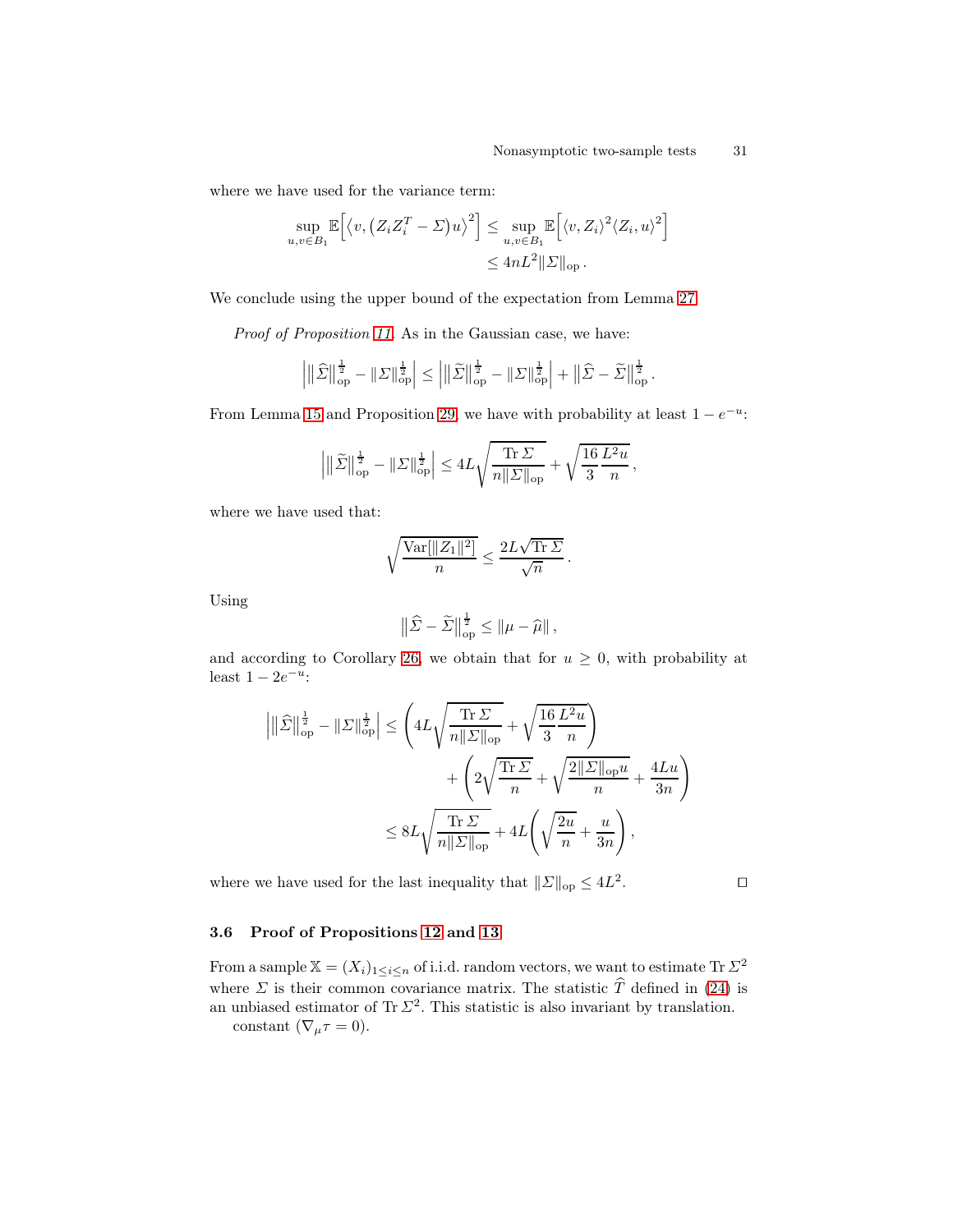where we have used for the variance term:

$$
\begin{aligned}
\sup_{u,v\in B_1} \mathbb{E}\Big[\big\langle v, \big(Z_i Z_i^T - \Sigma\big) u\big\rangle^2\Big] &\le \sup_{u,v\in B_1} \mathbb{E}\Big[\langle v, Z_i\rangle^2 \langle Z_i, u\rangle^2\Big] \\
&\le 4nL^2 \|\Sigma\|_{\mathrm{op}} .
\end{aligned}
$$

We conclude using the upper bound of the expectation from Lemma 27.

*Proof of Proposition 11.* As in the Gaussian case, we have:

$$
\Big| \big\|\widehat{\Sigma}\big\|_{\mathrm{op}}^{\frac{1}{2}} - \|\Sigma\|_{\mathrm{op}}^{\frac{1}{2}} \Big| \le \Big| \big\|\widetilde{\Sigma}\big\|_{\mathrm{op}}^{\frac{1}{2}} - \|\Sigma\|_{\mathrm{op}}^{\frac{1}{2}} \Big| + \big\|\widehat{\Sigma} - \widetilde{\Sigma}\big\|_{\mathrm{op}}^{\frac{1}{2}} .
$$

From Lemma 15 and Proposition 29, we have with probability at least $1 - e^{-u}$:

$$
\Big| \big\|\widetilde{\Sigma}\big\|_{\mathrm{op}}^{\frac{1}{2}} - \|\Sigma\|_{\mathrm{op}}^{\frac{1}{2}} \Big| \le 4L\sqrt{\frac{\operatorname{Tr}\Sigma}{n\|\Sigma\|_{\mathrm{op}}}} + \sqrt{\frac{16}{3}\frac{L^2 u}{n}} ,
$$

where we have used that:

$$
\sqrt{\frac{\operatorname{Var}[\|Z_1\|^2]}{n}} \le \frac{2L\sqrt{\operatorname{Tr}\Sigma}}{\sqrt{n}} .
$$

Using

$$
\big\|\widehat{\Sigma} - \widetilde{\Sigma}\big\|_{\mathrm{op}}^{\frac{1}{2}} \le \|\mu - \widehat{\mu}\| ,
$$

and according to Corollary 26, we obtain that for $u \ge 0$, with probability at least $1 - 2e^{-u}$:

$$
\begin{aligned}
\Big| \big\|\widehat{\Sigma}\big\|_{\mathrm{op}}^{\frac{1}{2}} - \|\Sigma\|_{\mathrm{op}}^{\frac{1}{2}} \Big| &\le \left( 4L\sqrt{\frac{\operatorname{Tr}\Sigma}{n\|\Sigma\|_{\mathrm{op}}}} + \sqrt{\frac{16}{3}\frac{L^2 u}{n}} \right) \\
&\qquad + \left( 2\sqrt{\frac{\operatorname{Tr}\Sigma}{n}} + \sqrt{\frac{2\|\Sigma\|_{\mathrm{op}} u}{n}} + \frac{4Lu}{3n} \right) \\
&\le 8L\sqrt{\frac{\operatorname{Tr}\Sigma}{n\|\Sigma\|_{\mathrm{op}}}} + 4L\left( \sqrt{\frac{2u}{n}} + \frac{u}{3n} \right) ,
\end{aligned}
$$

where we have used for the last inequality that $\|\Sigma\|_{\mathrm{op}} \le 4L^2$. $\square$

### 3.6 Proof of Propositions 12 and 13

From a sample $\mathbb{X} = (X_i)_{1\le i\le n}$ of i.i.d. random vectors, we want to estimate $\operatorname{Tr}\Sigma^2$ where $\Sigma$ is their common covariance matrix. The statistic $\widehat{T}$ defined in (24) is an unbiased estimator of $\operatorname{Tr}\Sigma^2$. This statistic is also invariant by translation.

constant ($\nabla_\mu \tau = 0$).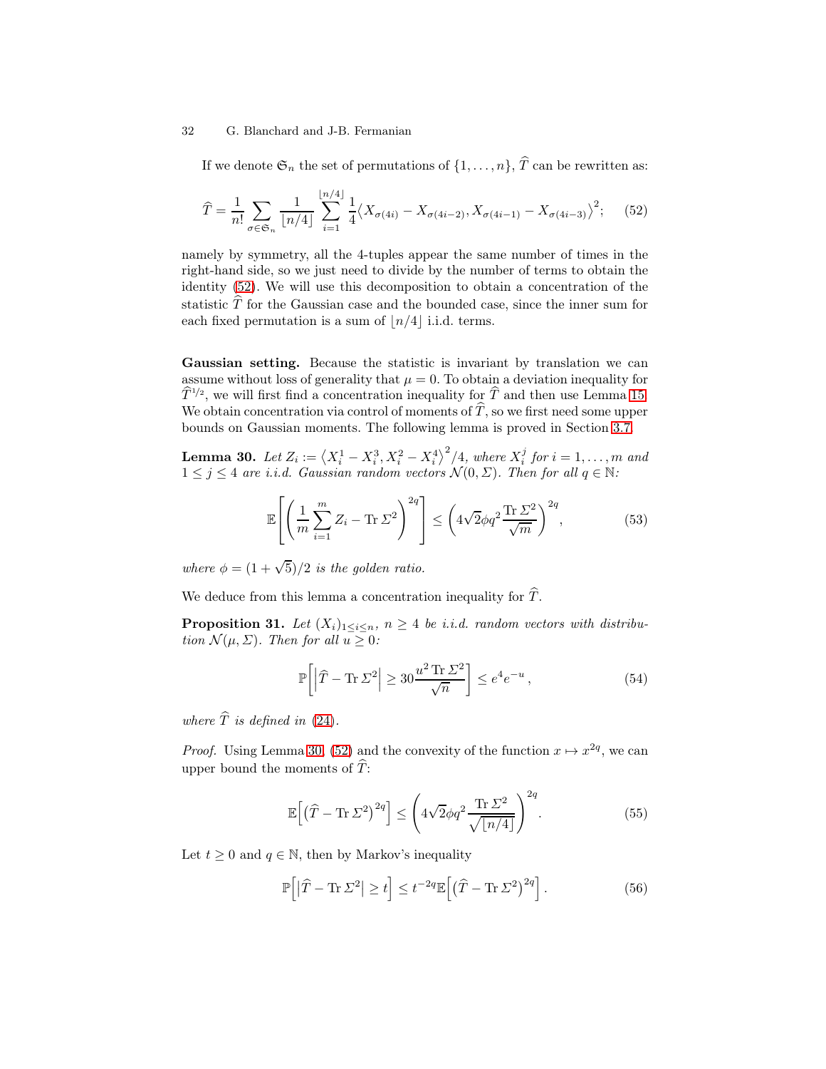If we denote $\mathfrak{S}_n$ the set of permutations of $\{1, \dots, n\}$, $\widehat{T}$ can be rewritten as:

$$\widehat{T} = \frac{1}{n!} \sum_{\sigma \in \mathfrak{S}_n} \frac{1}{\lfloor n/4 \rfloor} \sum_{i=1}^{\lfloor n/4 \rfloor} \frac{1}{4} \big\langle X_{\sigma(4i)} - X_{\sigma(4i-2)}, X_{\sigma(4i-1)} - X_{\sigma(4i-3)} \big\rangle^2 ; \tag{52}$$

namely by symmetry, all the 4-tuples appear the same number of times in the right-hand side, so we just need to divide by the number of terms to obtain the identity (52). We will use this decomposition to obtain a concentration of the statistic $\widehat{T}$ for the Gaussian case and the bounded case, since the inner sum for each fixed permutation is a sum of $\lfloor n/4 \rfloor$ i.i.d. terms.

**Gaussian setting.** Because the statistic is invariant by translation we can assume without loss of generality that $\mu = 0$. To obtain a deviation inequality for $\widehat{T}^{1/2}$, we will first find a concentration inequality for $\widehat{T}$ and then use Lemma 15. We obtain concentration via control of moments of $\widehat{T}$, so we first need some upper bounds on Gaussian moments. The following lemma is proved in Section 3.7.

**Lemma 30.** *Let $Z_i := \big\langle X_i^1 - X_i^3, X_i^2 - X_i^4 \big\rangle^2 / 4$, where $X_i^j$ for $i = 1, \dots, m$ and $1 \le j \le 4$ are i.i.d. Gaussian random vectors $\mathcal{N}(0, \Sigma)$. Then for all $q \in \mathbb{N}$:*

$$\mathbb{E}\left[ \left( \frac{1}{m} \sum_{i=1}^{m} Z_i - \operatorname{Tr} \Sigma^2 \right)^{2q} \right] \le \left( 4\sqrt{2} \phi q^2 \frac{\operatorname{Tr} \Sigma^2}{\sqrt{m}} \right)^{2q} , \tag{53}$$

*where $\phi = (1 + \sqrt{5})/2$ is the golden ratio.*

We deduce from this lemma a concentration inequality for $\widehat{T}$.

**Proposition 31.** *Let $(X_i)_{1 \le i \le n}$, $n \ge 4$ be i.i.d. random vectors with distribution $\mathcal{N}(\mu, \Sigma)$. Then for all $u \ge 0$:*

$$\mathbb{P}\left[ \left| \widehat{T} - \operatorname{Tr} \Sigma^2 \right| \ge 30 \frac{u^2 \operatorname{Tr} \Sigma^2}{\sqrt{n}} \right] \le e^4 e^{-u} , \tag{54}$$

*where $\widehat{T}$ is defined in (24).*

*Proof.* Using Lemma 30, (52) and the convexity of the function $x \mapsto x^{2q}$, we can upper bound the moments of $\widehat{T}$:

$$\mathbb{E}\Big[ \big( \widehat{T} - \operatorname{Tr} \Sigma^2 \big)^{2q} \Big] \le \left( 4\sqrt{2} \phi q^2 \frac{\operatorname{Tr} \Sigma^2}{\sqrt{\lfloor n/4 \rfloor}} \right)^{2q} . \tag{55}$$

Let $t \ge 0$ and $q \in \mathbb{N}$, then by Markov's inequality

$$\mathbb{P}\Big[ \big| \widehat{T} - \operatorname{Tr} \Sigma^2 \big| \ge t \Big] \le t^{-2q} \mathbb{E}\Big[ \big( \widehat{T} - \operatorname{Tr} \Sigma^2 \big)^{2q} \Big] . \tag{56}$$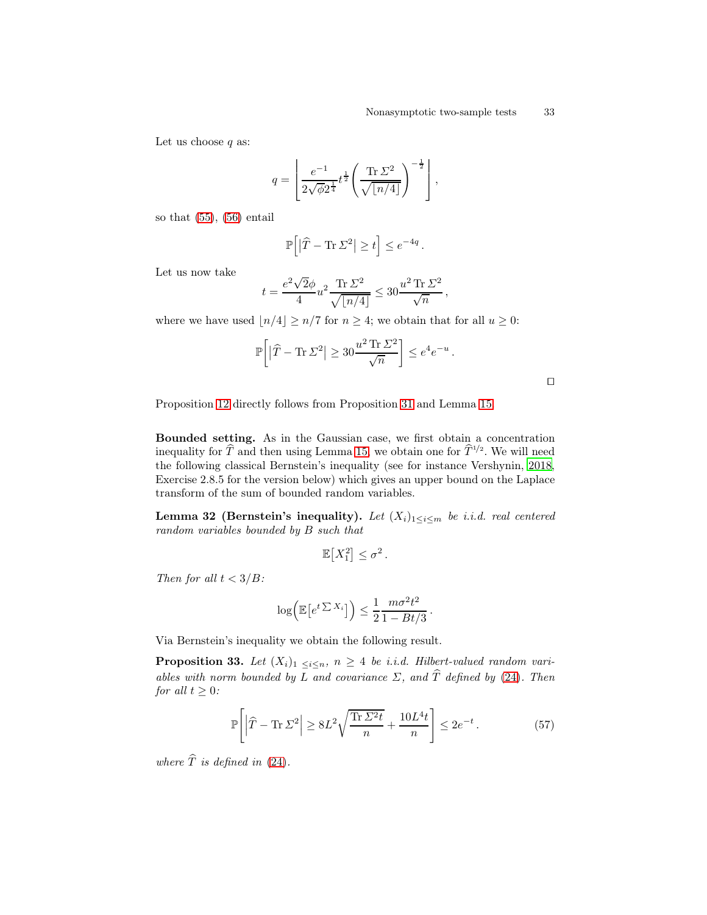Let us choose $q$ as:

$$q = \left\lfloor \frac{e^{-1}}{2\sqrt{\phi} 2^{\frac{1}{4}}} t^{\frac{1}{2}} \left( \frac{\operatorname{Tr} \Sigma^2}{\sqrt{\lfloor n/4 \rfloor}} \right)^{-\frac{1}{2}} \right\rfloor ,$$

so that (55), (56) entail

$$\mathbb{P}\Big[ \big| \widehat{T} - \operatorname{Tr} \Sigma^2 \big| \geq t \Big] \leq e^{-4q} .$$

Let us now take

$$t = \frac{e^2 \sqrt{2} \phi}{4} u^2 \frac{\operatorname{Tr} \Sigma^2}{\sqrt{\lfloor n/4 \rfloor}} \leq 30 \frac{u^2 \operatorname{Tr} \Sigma^2}{\sqrt{n}} ,$$

where we have used $\lfloor n/4 \rfloor \geq n/7$ for $n \geq 4$; we obtain that for all $u \geq 0$:

$$\mathbb{P}\left[ \big| \widehat{T} - \operatorname{Tr} \Sigma^2 \big| \geq 30 \frac{u^2 \operatorname{Tr} \Sigma^2}{\sqrt{n}} \right] \leq e^4 e^{-u} .$$

□

Proposition 12 directly follows from Proposition 31 and Lemma 15.

**Bounded setting.** As in the Gaussian case, we first obtain a concentration inequality for $\widehat{T}$ and then using Lemma 15, we obtain one for $\widehat{T}^{1/2}$. We will need the following classical Bernstein's inequality (see for instance Vershynin, 2018, Exercise 2.8.5 for the version below) which gives an upper bound on the Laplace transform of the sum of bounded random variables.

**Lemma 32 (Bernstein's inequality).** *Let $(X_i)_{1 \leq i \leq m}$ be i.i.d. real centered random variables bounded by $B$ such that*

$$\mathbb{E}\big[ X_1^2 \big] \leq \sigma^2 .$$

*Then for all $t < 3/B$:*

$$\log\Big( \mathbb{E}\big[ e^{t \sum X_i} \big] \Big) \leq \frac{1}{2} \frac{m \sigma^2 t^2}{1 - Bt/3} .$$

Via Bernstein's inequality we obtain the following result.

**Proposition 33.** *Let $(X_i)_{1 \leq i \leq n}$, $n \geq 4$ be i.i.d. Hilbert-valued random variables with norm bounded by $L$ and covariance $\Sigma$, and $\widehat{T}$ defined by (24). Then for all $t \geq 0$:*

$$\mathbb{P}\left[ \Big| \widehat{T} - \operatorname{Tr} \Sigma^2 \Big| \geq 8 L^2 \sqrt{\frac{\operatorname{Tr} \Sigma^2 t}{n}} + \frac{10 L^4 t}{n} \right] \leq 2 e^{-t} . \tag{57}$$

*where $\widehat{T}$ is defined in (24).*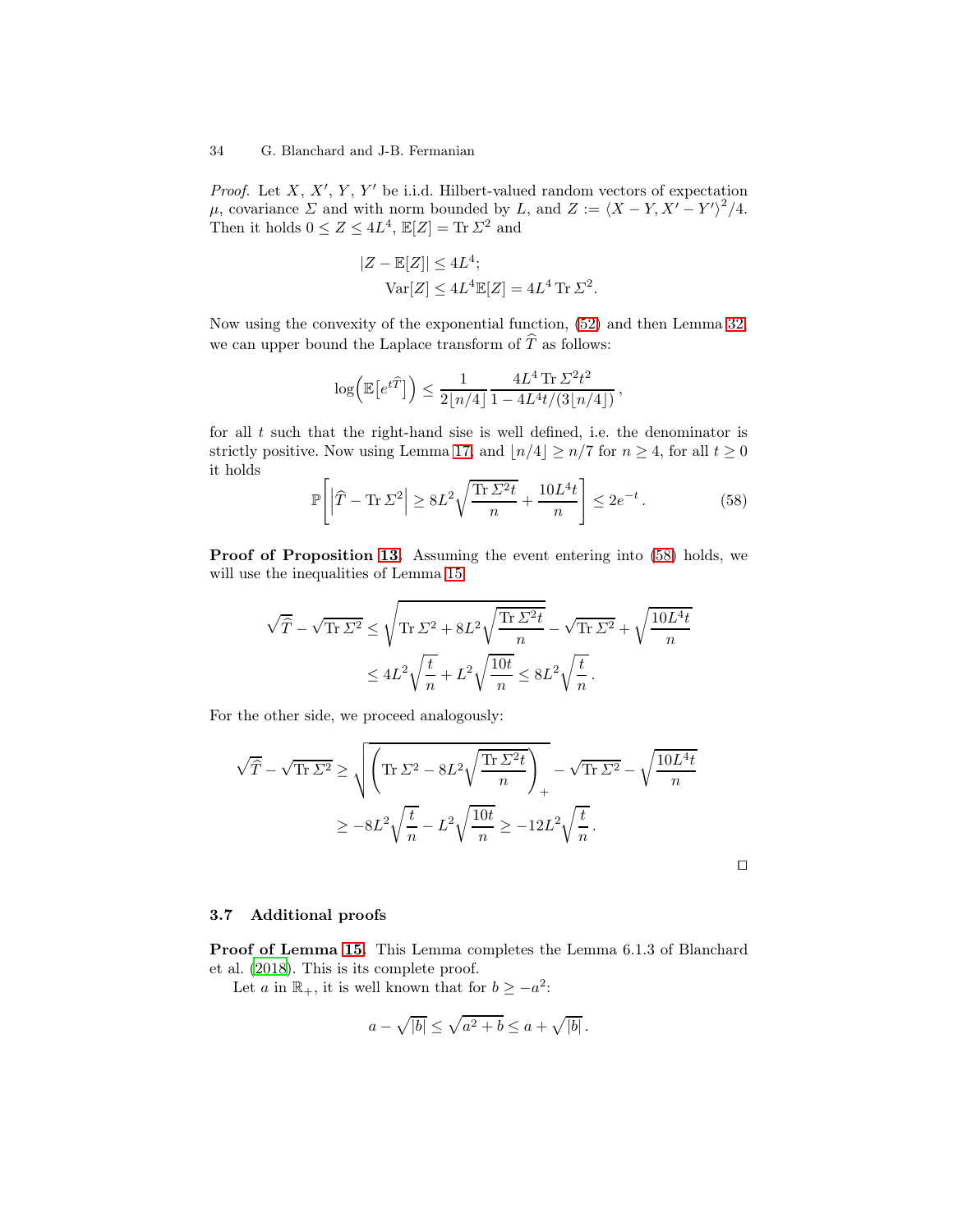*Proof.* Let $X$, $X'$, $Y$, $Y'$ be i.i.d. Hilbert-valued random vectors of expectation $\mu$, covariance $\Sigma$ and with norm bounded by $L$, and $Z := \langle X - Y, X' - Y' \rangle^2/4$. Then it holds $0 \le Z \le 4L^4$, $\mathbb{E}[Z] = \operatorname{Tr} \Sigma^2$ and

$$
\begin{aligned}
|Z - \mathbb{E}[Z]| &\le 4L^4; \\
\operatorname{Var}[Z] &\le 4L^4 \mathbb{E}[Z] = 4L^4 \operatorname{Tr} \Sigma^2.
\end{aligned}
$$

Now using the convexity of the exponential function, (52) and then Lemma 32, we can upper bound the Laplace transform of $\widehat{T}$ as follows:

$$
\log\Big(\mathbb{E}\big[e^{t\widehat{T}}\big]\Big) \le \frac{1}{2\lfloor n/4 \rfloor} \frac{4L^4 \operatorname{Tr} \Sigma^2 t^2}{1 - 4L^4 t/(3\lfloor n/4 \rfloor)},
$$

for all $t$ such that the right-hand sise is well defined, i.e. the denominator is strictly positive. Now using Lemma 17, and $\lfloor n/4 \rfloor \ge n/7$ for $n \ge 4$, for all $t \ge 0$ it holds

$$
\mathbb{P}\left[\left|\widehat{T} - \operatorname{Tr} \Sigma^2\right| \ge 8L^2 \sqrt{\frac{\operatorname{Tr} \Sigma^2 t}{n}} + \frac{10L^4 t}{n}\right] \le 2e^{-t}. \tag{58}
$$

**Proof of Proposition 13.** Assuming the event entering into (58) holds, we will use the inequalities of Lemma 15

$$
\begin{aligned}
\sqrt{\widehat{T}} - \sqrt{\operatorname{Tr} \Sigma^2} &\le \sqrt{\operatorname{Tr} \Sigma^2 + 8L^2 \sqrt{\frac{\operatorname{Tr} \Sigma^2 t}{n}}} - \sqrt{\operatorname{Tr} \Sigma^2} + \sqrt{\frac{10L^4 t}{n}} \\
&\le 4L^2 \sqrt{\frac{t}{n}} + L^2 \sqrt{\frac{10t}{n}} \le 8L^2 \sqrt{\frac{t}{n}}.
\end{aligned}
$$

For the other side, we proceed analogously:

$$
\begin{aligned}
\sqrt{\widehat{T}} - \sqrt{\operatorname{Tr} \Sigma^2} &\ge \sqrt{\left(\operatorname{Tr} \Sigma^2 - 8L^2 \sqrt{\frac{\operatorname{Tr} \Sigma^2 t}{n}}\right)_+} - \sqrt{\operatorname{Tr} \Sigma^2} - \sqrt{\frac{10L^4 t}{n}} \\
&\ge -8L^2 \sqrt{\frac{t}{n}} - L^2 \sqrt{\frac{10t}{n}} \ge -12L^2 \sqrt{\frac{t}{n}}.
\end{aligned}
$$

□

### 3.7 Additional proofs

**Proof of Lemma 15.** This Lemma completes the Lemma 6.1.3 of Blanchard et al. (2018). This is its complete proof.

Let $a$ in $\mathbb{R}_+$, it is well known that for $b \ge -a^2$:

$$
a - \sqrt{|b|} \le \sqrt{a^2 + b} \le a + \sqrt{|b|}.
$$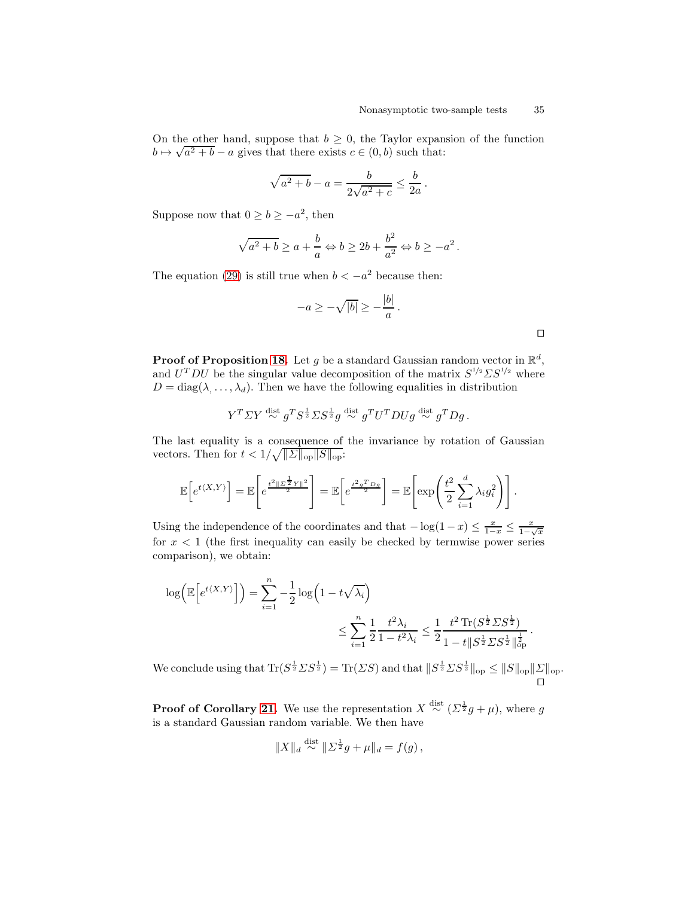On the other hand, suppose that $b \geq 0$, the Taylor expansion of the function $b \mapsto \sqrt{a^2+b} - a$ gives that there exists $c \in (0, b)$ such that:

$$\sqrt{a^2+b} - a = \frac{b}{2\sqrt{a^2+c}} \leq \frac{b}{2a}\,.$$

Suppose now that $0 \geq b \geq -a^2$, then

$$\sqrt{a^2+b} \geq a + \frac{b}{a} \Leftrightarrow b \geq 2b + \frac{b^2}{a^2} \Leftrightarrow b \geq -a^2\,.$$

The equation (29) is still true when $b < -a^2$ because then:

$$-a \geq -\sqrt{|b|} \geq -\frac{|b|}{a}\,.$$

$\square$

**Proof of Proposition 18.** Let $g$ be a standard Gaussian random vector in $\mathbb{R}^d$, and $U^T D U$ be the singular value decomposition of the matrix $S^{1/2} \Sigma S^{1/2}$ where $D = \mathrm{diag}(\lambda_, \dots, \lambda_d)$. Then we have the following equalities in distribution

$$Y^T \Sigma Y \overset{\text{dist}}{\sim} g^T S^{\frac{1}{2}} \Sigma S^{\frac{1}{2}} g \overset{\text{dist}}{\sim} g^T U^T D U g \overset{\text{dist}}{\sim} g^T D g\,.$$

The last equality is a consequence of the invariance by rotation of Gaussian vectors. Then for $t < 1/\sqrt{\|\Sigma\|_{\mathrm{op}} \|S\|_{\mathrm{op}}}$:

$$\mathbb{E}\Big[e^{t\langle X, Y\rangle}\Big] = \mathbb{E}\Bigg[e^{\frac{t^2 \|\Sigma^{\frac{1}{2}} Y\|^2}{2}}\Bigg] = \mathbb{E}\Big[e^{\frac{t^2 g^T D g}{2}}\Big] = \mathbb{E}\Bigg[\exp\Bigg(\frac{t^2}{2}\sum_{i=1}^d \lambda_i g_i^2\Bigg)\Bigg]\,.$$

Using the independence of the coordinates and that $-\log(1-x) \leq \frac{x}{1-x} \leq \frac{x}{1-\sqrt{x}}$ for $x < 1$ (the first inequality can easily be checked by termwise power series comparison), we obtain:

$$\log\Big(\mathbb{E}\Big[e^{t\langle X,Y\rangle}\Big]\Big) = \sum_{i=1}^n -\frac{1}{2}\log\Big(1 - t\sqrt{\lambda_i}\Big)$$
$$\leq \sum_{i=1}^n \frac{1}{2}\frac{t^2 \lambda_i}{1 - t^2\lambda_i} \leq \frac{1}{2}\frac{t^2\,\mathrm{Tr}(S^{\frac{1}{2}}\Sigma S^{\frac{1}{2}})}{1 - t\|S^{\frac{1}{2}}\Sigma S^{\frac{1}{2}}\|_{\mathrm{op}}^{\frac{1}{2}}}\,.$$

We conclude using that $\mathrm{Tr}(S^{\frac{1}{2}}\Sigma S^{\frac{1}{2}}) = \mathrm{Tr}(\Sigma S)$ and that $\|S^{\frac{1}{2}}\Sigma S^{\frac{1}{2}}\|_{\mathrm{op}} \leq \|S\|_{\mathrm{op}}\|\Sigma\|_{\mathrm{op}}$. $\square$

**Proof of Corollary 21.** We use the representation $X \overset{\text{dist}}{\sim} (\Sigma^{\frac{1}{2}} g + \mu)$, where $g$ is a standard Gaussian random variable. We then have

$$\|X\|_d \overset{\text{dist}}{\sim} \|\Sigma^{\frac{1}{2}} g + \mu\|_d = f(g)\,,$$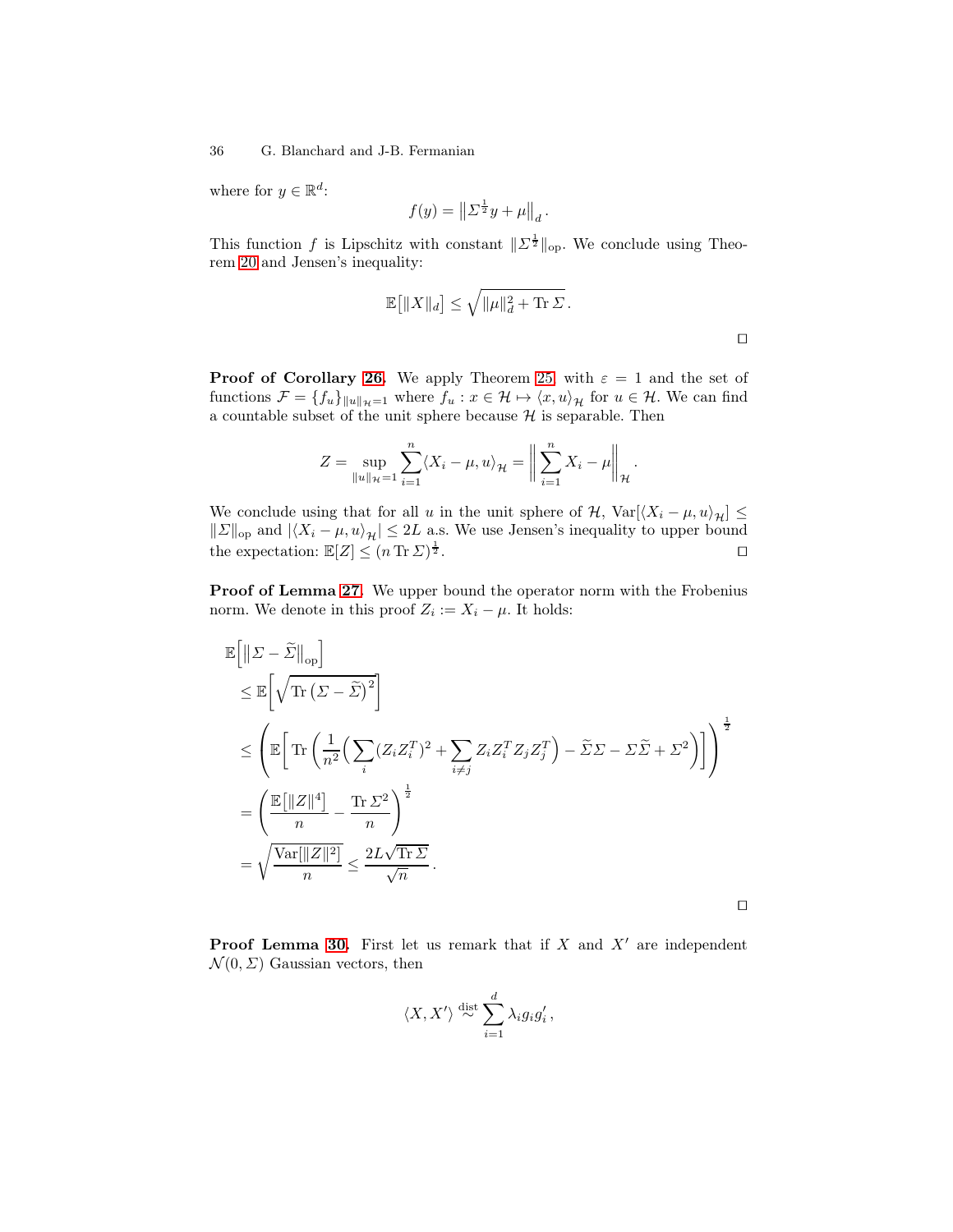where for $y \in \mathbb{R}^d$:

$$
f(y) = \left\| \Sigma^{\frac{1}{2}} y + \mu \right\|_d .
$$

This function $f$ is Lipschitz with constant $\|\Sigma^{\frac{1}{2}}\|_{\mathrm{op}}$. We conclude using Theorem 20 and Jensen's inequality:

$$
\mathbb{E}\big[\|X\|_d\big] \leq \sqrt{\|\mu\|_d^2 + \operatorname{Tr} \Sigma} \,.
$$

□

**Proof of Corollary 26.** We apply Theorem 25 with $\varepsilon = 1$ and the set of functions $\mathcal{F} = \{f_u\}_{\|u\|_{\mathcal{H}}=1}$ where $f_u : x \in \mathcal{H} \mapsto \langle x, u \rangle_{\mathcal{H}}$ for $u \in \mathcal{H}$. We can find a countable subset of the unit sphere because $\mathcal{H}$ is separable. Then

$$
Z = \sup_{\|u\|_{\mathcal{H}}=1} \sum_{i=1}^{n} \langle X_i - \mu, u \rangle_{\mathcal{H}} = \left\| \sum_{i=1}^{n} X_i - \mu \right\|_{\mathcal{H}} .
$$

We conclude using that for all $u$ in the unit sphere of $\mathcal{H}$, $\operatorname{Var}[\langle X_i - \mu, u \rangle_{\mathcal{H}}] \leq \|\Sigma\|_{\mathrm{op}}$ and $|\langle X_i - \mu, u \rangle_{\mathcal{H}}| \leq 2L$ a.s. We use Jensen's inequality to upper bound the expectation: $\mathbb{E}[Z] \leq (n \operatorname{Tr} \Sigma)^{\frac{1}{2}}$. □

**Proof of Lemma 27.** We upper bound the operator norm with the Frobenius norm. We denote in this proof $Z_i := X_i - \mu$. It holds:

$$
\begin{aligned}
&\mathbb{E}\Big[\big\|\Sigma - \widetilde{\Sigma}\big\|_{\mathrm{op}}\Big] \\
&\quad \leq \mathbb{E}\left[\sqrt{\operatorname{Tr}\big(\Sigma - \widetilde{\Sigma}\big)^2}\right] \\
&\quad \leq \left(\mathbb{E}\left[\operatorname{Tr}\left(\frac{1}{n^2}\Big(\sum_i (Z_i Z_i^T)^2 + \sum_{i \neq j} Z_i Z_i^T Z_j Z_j^T\Big) - \widetilde{\Sigma}\Sigma - \Sigma\widetilde{\Sigma} + \Sigma^2\right)\right]\right)^{\frac{1}{2}} \\
&\quad = \left(\frac{\mathbb{E}\big[\|Z\|^4\big]}{n} - \frac{\operatorname{Tr} \Sigma^2}{n}\right)^{\frac{1}{2}} \\
&\quad = \sqrt{\frac{\operatorname{Var}[\|Z\|^2]}{n}} \leq \frac{2L\sqrt{\operatorname{Tr}\Sigma}}{\sqrt{n}} .
\end{aligned}
$$

□

**Proof Lemma 30.** First let us remark that if $X$ and $X'$ are independent $\mathcal{N}(0, \Sigma)$ Gaussian vectors, then

$$
\langle X, X' \rangle \overset{\text{dist}}{\sim} \sum_{i=1}^{d} \lambda_i g_i g_i' ,
$$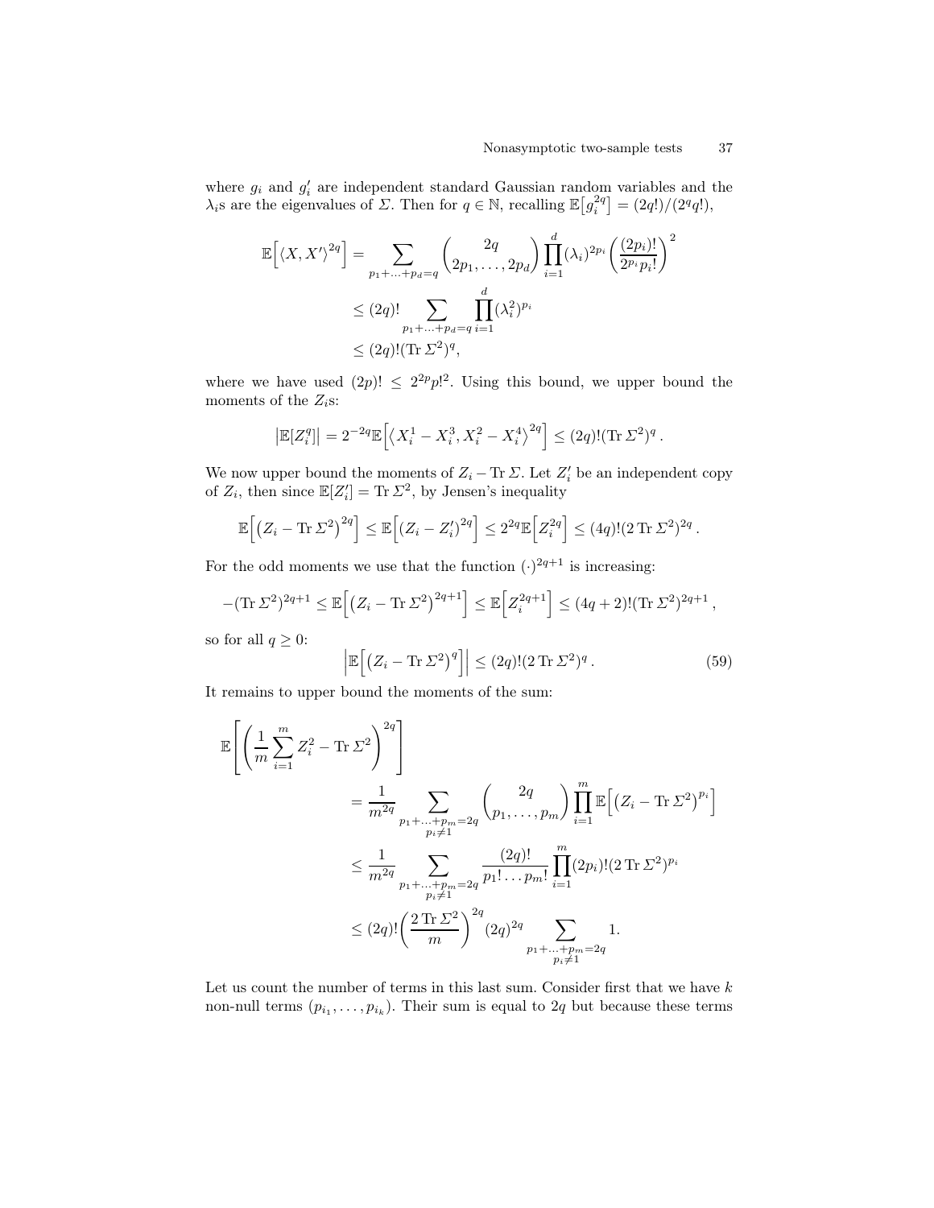where $g_i$ and $g_i'$ are independent standard Gaussian random variables and the $\lambda_i$s are the eigenvalues of $\Sigma$. Then for $q \in \mathbb{N}$, recalling $\mathbb{E}\big[g_i^{2q}\big] = (2q!)/(2^q q!)$,

$$
\begin{aligned}
\mathbb{E}\Big[\langle X, X' \rangle^{2q}\Big] &= \sum_{p_1+\ldots+p_d=q} \binom{2q}{2p_1,\ldots,2p_d} \prod_{i=1}^{d} (\lambda_i)^{2p_i} \left(\frac{(2p_i)!}{2^{p_i} p_i!}\right)^2 \\
&\leq (2q)! \sum_{p_1+\ldots+p_d=q} \prod_{i=1}^{d} (\lambda_i^2)^{p_i} \\
&\leq (2q)! (\operatorname{Tr} \Sigma^2)^q,
\end{aligned}
$$

where we have used $(2p)! \leq 2^{2p} p!^2$. Using this bound, we upper bound the moments of the $Z_i$s:

$$
\big|\mathbb{E}[Z_i^q]\big| = 2^{-2q} \mathbb{E}\Big[\big\langle X_i^1 - X_i^3, X_i^2 - X_i^4 \big\rangle^{2q}\Big] \leq (2q)! (\operatorname{Tr} \Sigma^2)^q \,.
$$

We now upper bound the moments of $Z_i - \operatorname{Tr} \Sigma$. Let $Z_i'$ be an independent copy of $Z_i$, then since $\mathbb{E}[Z_i'] = \operatorname{Tr} \Sigma^2$, by Jensen's inequality

$$
\mathbb{E}\Big[\big(Z_i - \operatorname{Tr} \Sigma^2\big)^{2q}\Big] \leq \mathbb{E}\Big[(Z_i - Z_i')^{2q}\Big] \leq 2^{2q} \mathbb{E}\Big[Z_i^{2q}\Big] \leq (4q)! (2 \operatorname{Tr} \Sigma^2)^{2q} \,.
$$

For the odd moments we use that the function $(\cdot)^{2q+1}$ is increasing:

$$
-(\operatorname{Tr} \Sigma^2)^{2q+1} \leq \mathbb{E}\Big[\big(Z_i - \operatorname{Tr} \Sigma^2\big)^{2q+1}\Big] \leq \mathbb{E}\Big[Z_i^{2q+1}\Big] \leq (4q+2)! (\operatorname{Tr} \Sigma^2)^{2q+1} \,,
$$

so for all $q \geq 0$:

$$
\Big|\mathbb{E}\Big[\big(Z_i - \operatorname{Tr} \Sigma^2\big)^q\Big]\Big| \leq (2q)! (2 \operatorname{Tr} \Sigma^2)^q \,. \tag{59}
$$

It remains to upper bound the moments of the sum:

$$
\begin{aligned}
\mathbb{E}\left[\left(\frac{1}{m}\sum_{i=1}^{m} Z_i^2 - \operatorname{Tr} \Sigma^2\right)^{2q}\right]
&= \frac{1}{m^{2q}} \sum_{\substack{p_1+\ldots+p_m=2q \\ p_i \neq 1}} \binom{2q}{p_1,\ldots,p_m} \prod_{i=1}^{m} \mathbb{E}\Big[\big(Z_i - \operatorname{Tr} \Sigma^2\big)^{p_i}\Big] \\
&\leq \frac{1}{m^{2q}} \sum_{\substack{p_1+\ldots+p_m=2q \\ p_i \neq 1}} \frac{(2q)!}{p_1! \ldots p_m!} \prod_{i=1}^{m} (2p_i)! (2 \operatorname{Tr} \Sigma^2)^{p_i} \\
&\leq (2q)! \left(\frac{2 \operatorname{Tr} \Sigma^2}{m}\right)^{2q} (2q)^{2q} \sum_{\substack{p_1+\ldots+p_m=2q \\ p_i \neq 1}} 1.
\end{aligned}
$$

Let us count the number of terms in this last sum. Consider first that we have $k$ non-null terms $(p_{i_1}, \ldots, p_{i_k})$. Their sum is equal to $2q$ but because these terms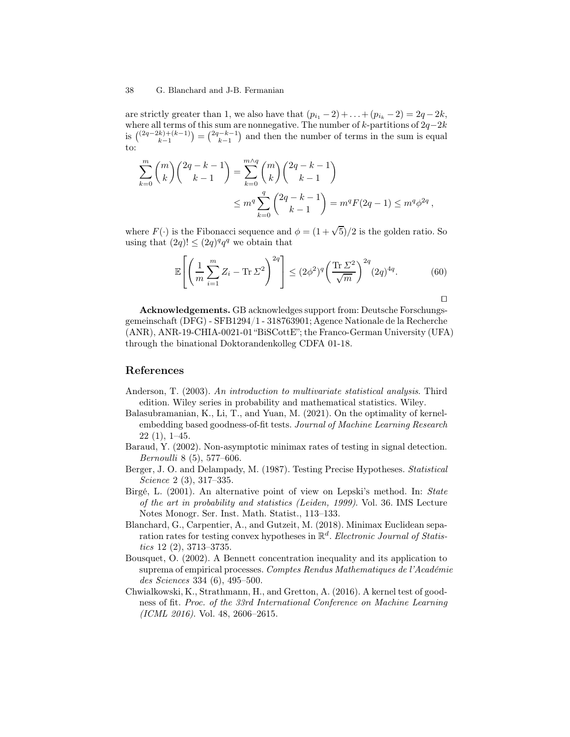are strictly greater than 1, we also have that $(p_{i_1} - 2) + \ldots + (p_{i_k} - 2) = 2q - 2k$, where all terms of this sum are nonnegative. The number of $k$-partitions of $2q-2k$ is $\binom{(2q-2k)+(k-1)}{k-1} = \binom{2q-k-1}{k-1}$ and then the number of terms in the sum is equal to:

$$
\begin{aligned}
\sum_{k=0}^{m} \binom{m}{k} \binom{2q-k-1}{k-1} &= \sum_{k=0}^{m \wedge q} \binom{m}{k} \binom{2q-k-1}{k-1} \\
&\leq m^q \sum_{k=0}^{q} \binom{2q-k-1}{k-1} = m^q F(2q-1) \leq m^q \phi^{2q} \,,
\end{aligned}
$$

where $F(\cdot)$ is the Fibonacci sequence and $\phi = (1+\sqrt{5})/2$ is the golden ratio. So using that $(2q)! \leq (2q)^q q^q$ we obtain that

$$
\mathbb{E}\left[ \left( \frac{1}{m} \sum_{i=1}^{m} Z_i - \operatorname{Tr} \Sigma^2 \right)^{2q} \right] \leq (2\phi^2)^q \left( \frac{\operatorname{Tr} \Sigma^2}{\sqrt{m}} \right)^{2q} (2q)^{4q}. \tag{60}
$$

□

**Acknowledgements.** GB acknowledges support from: Deutsche Forschungsgemeinschaft (DFG) - SFB1294/1 - 318763901; Agence Nationale de la Recherche (ANR), ANR-19-CHIA-0021-01 "BiSCottE"; the Franco-German University (UFA) through the binational Doktorandenkolleg CDFA 01-18.

## References

Anderson, T. (2003). *An introduction to multivariate statistical analysis*. Third edition. Wiley series in probability and mathematical statistics. Wiley.

Balasubramanian, K., Li, T., and Yuan, M. (2021). On the optimality of kernel-embedding based goodness-of-fit tests. *Journal of Machine Learning Research* 22 (1), 1–45.

Baraud, Y. (2002). Non-asymptotic minimax rates of testing in signal detection. *Bernoulli* 8 (5), 577–606.

Berger, J. O. and Delampady, M. (1987). Testing Precise Hypotheses. *Statistical Science* 2 (3), 317–335.

Birgé, L. (2001). An alternative point of view on Lepski's method. In: *State of the art in probability and statistics (Leiden, 1999)*. Vol. 36. IMS Lecture Notes Monogr. Ser. Inst. Math. Statist., 113–133.

Blanchard, G., Carpentier, A., and Gutzeit, M. (2018). Minimax Euclidean separation rates for testing convex hypotheses in $\mathbb{R}^d$. *Electronic Journal of Statistics* 12 (2), 3713–3735.

Bousquet, O. (2002). A Bennett concentration inequality and its application to suprema of empirical processes. *Comptes Rendus Mathematiques de l'Académie des Sciences* 334 (6), 495–500.

Chwialkowski, K., Strathmann, H., and Gretton, A. (2016). A kernel test of goodness of fit. *Proc. of the 33rd International Conference on Machine Learning (ICML 2016)*. Vol. 48, 2606–2615.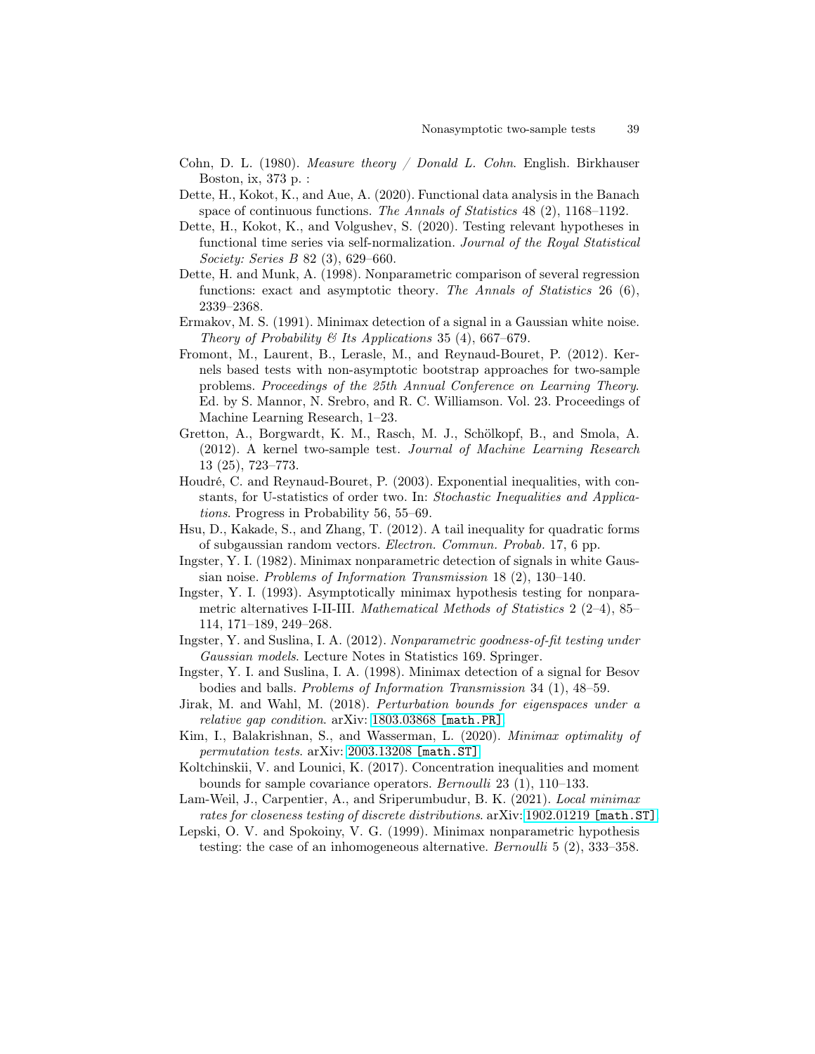Cohn, D. L. (1980). *Measure theory / Donald L. Cohn*. English. Birkhauser Boston, ix, 373 p. :

Dette, H., Kokot, K., and Aue, A. (2020). Functional data analysis in the Banach space of continuous functions. *The Annals of Statistics* 48 (2), 1168–1192.

Dette, H., Kokot, K., and Volgushev, S. (2020). Testing relevant hypotheses in functional time series via self-normalization. *Journal of the Royal Statistical Society: Series B* 82 (3), 629–660.

Dette, H. and Munk, A. (1998). Nonparametric comparison of several regression functions: exact and asymptotic theory. *The Annals of Statistics* 26 (6), 2339–2368.

Ermakov, M. S. (1991). Minimax detection of a signal in a Gaussian white noise. *Theory of Probability & Its Applications* 35 (4), 667–679.

Fromont, M., Laurent, B., Lerasle, M., and Reynaud-Bouret, P. (2012). Kernels based tests with non-asymptotic bootstrap approaches for two-sample problems. *Proceedings of the 25th Annual Conference on Learning Theory*. Ed. by S. Mannor, N. Srebro, and R. C. Williamson. Vol. 23. Proceedings of Machine Learning Research, 1–23.

Gretton, A., Borgwardt, K. M., Rasch, M. J., Schölkopf, B., and Smola, A. (2012). A kernel two-sample test. *Journal of Machine Learning Research* 13 (25), 723–773.

Houdré, C. and Reynaud-Bouret, P. (2003). Exponential inequalities, with constants, for U-statistics of order two. In: *Stochastic Inequalities and Applications*. Progress in Probability 56, 55–69.

Hsu, D., Kakade, S., and Zhang, T. (2012). A tail inequality for quadratic forms of subgaussian random vectors. *Electron. Commun. Probab.* 17, 6 pp.

Ingster, Y. I. (1982). Minimax nonparametric detection of signals in white Gaussian noise. *Problems of Information Transmission* 18 (2), 130–140.

Ingster, Y. I. (1993). Asymptotically minimax hypothesis testing for nonparametric alternatives I-II-III. *Mathematical Methods of Statistics* 2 (2–4), 85–114, 171–189, 249–268.

Ingster, Y. and Suslina, I. A. (2012). *Nonparametric goodness-of-fit testing under Gaussian models*. Lecture Notes in Statistics 169. Springer.

Ingster, Y. I. and Suslina, I. A. (1998). Minimax detection of a signal for Besov bodies and balls. *Problems of Information Transmission* 34 (1), 48–59.

Jirak, M. and Wahl, M. (2018). *Perturbation bounds for eigenspaces under a relative gap condition*. arXiv: 1803.03868 [math.PR]

Kim, I., Balakrishnan, S., and Wasserman, L. (2020). *Minimax optimality of permutation tests*. arXiv: 2003.13208 [math.ST]

Koltchinskii, V. and Lounici, K. (2017). Concentration inequalities and moment bounds for sample covariance operators. *Bernoulli* 23 (1), 110–133.

Lam-Weil, J., Carpentier, A., and Sriperumbudur, B. K. (2021). *Local minimax rates for closeness testing of discrete distributions*. arXiv: 1902.01219 [math.ST]

Lepski, O. V. and Spokoiny, V. G. (1999). Minimax nonparametric hypothesis testing: the case of an inhomogeneous alternative. *Bernoulli* 5 (2), 333–358.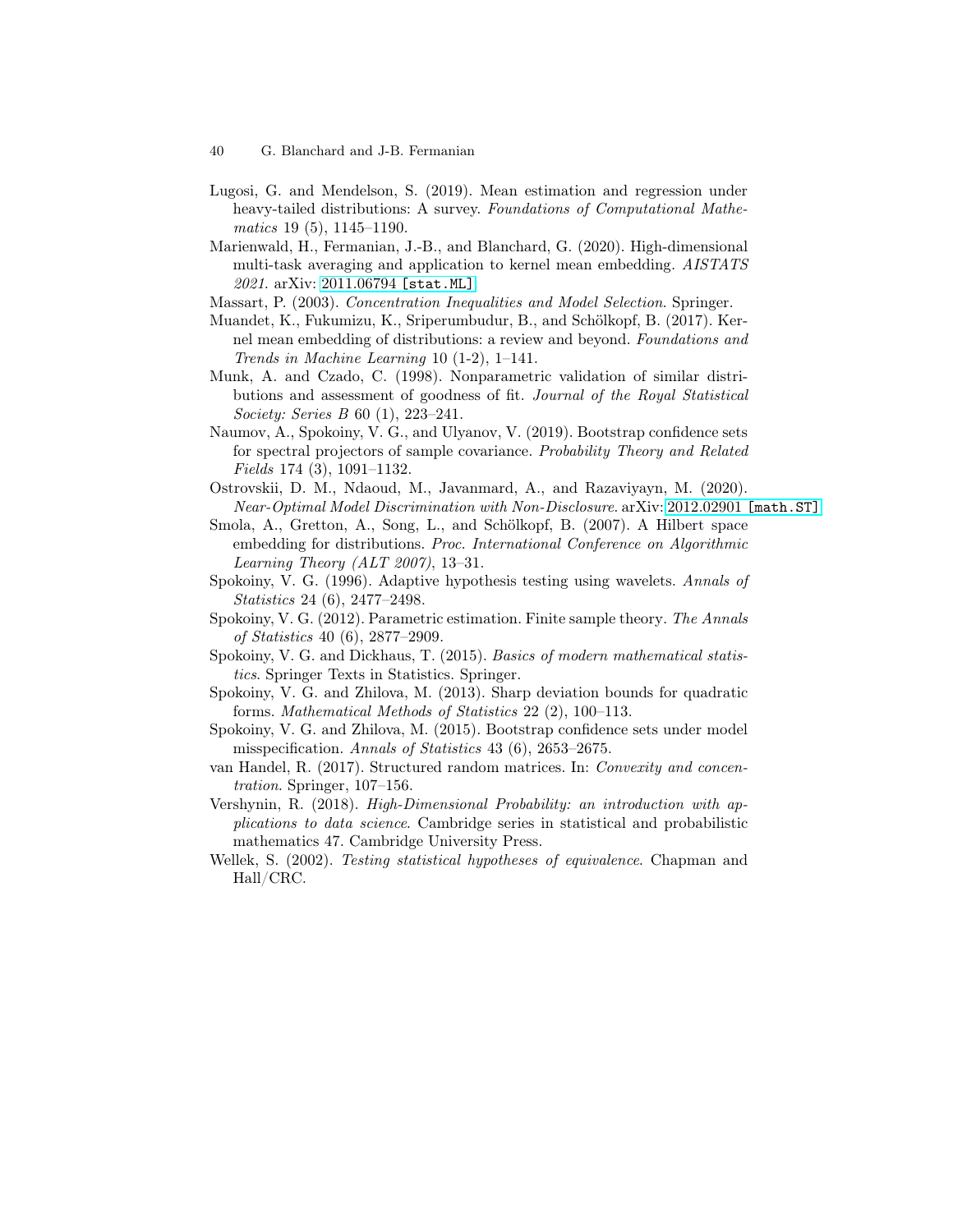Lugosi, G. and Mendelson, S. (2019). Mean estimation and regression under heavy-tailed distributions: A survey. *Foundations of Computational Mathematics* 19 (5), 1145–1190.

Marienwald, H., Fermanian, J.-B., and Blanchard, G. (2020). High-dimensional multi-task averaging and application to kernel mean embedding. *AISTATS 2021*. arXiv: 2011.06794 [stat.ML]

Massart, P. (2003). *Concentration Inequalities and Model Selection*. Springer.

Muandet, K., Fukumizu, K., Sriperumbudur, B., and Schölkopf, B. (2017). Kernel mean embedding of distributions: a review and beyond. *Foundations and Trends in Machine Learning* 10 (1-2), 1–141.

Munk, A. and Czado, C. (1998). Nonparametric validation of similar distributions and assessment of goodness of fit. *Journal of the Royal Statistical Society: Series B* 60 (1), 223–241.

Naumov, A., Spokoiny, V. G., and Ulyanov, V. (2019). Bootstrap confidence sets for spectral projectors of sample covariance. *Probability Theory and Related Fields* 174 (3), 1091–1132.

Ostrovskii, D. M., Ndaoud, M., Javanmard, A., and Razaviyayn, M. (2020). *Near-Optimal Model Discrimination with Non-Disclosure*. arXiv: 2012.02901 [math.ST]

Smola, A., Gretton, A., Song, L., and Schölkopf, B. (2007). A Hilbert space embedding for distributions. *Proc. International Conference on Algorithmic Learning Theory (ALT 2007)*, 13–31.

Spokoiny, V. G. (1996). Adaptive hypothesis testing using wavelets. *Annals of Statistics* 24 (6), 2477–2498.

Spokoiny, V. G. (2012). Parametric estimation. Finite sample theory. *The Annals of Statistics* 40 (6), 2877–2909.

Spokoiny, V. G. and Dickhaus, T. (2015). *Basics of modern mathematical statistics*. Springer Texts in Statistics. Springer.

Spokoiny, V. G. and Zhilova, M. (2013). Sharp deviation bounds for quadratic forms. *Mathematical Methods of Statistics* 22 (2), 100–113.

Spokoiny, V. G. and Zhilova, M. (2015). Bootstrap confidence sets under model misspecification. *Annals of Statistics* 43 (6), 2653–2675.

van Handel, R. (2017). Structured random matrices. In: *Convexity and concentration*. Springer, 107–156.

Vershynin, R. (2018). *High-Dimensional Probability: an introduction with applications to data science*. Cambridge series in statistical and probabilistic mathematics 47. Cambridge University Press.

Wellek, S. (2002). *Testing statistical hypotheses of equivalence*. Chapman and Hall/CRC.